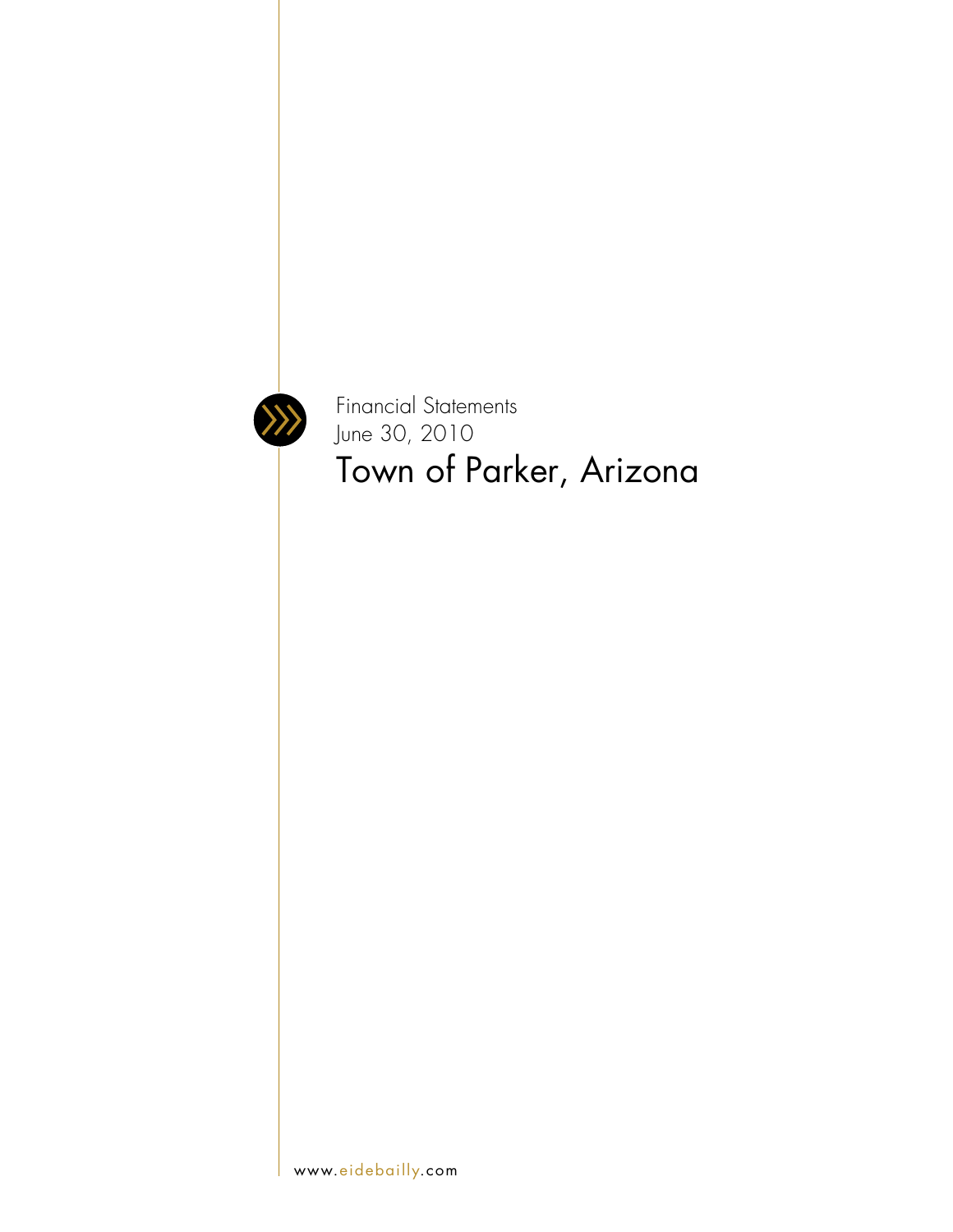Financial Statements

June 30, 2010

# Town of Parker, Arizona

www.eidebailly.com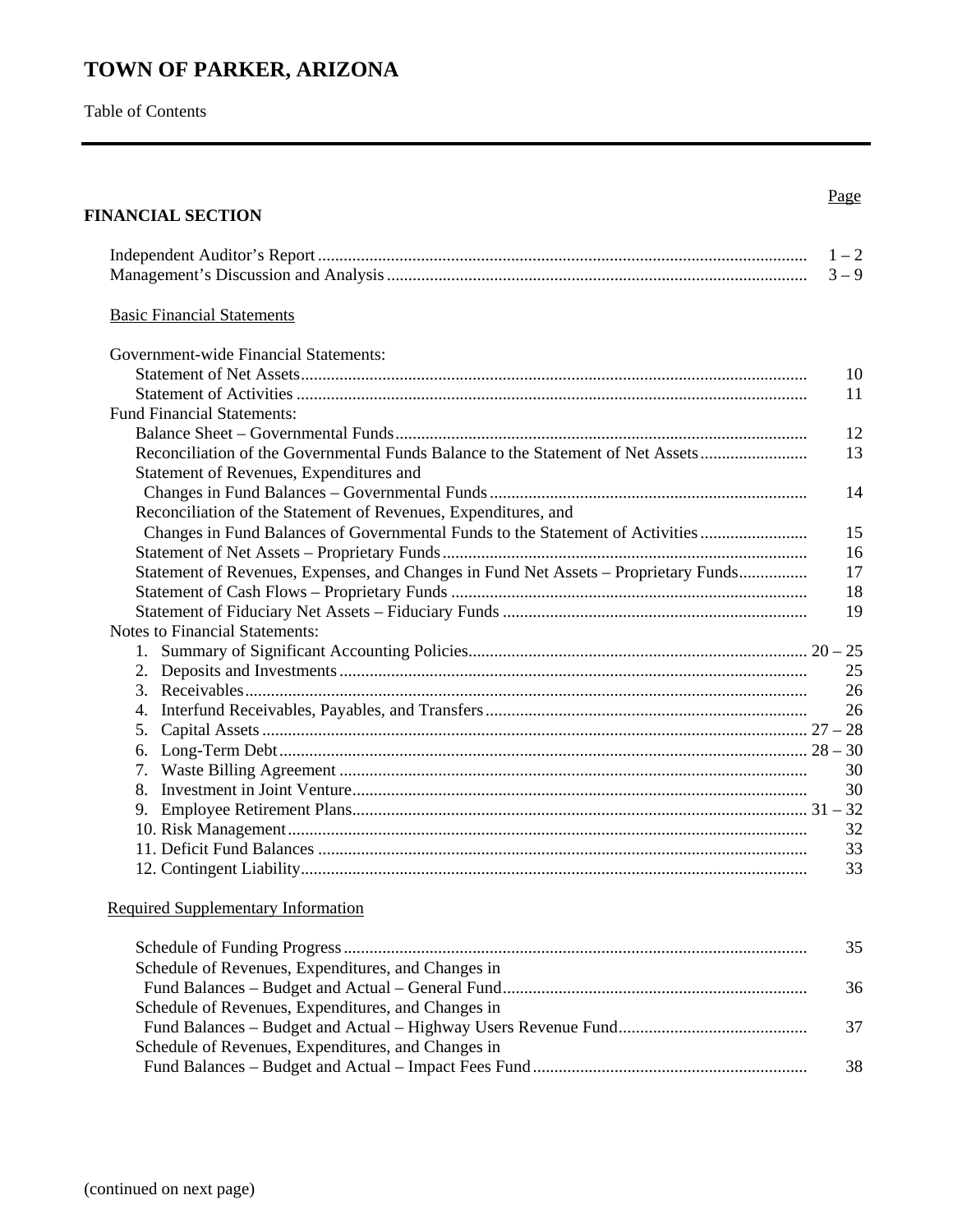# TOWN OF PARKER, ARIZONA

Table of Contents

---

| | Page |
|---|---|
| **FINANCIAL SECTION** | |
| Independent Auditor's Report | 1 – 2 |
| Management's Discussion and Analysis | 3 – 9 |
| Basic Financial Statements | |
| Government-wide Financial Statements: | |
| Statement of Net Assets | 10 |
| Statement of Activities | 11 |
| Fund Financial Statements: | |
| Balance Sheet – Governmental Funds | 12 |
| Reconciliation of the Governmental Funds Balance to the Statement of Net Assets | 13 |
| Statement of Revenues, Expenditures and Changes in Fund Balances – Governmental Funds | 14 |
| Reconciliation of the Statement of Revenues, Expenditures, and Changes in Fund Balances of Governmental Funds to the Statement of Activities | 15 |
| Statement of Net Assets – Proprietary Funds | 16 |
| Statement of Revenues, Expenses, and Changes in Fund Net Assets – Proprietary Funds | 17 |
| Statement of Cash Flows – Proprietary Funds | 18 |
| Statement of Fiduciary Net Assets – Fiduciary Funds | 19 |
| Notes to Financial Statements: | |
| 1. Summary of Significant Accounting Policies | 20 – 25 |
| 2. Deposits and Investments | 25 |
| 3. Receivables | 26 |
| 4. Interfund Receivables, Payables, and Transfers | 26 |
| 5. Capital Assets | 27 – 28 |
| 6. Long-Term Debt | 28 – 30 |
| 7. Waste Billing Agreement | 30 |
| 8. Investment in Joint Venture | 30 |
| 9. Employee Retirement Plans | 31 – 32 |
| 10. Risk Management | 32 |
| 11. Deficit Fund Balances | 33 |
| 12. Contingent Liability | 33 |
| Required Supplementary Information | |
| Schedule of Funding Progress | 35 |
| Schedule of Revenues, Expenditures, and Changes in Fund Balances – Budget and Actual – General Fund | 36 |
| Schedule of Revenues, Expenditures, and Changes in Fund Balances – Budget and Actual – Highway Users Revenue Fund | 37 |
| Schedule of Revenues, Expenditures, and Changes in Fund Balances – Budget and Actual – Impact Fees Fund | 38 |

(continued on next page)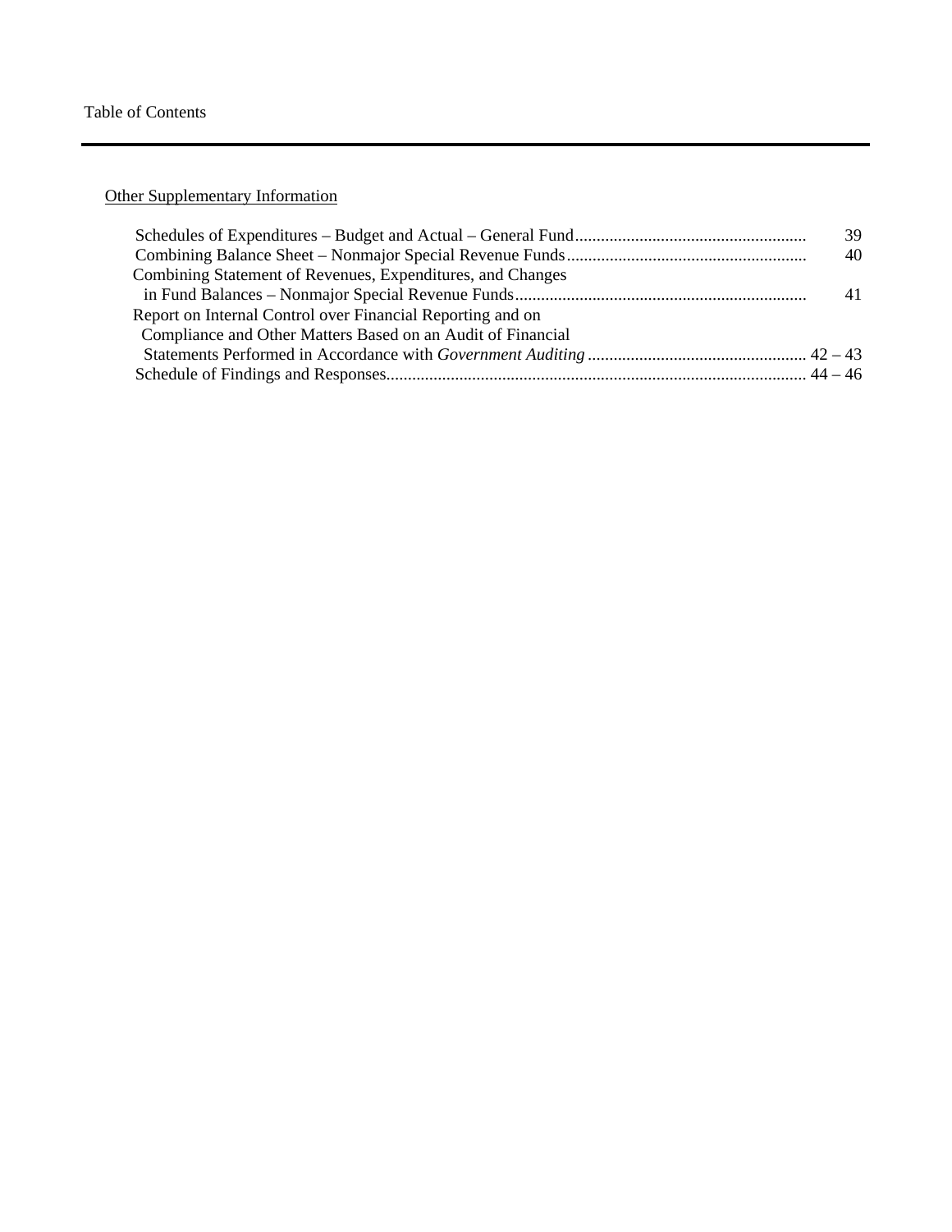Table of Contents

Other Supplementary Information

| | |
|---|---|
| Schedules of Expenditures – Budget and Actual – General Fund | 39 |
| Combining Balance Sheet – Nonmajor Special Revenue Funds | 40 |
| Combining Statement of Revenues, Expenditures, and Changes in Fund Balances – Nonmajor Special Revenue Funds | 41 |
| Report on Internal Control over Financial Reporting and on Compliance and Other Matters Based on an Audit of Financial Statements Performed in Accordance with *Government Auditing* | 42 – 43 |
| Schedule of Findings and Responses | 44 – 46 |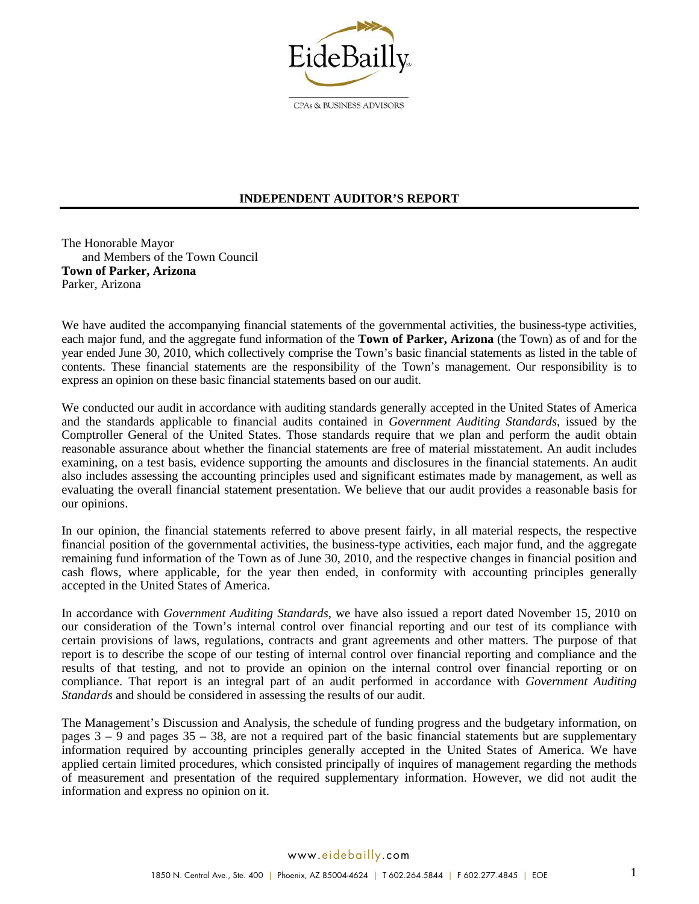EideBailly

CPAs & BUSINESS ADVISORS

## INDEPENDENT AUDITOR'S REPORT

The Honorable Mayor
and Members of the Town Council
**Town of Parker, Arizona**
Parker, Arizona

We have audited the accompanying financial statements of the governmental activities, the business-type activities, each major fund, and the aggregate fund information of the **Town of Parker, Arizona** (the Town) as of and for the year ended June 30, 2010, which collectively comprise the Town's basic financial statements as listed in the table of contents. These financial statements are the responsibility of the Town's management. Our responsibility is to express an opinion on these basic financial statements based on our audit.

We conducted our audit in accordance with auditing standards generally accepted in the United States of America and the standards applicable to financial audits contained in *Government Auditing Standards*, issued by the Comptroller General of the United States. Those standards require that we plan and perform the audit obtain reasonable assurance about whether the financial statements are free of material misstatement. An audit includes examining, on a test basis, evidence supporting the amounts and disclosures in the financial statements. An audit also includes assessing the accounting principles used and significant estimates made by management, as well as evaluating the overall financial statement presentation. We believe that our audit provides a reasonable basis for our opinions.

In our opinion, the financial statements referred to above present fairly, in all material respects, the respective financial position of the governmental activities, the business-type activities, each major fund, and the aggregate remaining fund information of the Town as of June 30, 2010, and the respective changes in financial position and cash flows, where applicable, for the year then ended, in conformity with accounting principles generally accepted in the United States of America.

In accordance with *Government Auditing Standards*, we have also issued a report dated November 15, 2010 on our consideration of the Town's internal control over financial reporting and our test of its compliance with certain provisions of laws, regulations, contracts and grant agreements and other matters. The purpose of that report is to describe the scope of our testing of internal control over financial reporting and compliance and the results of that testing, and not to provide an opinion on the internal control over financial reporting or on compliance. That report is an integral part of an audit performed in accordance with *Government Auditing Standards* and should be considered in assessing the results of our audit.

The Management's Discussion and Analysis, the schedule of funding progress and the budgetary information, on pages 3 – 9 and pages 35 – 38, are not a required part of the basic financial statements but are supplementary information required by accounting principles generally accepted in the United States of America. We have applied certain limited procedures, which consisted principally of inquires of management regarding the methods of measurement and presentation of the required supplementary information. However, we did not audit the information and express no opinion on it.

www.eidebailly.com

1850 N. Central Ave., Ste. 400 | Phoenix, AZ 85004-4624 | T 602.264.5844 | F 602.277.4845 | EOE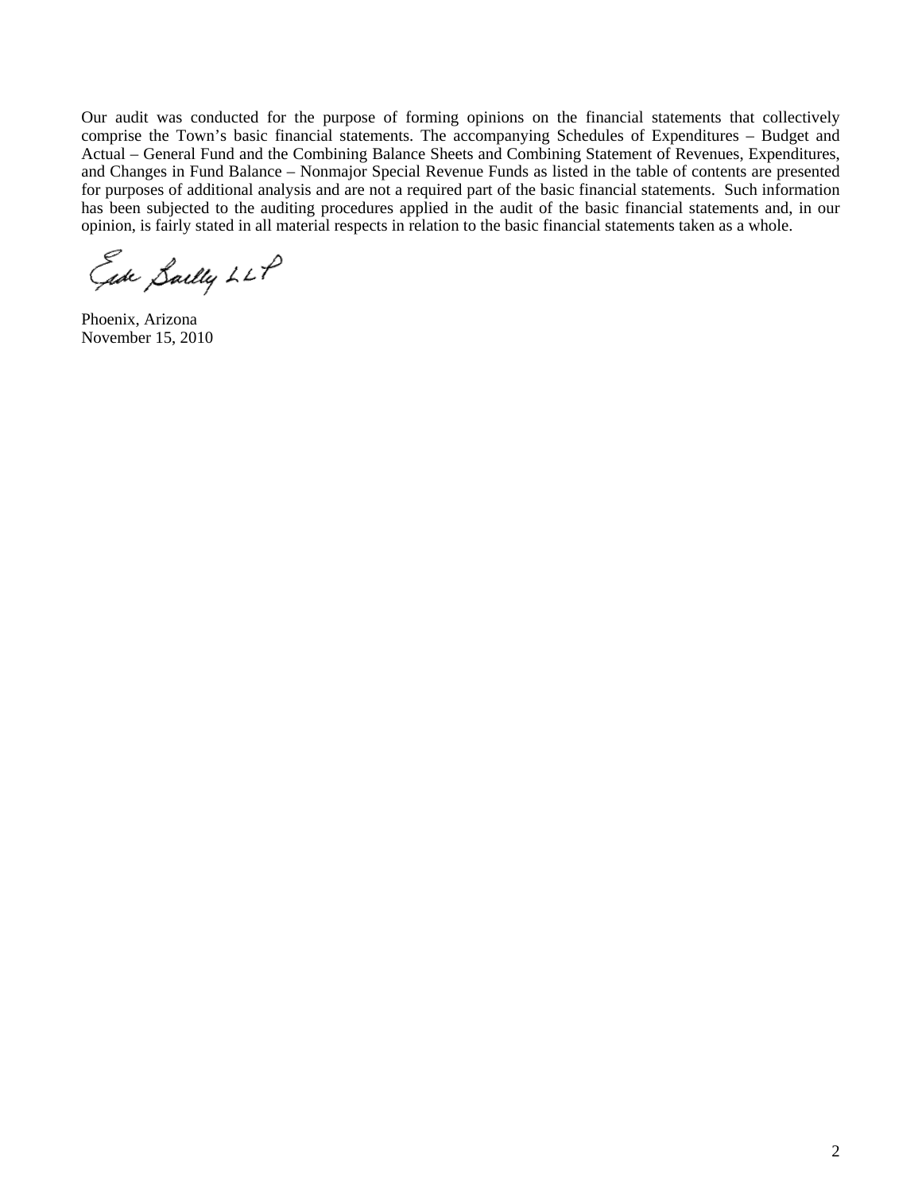Our audit was conducted for the purpose of forming opinions on the financial statements that collectively comprise the Town's basic financial statements. The accompanying Schedules of Expenditures – Budget and Actual – General Fund and the Combining Balance Sheets and Combining Statement of Revenues, Expenditures, and Changes in Fund Balance – Nonmajor Special Revenue Funds as listed in the table of contents are presented for purposes of additional analysis and are not a required part of the basic financial statements. Such information has been subjected to the auditing procedures applied in the audit of the basic financial statements and, in our opinion, is fairly stated in all material respects in relation to the basic financial statements taken as a whole.

Eide Bailly LLP

Phoenix, Arizona
November 15, 2010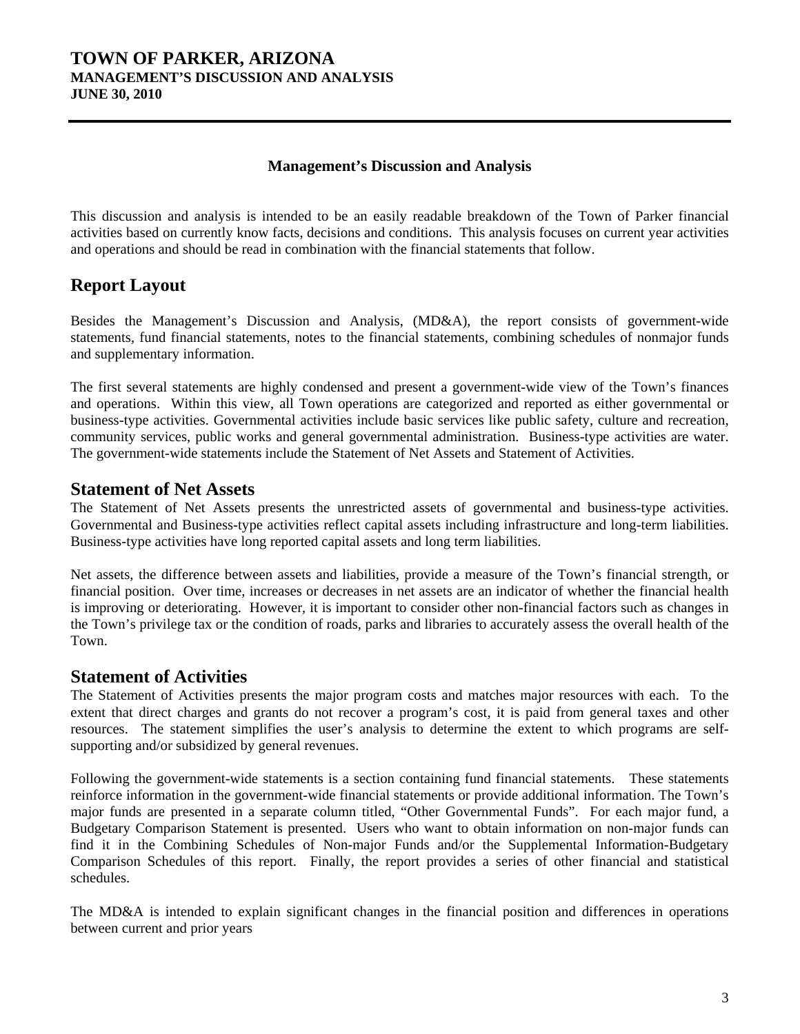# TOWN OF PARKER, ARIZONA
**MANAGEMENT'S DISCUSSION AND ANALYSIS**
**JUNE 30, 2010**

**Management's Discussion and Analysis**

This discussion and analysis is intended to be an easily readable breakdown of the Town of Parker financial activities based on currently know facts, decisions and conditions. This analysis focuses on current year activities and operations and should be read in combination with the financial statements that follow.

## Report Layout

Besides the Management's Discussion and Analysis, (MD&A), the report consists of government-wide statements, fund financial statements, notes to the financial statements, combining schedules of nonmajor funds and supplementary information.

The first several statements are highly condensed and present a government-wide view of the Town's finances and operations. Within this view, all Town operations are categorized and reported as either governmental or business-type activities. Governmental activities include basic services like public safety, culture and recreation, community services, public works and general governmental administration. Business-type activities are water. The government-wide statements include the Statement of Net Assets and Statement of Activities.

## Statement of Net Assets

The Statement of Net Assets presents the unrestricted assets of governmental and business-type activities. Governmental and Business-type activities reflect capital assets including infrastructure and long-term liabilities. Business-type activities have long reported capital assets and long term liabilities.

Net assets, the difference between assets and liabilities, provide a measure of the Town's financial strength, or financial position. Over time, increases or decreases in net assets are an indicator of whether the financial health is improving or deteriorating. However, it is important to consider other non-financial factors such as changes in the Town's privilege tax or the condition of roads, parks and libraries to accurately assess the overall health of the Town.

## Statement of Activities

The Statement of Activities presents the major program costs and matches major resources with each. To the extent that direct charges and grants do not recover a program's cost, it is paid from general taxes and other resources. The statement simplifies the user's analysis to determine the extent to which programs are self-supporting and/or subsidized by general revenues.

Following the government-wide statements is a section containing fund financial statements. These statements reinforce information in the government-wide financial statements or provide additional information. The Town's major funds are presented in a separate column titled, "Other Governmental Funds". For each major fund, a Budgetary Comparison Statement is presented. Users who want to obtain information on non-major funds can find it in the Combining Schedules of Non-major Funds and/or the Supplemental Information-Budgetary Comparison Schedules of this report. Finally, the report provides a series of other financial and statistical schedules.

The MD&A is intended to explain significant changes in the financial position and differences in operations between current and prior years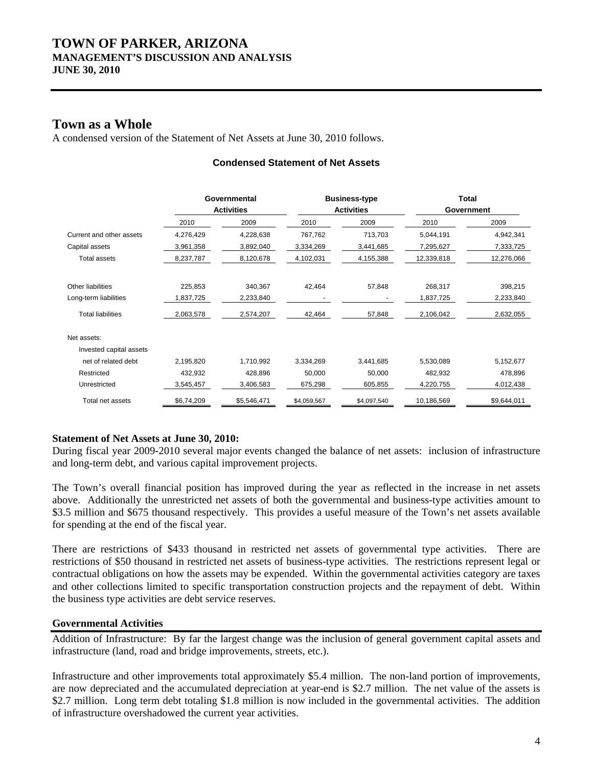# TOWN OF PARKER, ARIZONA
## MANAGEMENT'S DISCUSSION AND ANALYSIS
## JUNE 30, 2010

# Town as a Whole

A condensed version of the Statement of Net Assets at June 30, 2010 follows.

**Condensed Statement of Net Assets**

| | Governmental Activities | | Business-type Activities | | Total Government | |
|---|---|---|---|---|---|---|
| | 2010 | 2009 | 2010 | 2009 | 2010 | 2009 |
| Current and other assets | 4,276,429 | 4,228,638 | 767,762 | 713,703 | 5,044,191 | 4,942,341 |
| Capital assets | 3,961,358 | 3,892,040 | 3,334,269 | 3,441,685 | 7,295,627 | 7,333,725 |
| Total assets | 8,237,787 | 8,120,678 | 4,102,031 | 4,155,388 | 12,339,818 | 12,276,066 |
| Other liabilities | 225,853 | 340,367 | 42,464 | 57,848 | 268,317 | 398,215 |
| Long-term liabilities | 1,837,725 | 2,233,840 | - | - | 1,837,725 | 2,233,840 |
| Total liabilities | 2,063,578 | 2,574,207 | 42,464 | 57,848 | 2,106,042 | 2,632,055 |
| Net assets: | | | | | | |
| Invested capital assets net of related debt | 2,195,820 | 1,710,992 | 3,334,269 | 3,441,685 | 5,530,089 | 5,152,677 |
| Restricted | 432,932 | 428,896 | 50,000 | 50,000 | 482,932 | 478,896 |
| Unrestricted | 3,545,457 | 3,406,583 | 675,298 | 605,855 | 4,220,755 | 4,012,438 |
| Total net assets | $6,74,209 | $5,546,471 | $4,059,567 | $4,097,540 | 10,186,569 | $9,644,011 |

**Statement of Net Assets at June 30, 2010:**

During fiscal year 2009-2010 several major events changed the balance of net assets: inclusion of infrastructure and long-term debt, and various capital improvement projects.

The Town's overall financial position has improved during the year as reflected in the increase in net assets above. Additionally the unrestricted net assets of both the governmental and business-type activities amount to \$3.5 million and \$675 thousand respectively. This provides a useful measure of the Town's net assets available for spending at the end of the fiscal year.

There are restrictions of \$433 thousand in restricted net assets of governmental type activities. There are restrictions of \$50 thousand in restricted net assets of business-type activities. The restrictions represent legal or contractual obligations on how the assets may be expended. Within the governmental activities category are taxes and other collections limited to specific transportation construction projects and the repayment of debt. Within the business type activities are debt service reserves.

**Governmental Activities**

Addition of Infrastructure: By far the largest change was the inclusion of general government capital assets and infrastructure (land, road and bridge improvements, streets, etc.).

Infrastructure and other improvements total approximately \$5.4 million. The non-land portion of improvements, are now depreciated and the accumulated depreciation at year-end is \$2.7 million. The net value of the assets is \$2.7 million. Long term debt totaling \$1.8 million is now included in the governmental activities. The addition of infrastructure overshadowed the current year activities.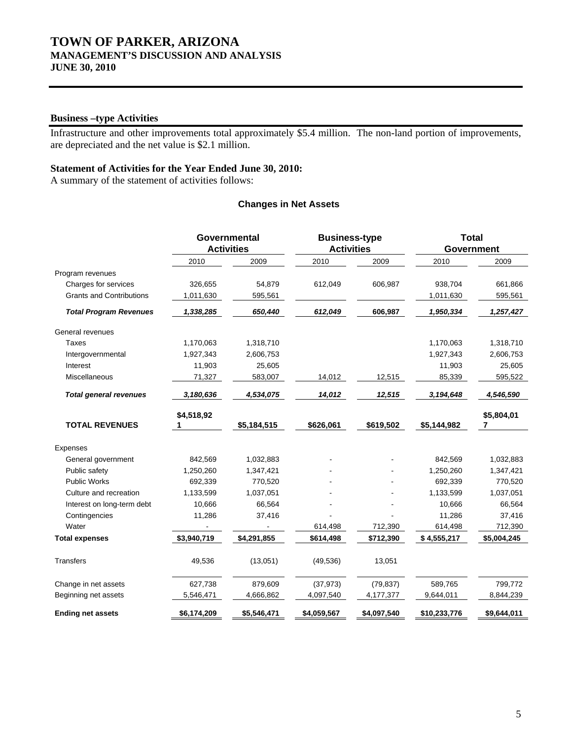## Business –type Activities

Infrastructure and other improvements total approximately $5.4 million. The non-land portion of improvements, are depreciated and the net value is $2.1 million.

**Statement of Activities for the Year Ended June 30, 2010:**

A summary of the statement of activities follows:

### Changes in Net Assets

| | Governmental Activities | | Business-type Activities | | Total Government | |
|---|---|---|---|---|---|---|
| | 2010 | 2009 | 2010 | 2009 | 2010 | 2009 |
| Program revenues | | | | | | |
| Charges for services | 326,655 | 54,879 | 612,049 | 606,987 | 938,704 | 661,866 |
| Grants and Contributions | 1,011,630 | 595,561 | | | 1,011,630 | 595,561 |
| ***Total Program Revenues*** | ***1,338,285*** | ***650,440*** | ***612,049*** | ***606,987*** | ***1,950,334*** | ***1,257,427*** |
| General revenues | | | | | | |
| Taxes | 1,170,063 | 1,318,710 | | | 1,170,063 | 1,318,710 |
| Intergovernmental | 1,927,343 | 2,606,753 | | | 1,927,343 | 2,606,753 |
| Interest | 11,903 | 25,605 | | | 11,903 | 25,605 |
| Miscellaneous | 71,327 | 583,007 | 14,012 | 12,515 | 85,339 | 595,522 |
| ***Total general revenues*** | ***3,180,636*** | ***4,534,075*** | ***14,012*** | ***12,515*** | ***3,194,648*** | ***4,546,590*** |
| **TOTAL REVENUES** | **$4,518,921** | **$5,184,515** | **$626,061** | **$619,502** | **$5,144,982** | **$5,804,017** |
| Expenses | | | | | | |
| General government | 842,569 | 1,032,883 | - | - | 842,569 | 1,032,883 |
| Public safety | 1,250,260 | 1,347,421 | - | - | 1,250,260 | 1,347,421 |
| Public Works | 692,339 | 770,520 | - | - | 692,339 | 770,520 |
| Culture and recreation | 1,133,599 | 1,037,051 | - | - | 1,133,599 | 1,037,051 |
| Interest on long-term debt | 10,666 | 66,564 | - | - | 10,666 | 66,564 |
| Contingencies | 11,286 | 37,416 | - | - | 11,286 | 37,416 |
| Water | - | - | 614,498 | 712,390 | 614,498 | 712,390 |
| **Total expenses** | **$3,940,719** | **$4,291,855** | **$614,498** | **$712,390** | **$ 4,555,217** | **$5,004,245** |
| Transfers | 49,536 | (13,051) | (49,536) | 13,051 | | |
| Change in net assets | 627,738 | 879,609 | (37,973) | (79,837) | 589,765 | 799,772 |
| Beginning net assets | 5,546,471 | 4,666,862 | 4,097,540 | 4,177,377 | 9,644,011 | 8,844,239 |
| **Ending net assets** | **$6,174,209** | **$5,546,471** | **$4,059,567** | **$4,097,540** | **$10,233,776** | **$9,644,011** |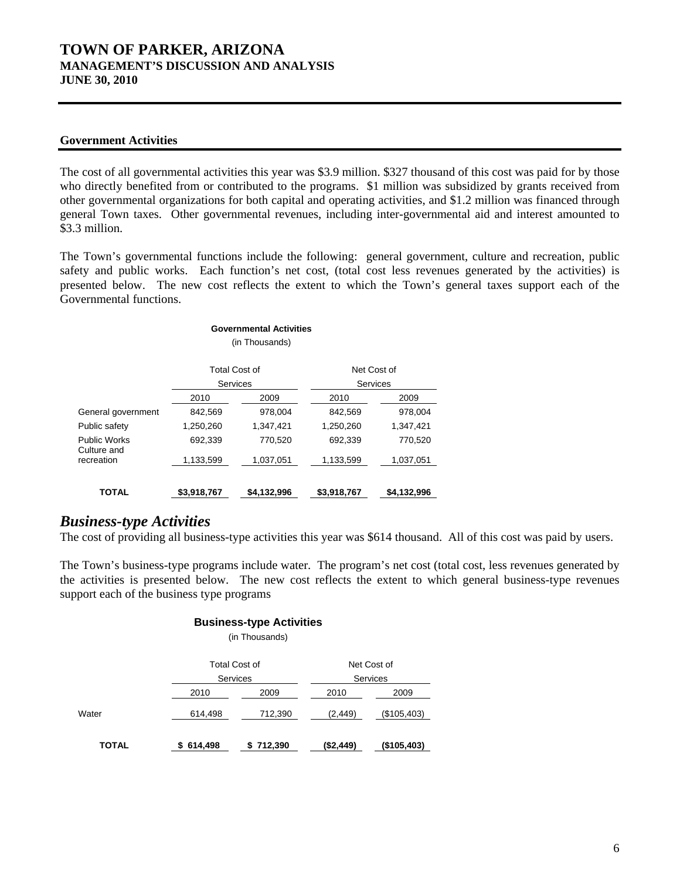## Government Activities

The cost of all governmental activities this year was $3.9 million. $327 thousand of this cost was paid for by those who directly benefited from or contributed to the programs. $1 million was subsidized by grants received from other governmental organizations for both capital and operating activities, and $1.2 million was financed through general Town taxes. Other governmental revenues, including inter-governmental aid and interest amounted to $3.3 million.

The Town's governmental functions include the following: general government, culture and recreation, public safety and public works. Each function's net cost, (total cost less revenues generated by the activities) is presented below. The new cost reflects the extent to which the Town's general taxes support each of the Governmental functions.

**Governmental Activities**
(in Thousands)

| | Total Cost of Services | | Net Cost of Services | |
|---|---|---|---|---|
| | 2010 | 2009 | 2010 | 2009 |
| General government | 842,569 | 978,004 | 842,569 | 978,004 |
| Public safety | 1,250,260 | 1,347,421 | 1,250,260 | 1,347,421 |
| Public Works | 692,339 | 770,520 | 692,339 | 770,520 |
| Culture and recreation | 1,133,599 | 1,037,051 | 1,133,599 | 1,037,051 |
| **TOTAL** | **$3,918,767** | **$4,132,996** | **$3,918,767** | **$4,132,996** |

## *Business-type Activities*

The cost of providing all business-type activities this year was $614 thousand. All of this cost was paid by users.

The Town's business-type programs include water. The program's net cost (total cost, less revenues generated by the activities is presented below. The new cost reflects the extent to which general business-type revenues support each of the business type programs

**Business-type Activities**
(in Thousands)

| | Total Cost of Services | | Net Cost of Services | |
|---|---|---|---|---|
| | 2010 | 2009 | 2010 | 2009 |
| Water | 614,498 | 712,390 | (2,449) | ($105,403) |
| **TOTAL** | **$ 614,498** | **$ 712,390** | **($2,449)** | **($105,403)** |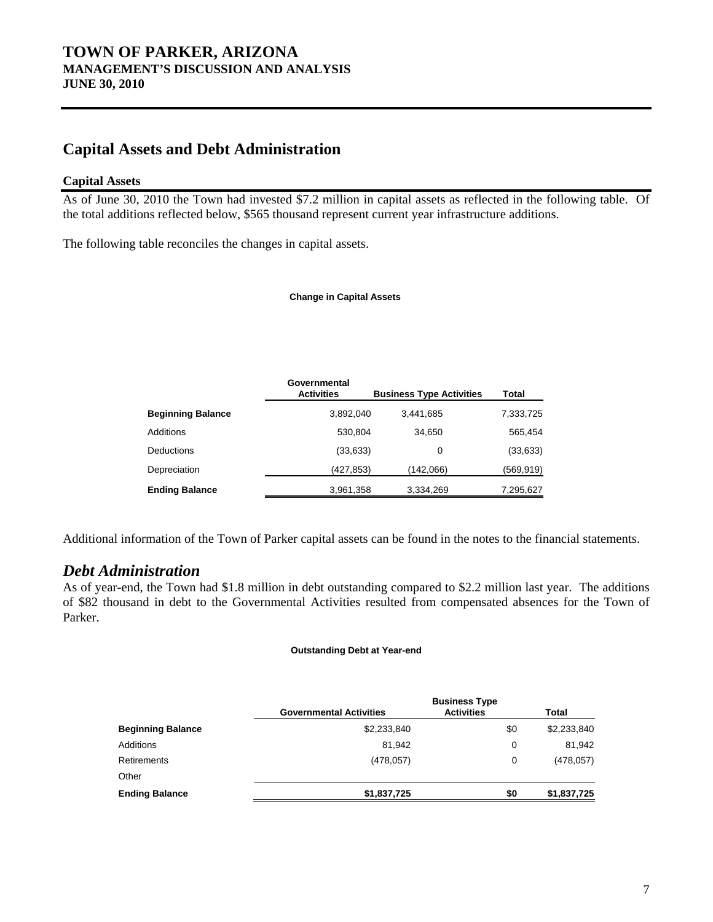## Capital Assets and Debt Administration

### Capital Assets

As of June 30, 2010 the Town had invested $7.2 million in capital assets as reflected in the following table. Of the total additions reflected below, $565 thousand represent current year infrastructure additions.

The following table reconciles the changes in capital assets.

**Change in Capital Assets**

| | Governmental Activities | Business Type Activities | Total |
|---|---|---|---|
| **Beginning Balance** | 3,892,040 | 3,441,685 | 7,333,725 |
| Additions | 530,804 | 34,650 | 565,454 |
| Deductions | (33,633) | 0 | (33,633) |
| Depreciation | (427,853) | (142,066) | (569,919) |
| **Ending Balance** | 3,961,358 | 3,334,269 | 7,295,627 |

Additional information of the Town of Parker capital assets can be found in the notes to the financial statements.

### *Debt Administration*

As of year-end, the Town had $1.8 million in debt outstanding compared to $2.2 million last year. The additions of $82 thousand in debt to the Governmental Activities resulted from compensated absences for the Town of Parker.

**Outstanding Debt at Year-end**

| | Governmental Activities | Business Type Activities | Total |
|---|---|---|---|
| **Beginning Balance** | $2,233,840 | $0 | $2,233,840 |
| Additions | 81,942 | 0 | 81,942 |
| Retirements | (478,057) | 0 | (478,057) |
| Other | | | |
| **Ending Balance** | **$1,837,725** | **$0** | **$1,837,725** |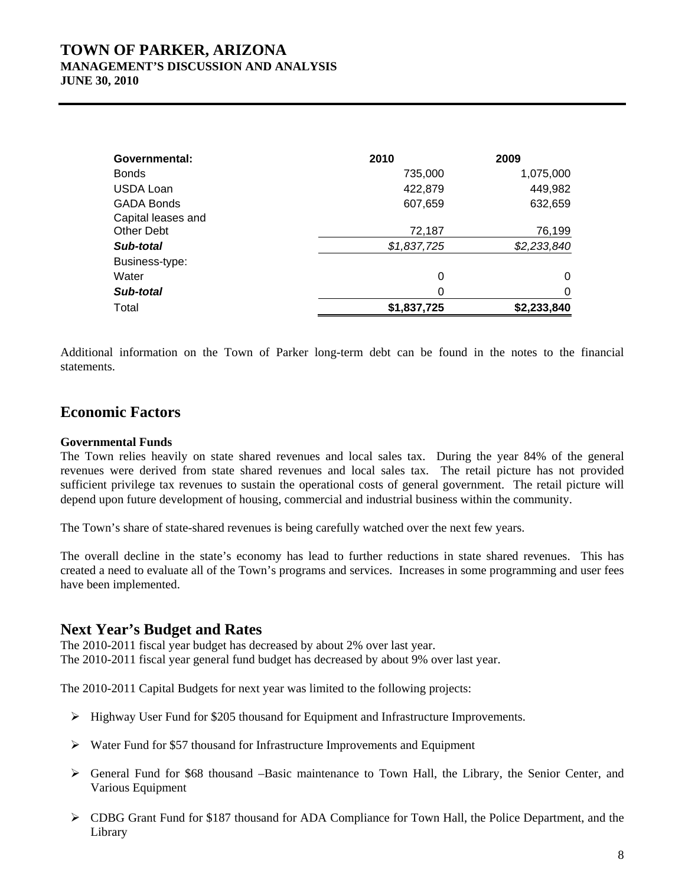| **Governmental:** | **2010** | **2009** |
| --- | --- | --- |
| Bonds | 735,000 | 1,075,000 |
| USDA Loan | 422,879 | 449,982 |
| GADA Bonds | 607,659 | 632,659 |
| Capital leases and Other Debt | 72,187 | 76,199 |
| ***Sub-total*** | *$1,837,725* | *$2,233,840* |
| Business-type: | | |
| Water | 0 | 0 |
| ***Sub-total*** | 0 | 0 |
| Total | **$1,837,725** | **$2,233,840** |

Additional information on the Town of Parker long-term debt can be found in the notes to the financial statements.

## Economic Factors

**Governmental Funds**

The Town relies heavily on state shared revenues and local sales tax. During the year 84% of the general revenues were derived from state shared revenues and local sales tax. The retail picture has not provided sufficient privilege tax revenues to sustain the operational costs of general government. The retail picture will depend upon future development of housing, commercial and industrial business within the community.

The Town's share of state-shared revenues is being carefully watched over the next few years.

The overall decline in the state's economy has lead to further reductions in state shared revenues. This has created a need to evaluate all of the Town's programs and services. Increases in some programming and user fees have been implemented.

## Next Year's Budget and Rates

The 2010-2011 fiscal year budget has decreased by about 2% over last year.
The 2010-2011 fiscal year general fund budget has decreased by about 9% over last year.

The 2010-2011 Capital Budgets for next year was limited to the following projects:

- Highway User Fund for $205 thousand for Equipment and Infrastructure Improvements.
- Water Fund for $57 thousand for Infrastructure Improvements and Equipment
- General Fund for $68 thousand –Basic maintenance to Town Hall, the Library, the Senior Center, and Various Equipment
- CDBG Grant Fund for $187 thousand for ADA Compliance for Town Hall, the Police Department, and the Library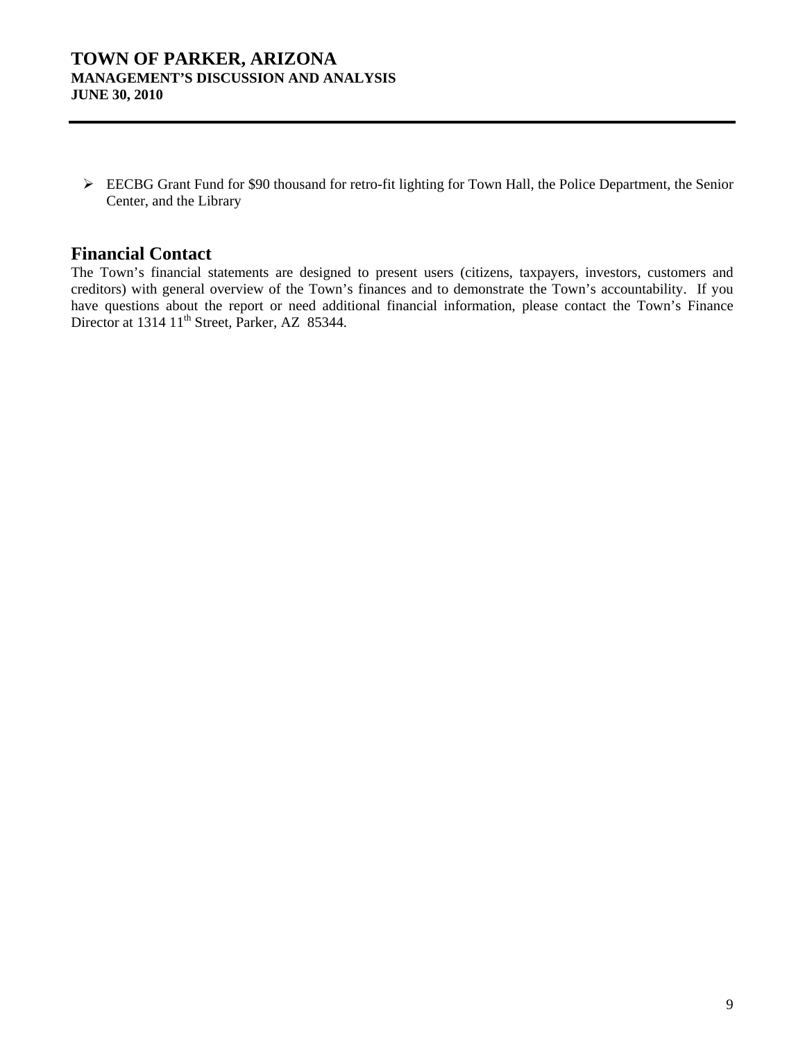- EECBG Grant Fund for $90 thousand for retro-fit lighting for Town Hall, the Police Department, the Senior Center, and the Library

## Financial Contact

The Town's financial statements are designed to present users (citizens, taxpayers, investors, customers and creditors) with general overview of the Town's finances and to demonstrate the Town's accountability. If you have questions about the report or need additional financial information, please contact the Town's Finance Director at 1314 11th Street, Parker, AZ 85344.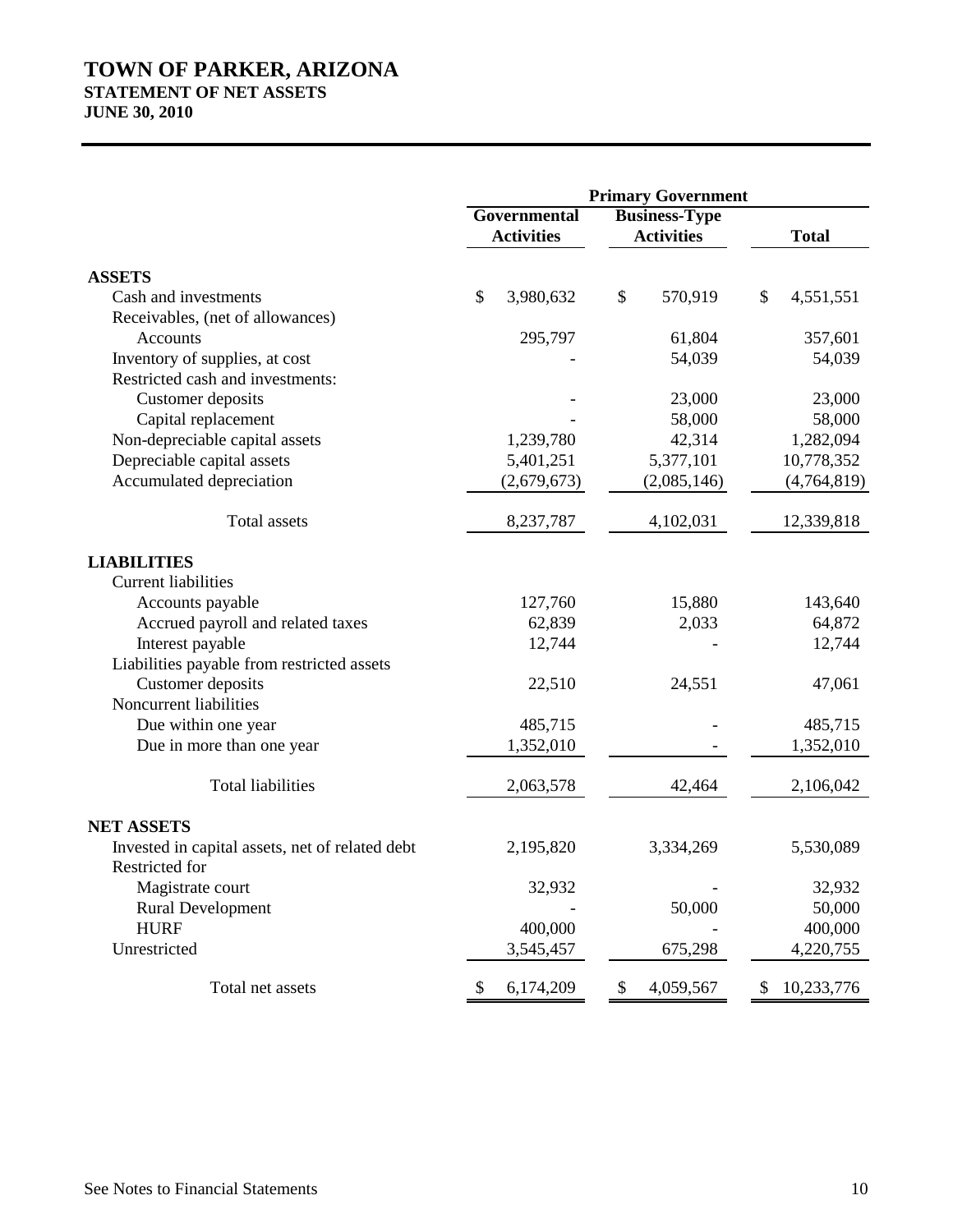# TOWN OF PARKER, ARIZONA
## STATEMENT OF NET ASSETS
## JUNE 30, 2010

| | Primary Government | | |
|---|---|---|---|
| | Governmental Activities | Business-Type Activities | Total |
| **ASSETS** | | | |
| Cash and investments | $ 3,980,632 | $ 570,919 | $ 4,551,551 |
| Receivables, (net of allowances) | | | |
| Accounts | 295,797 | 61,804 | 357,601 |
| Inventory of supplies, at cost | - | 54,039 | 54,039 |
| Restricted cash and investments: | | | |
| Customer deposits | - | 23,000 | 23,000 |
| Capital replacement | - | 58,000 | 58,000 |
| Non-depreciable capital assets | 1,239,780 | 42,314 | 1,282,094 |
| Depreciable capital assets | 5,401,251 | 5,377,101 | 10,778,352 |
| Accumulated depreciation | (2,679,673) | (2,085,146) | (4,764,819) |
| Total assets | 8,237,787 | 4,102,031 | 12,339,818 |
| **LIABILITIES** | | | |
| Current liabilities | | | |
| Accounts payable | 127,760 | 15,880 | 143,640 |
| Accrued payroll and related taxes | 62,839 | 2,033 | 64,872 |
| Interest payable | 12,744 | - | 12,744 |
| Liabilities payable from restricted assets | | | |
| Customer deposits | 22,510 | 24,551 | 47,061 |
| Noncurrent liabilities | | | |
| Due within one year | 485,715 | - | 485,715 |
| Due in more than one year | 1,352,010 | - | 1,352,010 |
| Total liabilities | 2,063,578 | 42,464 | 2,106,042 |
| **NET ASSETS** | | | |
| Invested in capital assets, net of related debt | 2,195,820 | 3,334,269 | 5,530,089 |
| Restricted for | | | |
| Magistrate court | 32,932 | - | 32,932 |
| Rural Development | - | 50,000 | 50,000 |
| HURF | 400,000 | - | 400,000 |
| Unrestricted | 3,545,457 | 675,298 | 4,220,755 |
| Total net assets | $ 6,174,209 | $ 4,059,567 | $ 10,233,776 |

See Notes to Financial Statements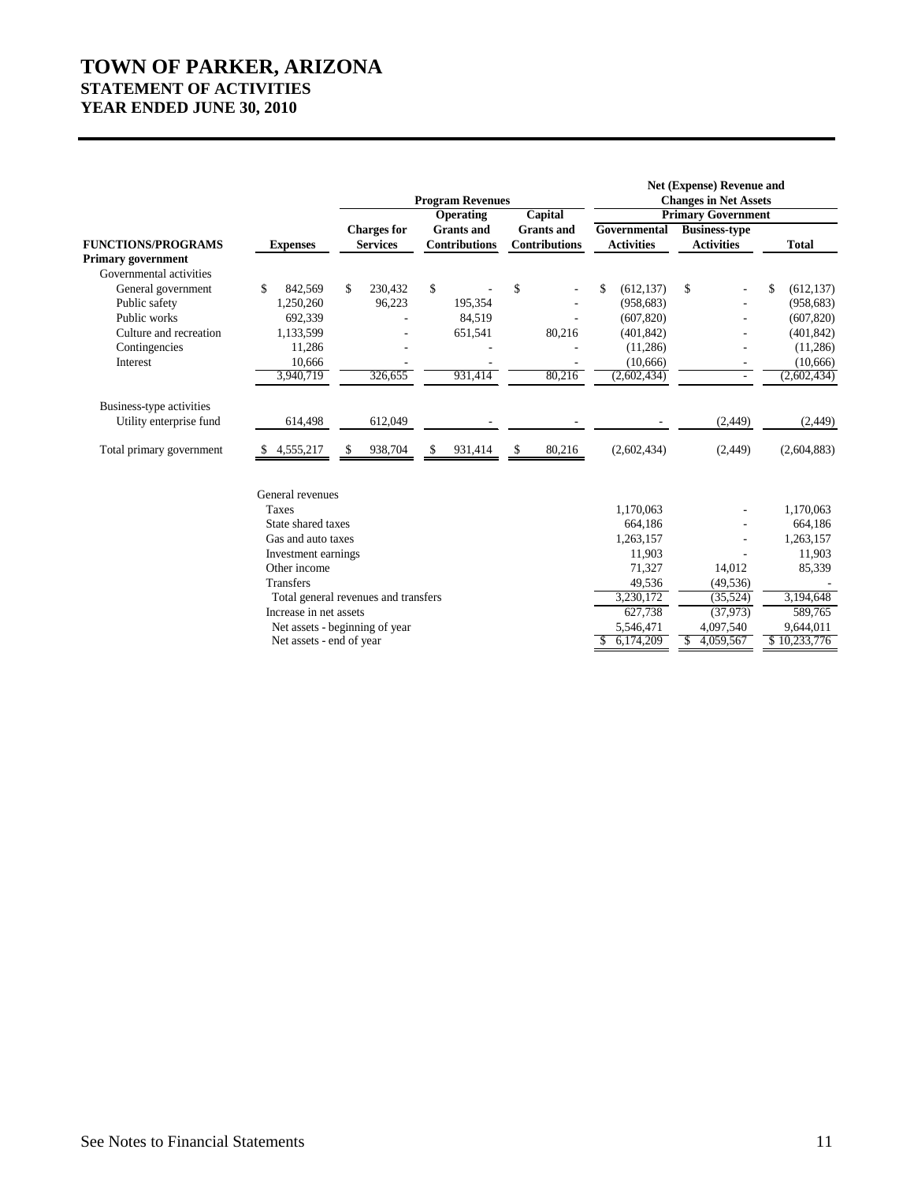# TOWN OF PARKER, ARIZONA
## STATEMENT OF ACTIVITIES
## YEAR ENDED JUNE 30, 2010

| | | Program Revenues | | | Net (Expense) Revenue and Changes in Net Assets | | |
|---|---|---|---|---|---|---|---|
| | | | Operating | Capital | Primary Government | | |
| FUNCTIONS/PROGRAMS | Expenses | Charges for Services | Grants and Contributions | Grants and Contributions | Governmental Activities | Business-type Activities | Total |
| **Primary government** | | | | | | | |
| Governmental activities | | | | | | | |
| General government | $ 842,569 | $ 230,432 | $ - | $ - | $ (612,137) | $ - | $ (612,137) |
| Public safety | 1,250,260 | 96,223 | 195,354 | - | (958,683) | - | (958,683) |
| Public works | 692,339 | - | 84,519 | - | (607,820) | - | (607,820) |
| Culture and recreation | 1,133,599 | - | 651,541 | 80,216 | (401,842) | - | (401,842) |
| Contingencies | 11,286 | - | - | - | (11,286) | - | (11,286) |
| Interest | 10,666 | - | - | - | (10,666) | - | (10,666) |
| | 3,940,719 | 326,655 | 931,414 | 80,216 | (2,602,434) | - | (2,602,434) |
| Business-type activities | | | | | | | |
| Utility enterprise fund | 614,498 | 612,049 | - | - | - | (2,449) | (2,449) |
| Total primary government | $ 4,555,217 | $ 938,704 | $ 931,414 | $ 80,216 | (2,602,434) | (2,449) | (2,604,883) |
| | General revenues | | | | | | |
| | Taxes | | | | 1,170,063 | - | 1,170,063 |
| | State shared taxes | | | | 664,186 | - | 664,186 |
| | Gas and auto taxes | | | | 1,263,157 | - | 1,263,157 |
| | Investment earnings | | | | 11,903 | - | 11,903 |
| | Other income | | | | 71,327 | 14,012 | 85,339 |
| | Transfers | | | | 49,536 | (49,536) | - |
| | Total general revenues and transfers | | | | 3,230,172 | (35,524) | 3,194,648 |
| | Increase in net assets | | | | 627,738 | (37,973) | 589,765 |
| | Net assets - beginning of year | | | | 5,546,471 | 4,097,540 | 9,644,011 |
| | Net assets - end of year | | | | $ 6,174,209 | $ 4,059,567 | $ 10,233,776 |

See Notes to Financial Statements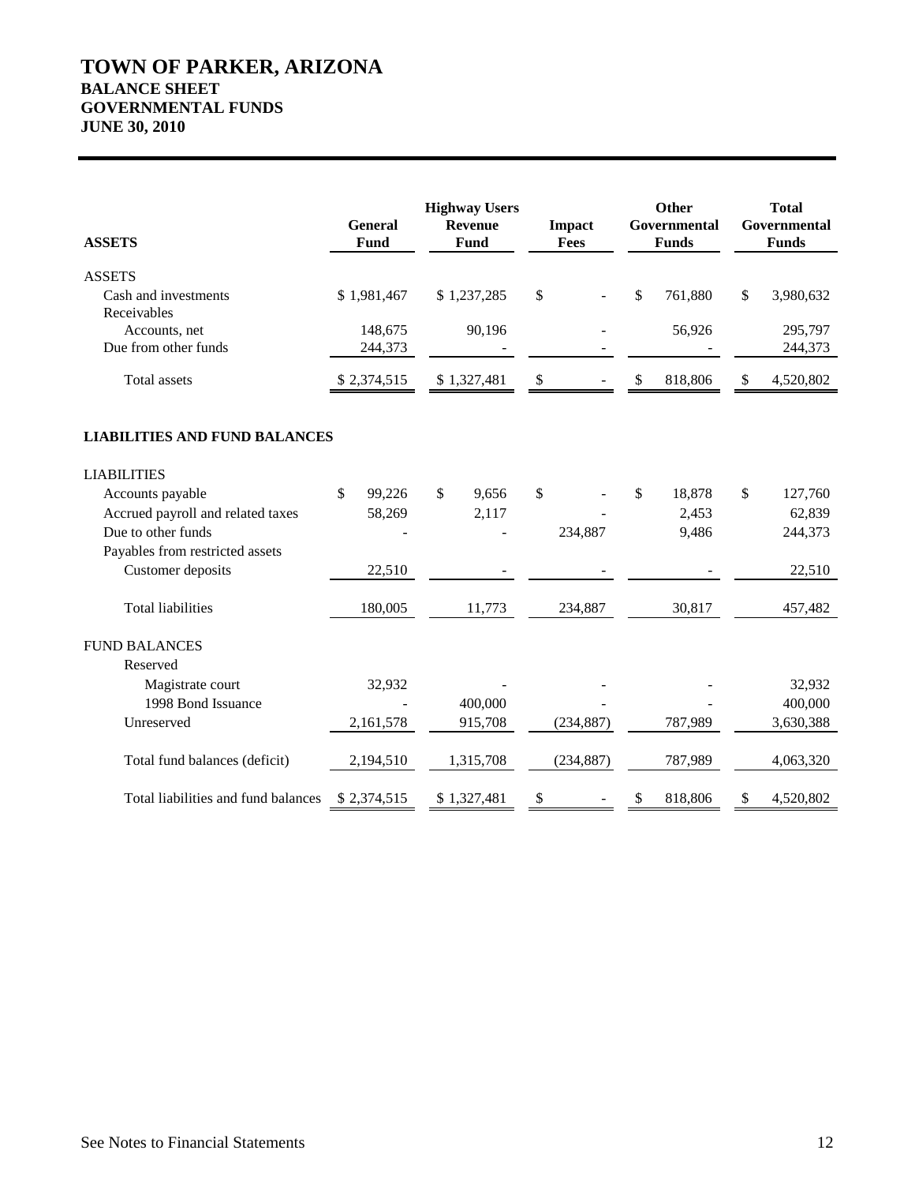# TOWN OF PARKER, ARIZONA
## BALANCE SHEET
## GOVERNMENTAL FUNDS
## JUNE 30, 2010

| ASSETS | General Fund | Highway Users Revenue Fund | Impact Fees | Other Governmental Funds | Total Governmental Funds |
|---|---|---|---|---|---|
| ASSETS | | | | | |
| Cash and investments | $ 1,981,467 | $ 1,237,285 | $ - | $ 761,880 | $ 3,980,632 |
| Receivables | | | | | |
| Accounts, net | 148,675 | 90,196 | - | 56,926 | 295,797 |
| Due from other funds | 244,373 | - | - | - | 244,373 |
| Total assets | $ 2,374,515 | $ 1,327,481 | $ - | $ 818,806 | $ 4,520,802 |
| **LIABILITIES AND FUND BALANCES** | | | | | |
| LIABILITIES | | | | | |
| Accounts payable | $ 99,226 | $ 9,656 | $ - | $ 18,878 | $ 127,760 |
| Accrued payroll and related taxes | 58,269 | 2,117 | - | 2,453 | 62,839 |
| Due to other funds | - | - | 234,887 | 9,486 | 244,373 |
| Payables from restricted assets | | | | | |
| Customer deposits | 22,510 | - | - | - | 22,510 |
| Total liabilities | 180,005 | 11,773 | 234,887 | 30,817 | 457,482 |
| FUND BALANCES | | | | | |
| Reserved | | | | | |
| Magistrate court | 32,932 | - | - | - | 32,932 |
| 1998 Bond Issuance | - | 400,000 | - | - | 400,000 |
| Unreserved | 2,161,578 | 915,708 | (234,887) | 787,989 | 3,630,388 |
| Total fund balances (deficit) | 2,194,510 | 1,315,708 | (234,887) | 787,989 | 4,063,320 |
| Total liabilities and fund balances | $ 2,374,515 | $ 1,327,481 | $ - | $ 818,806 | $ 4,520,802 |

See Notes to Financial Statements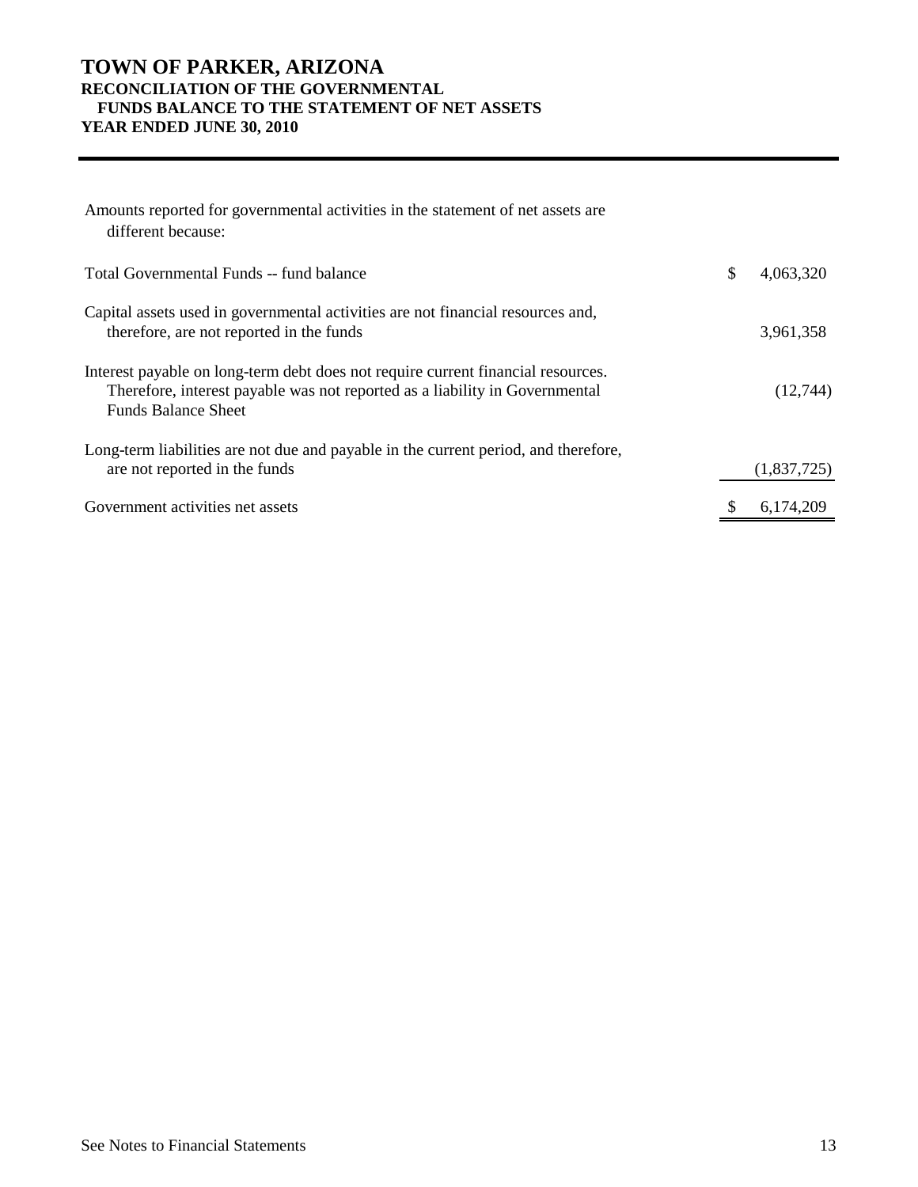# TOWN OF PARKER, ARIZONA
## RECONCILIATION OF THE GOVERNMENTAL FUNDS BALANCE TO THE STATEMENT OF NET ASSETS
## YEAR ENDED JUNE 30, 2010

| | |
|---|---|
| Amounts reported for governmental activities in the statement of net assets are different because: | |
| Total Governmental Funds -- fund balance | $ 4,063,320 |
| Capital assets used in governmental activities are not financial resources and, therefore, are not reported in the funds | 3,961,358 |
| Interest payable on long-term debt does not require current financial resources. Therefore, interest payable was not reported as a liability in Governmental Funds Balance Sheet | (12,744) |
| Long-term liabilities are not due and payable in the current period, and therefore, are not reported in the funds | (1,837,725) |
| Government activities net assets | $ 6,174,209 |

See Notes to Financial Statements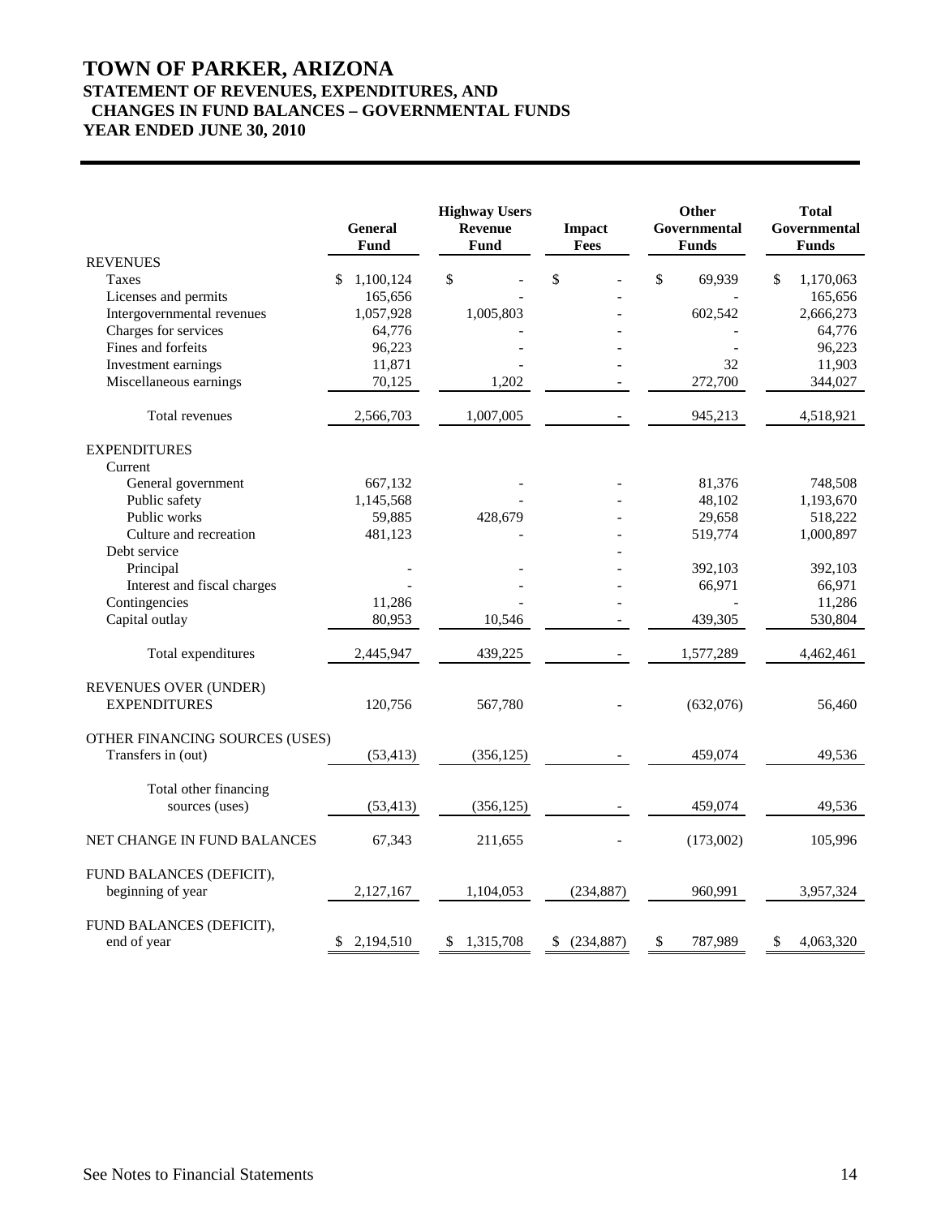# TOWN OF PARKER, ARIZONA
## STATEMENT OF REVENUES, EXPENDITURES, AND CHANGES IN FUND BALANCES – GOVERNMENTAL FUNDS
## YEAR ENDED JUNE 30, 2010

| | General Fund | Highway Users Revenue Fund | Impact Fees | Other Governmental Funds | Total Governmental Funds |
|---|---|---|---|---|---|
| **REVENUES** | | | | | |
| Taxes | $ 1,100,124 | $ - | $ - | $ 69,939 | $ 1,170,063 |
| Licenses and permits | 165,656 | - | - | - | 165,656 |
| Intergovernmental revenues | 1,057,928 | 1,005,803 | - | 602,542 | 2,666,273 |
| Charges for services | 64,776 | - | - | - | 64,776 |
| Fines and forfeits | 96,223 | - | - | - | 96,223 |
| Investment earnings | 11,871 | - | - | 32 | 11,903 |
| Miscellaneous earnings | 70,125 | 1,202 | - | 272,700 | 344,027 |
| Total revenues | 2,566,703 | 1,007,005 | - | 945,213 | 4,518,921 |
| **EXPENDITURES** | | | | | |
| Current | | | | | |
| General government | 667,132 | - | - | 81,376 | 748,508 |
| Public safety | 1,145,568 | - | - | 48,102 | 1,193,670 |
| Public works | 59,885 | 428,679 | - | 29,658 | 518,222 |
| Culture and recreation | 481,123 | - | - | 519,774 | 1,000,897 |
| Debt service | | | - | | |
| Principal | - | - | - | 392,103 | 392,103 |
| Interest and fiscal charges | - | - | - | 66,971 | 66,971 |
| Contingencies | 11,286 | - | - | - | 11,286 |
| Capital outlay | 80,953 | 10,546 | - | 439,305 | 530,804 |
| Total expenditures | 2,445,947 | 439,225 | - | 1,577,289 | 4,462,461 |
| **REVENUES OVER (UNDER) EXPENDITURES** | 120,756 | 567,780 | - | (632,076) | 56,460 |
| **OTHER FINANCING SOURCES (USES)** | | | | | |
| Transfers in (out) | (53,413) | (356,125) | - | 459,074 | 49,536 |
| Total other financing sources (uses) | (53,413) | (356,125) | - | 459,074 | 49,536 |
| **NET CHANGE IN FUND BALANCES** | 67,343 | 211,655 | - | (173,002) | 105,996 |
| FUND BALANCES (DEFICIT), beginning of year | 2,127,167 | 1,104,053 | (234,887) | 960,991 | 3,957,324 |
| FUND BALANCES (DEFICIT), end of year | $ 2,194,510 | $ 1,315,708 | $ (234,887) | $ 787,989 | $ 4,063,320 |

See Notes to Financial Statements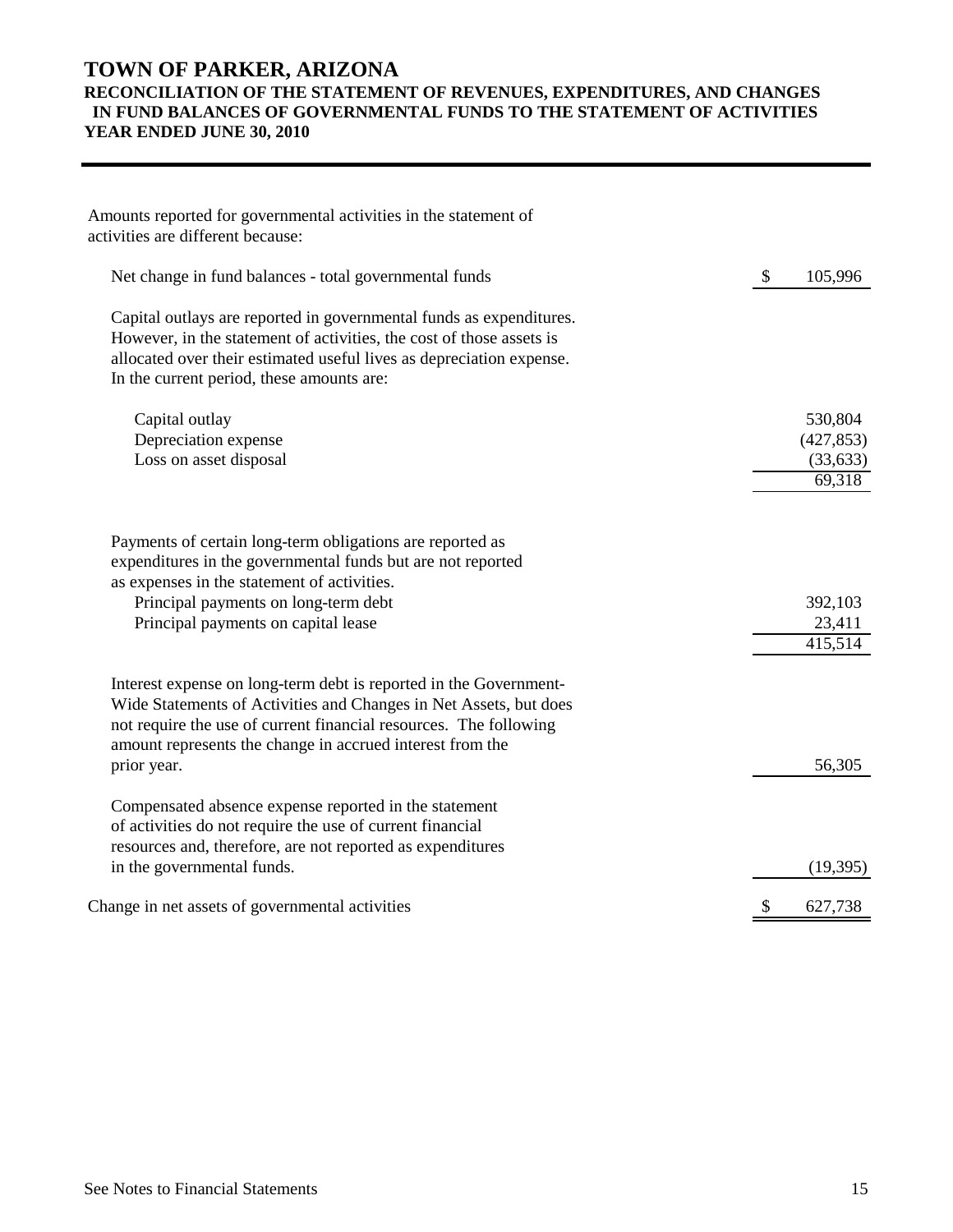# TOWN OF PARKER, ARIZONA

## RECONCILIATION OF THE STATEMENT OF REVENUES, EXPENDITURES, AND CHANGES IN FUND BALANCES OF GOVERNMENTAL FUNDS TO THE STATEMENT OF ACTIVITIES

### YEAR ENDED JUNE 30, 2010

| Amounts reported for governmental activities in the statement of activities are different because: | |
|---|---|
| Net change in fund balances - total governmental funds | $ 105,996 |
| Capital outlays are reported in governmental funds as expenditures. However, in the statement of activities, the cost of those assets is allocated over their estimated useful lives as depreciation expense. In the current period, these amounts are: | |
| Capital outlay | 530,804 |
| Depreciation expense | (427,853) |
| Loss on asset disposal | (33,633) |
| | 69,318 |
| Payments of certain long-term obligations are reported as expenditures in the governmental funds but are not reported as expenses in the statement of activities. | |
| Principal payments on long-term debt | 392,103 |
| Principal payments on capital lease | 23,411 |
| | 415,514 |
| Interest expense on long-term debt is reported in the Government-Wide Statements of Activities and Changes in Net Assets, but does not require the use of current financial resources. The following amount represents the change in accrued interest from the prior year. | 56,305 |
| Compensated absence expense reported in the statement of activities do not require the use of current financial resources and, therefore, are not reported as expenditures in the governmental funds. | (19,395) |
| Change in net assets of governmental activities | $ 627,738 |

See Notes to Financial Statements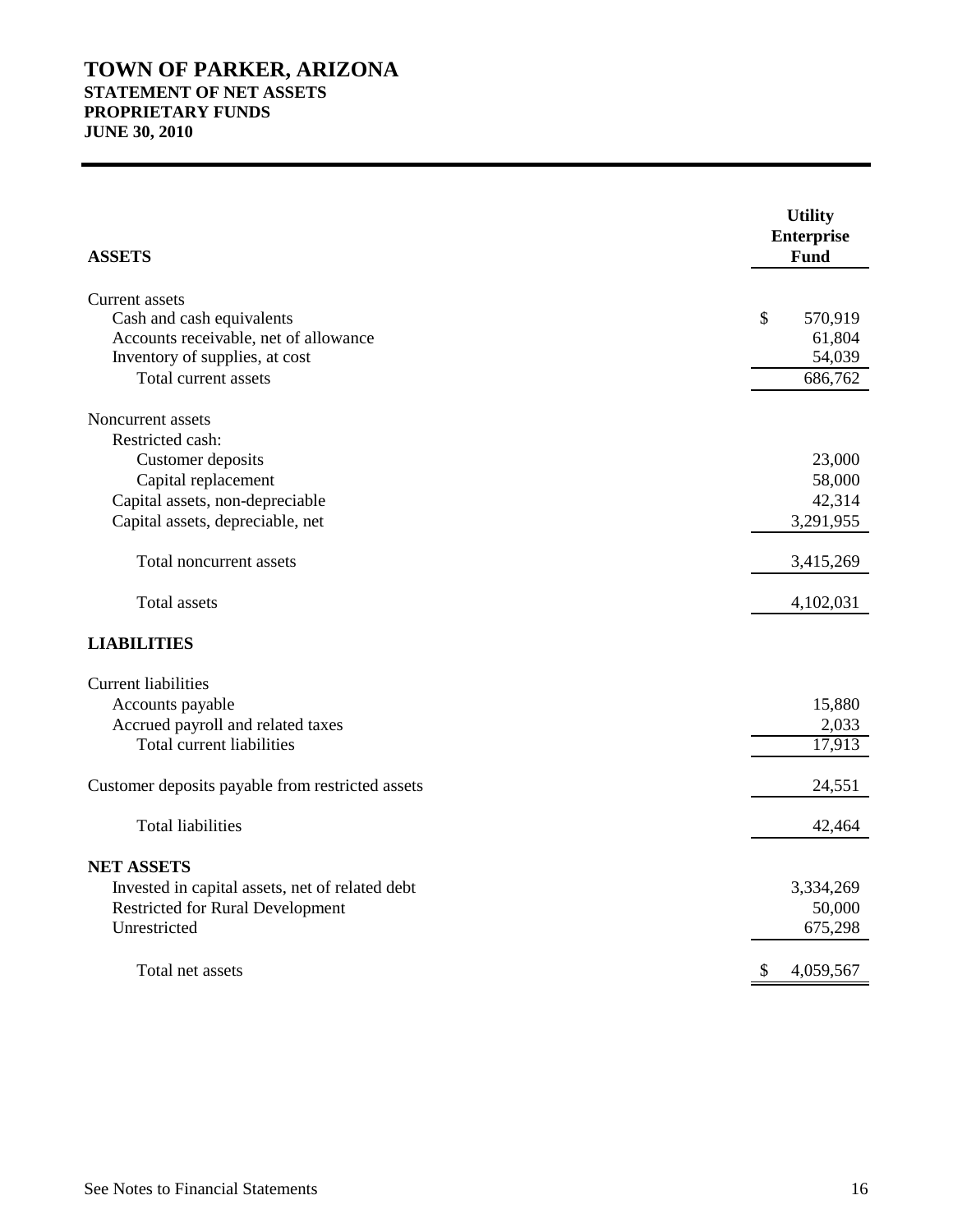# TOWN OF PARKER, ARIZONA
## STATEMENT OF NET ASSETS
## PROPRIETARY FUNDS
## JUNE 30, 2010

| **ASSETS** | **Utility Enterprise Fund** |
|---|---|
| Current assets | |
| Cash and cash equivalents | $ 570,919 |
| Accounts receivable, net of allowance | 61,804 |
| Inventory of supplies, at cost | 54,039 |
| Total current assets | 686,762 |
| Noncurrent assets | |
| Restricted cash: | |
| Customer deposits | 23,000 |
| Capital replacement | 58,000 |
| Capital assets, non-depreciable | 42,314 |
| Capital assets, depreciable, net | 3,291,955 |
| Total noncurrent assets | 3,415,269 |
| Total assets | 4,102,031 |
| **LIABILITIES** | |
| Current liabilities | |
| Accounts payable | 15,880 |
| Accrued payroll and related taxes | 2,033 |
| Total current liabilities | 17,913 |
| Customer deposits payable from restricted assets | 24,551 |
| Total liabilities | 42,464 |
| **NET ASSETS** | |
| Invested in capital assets, net of related debt | 3,334,269 |
| Restricted for Rural Development | 50,000 |
| Unrestricted | 675,298 |
| Total net assets | $ 4,059,567 |

See Notes to Financial Statements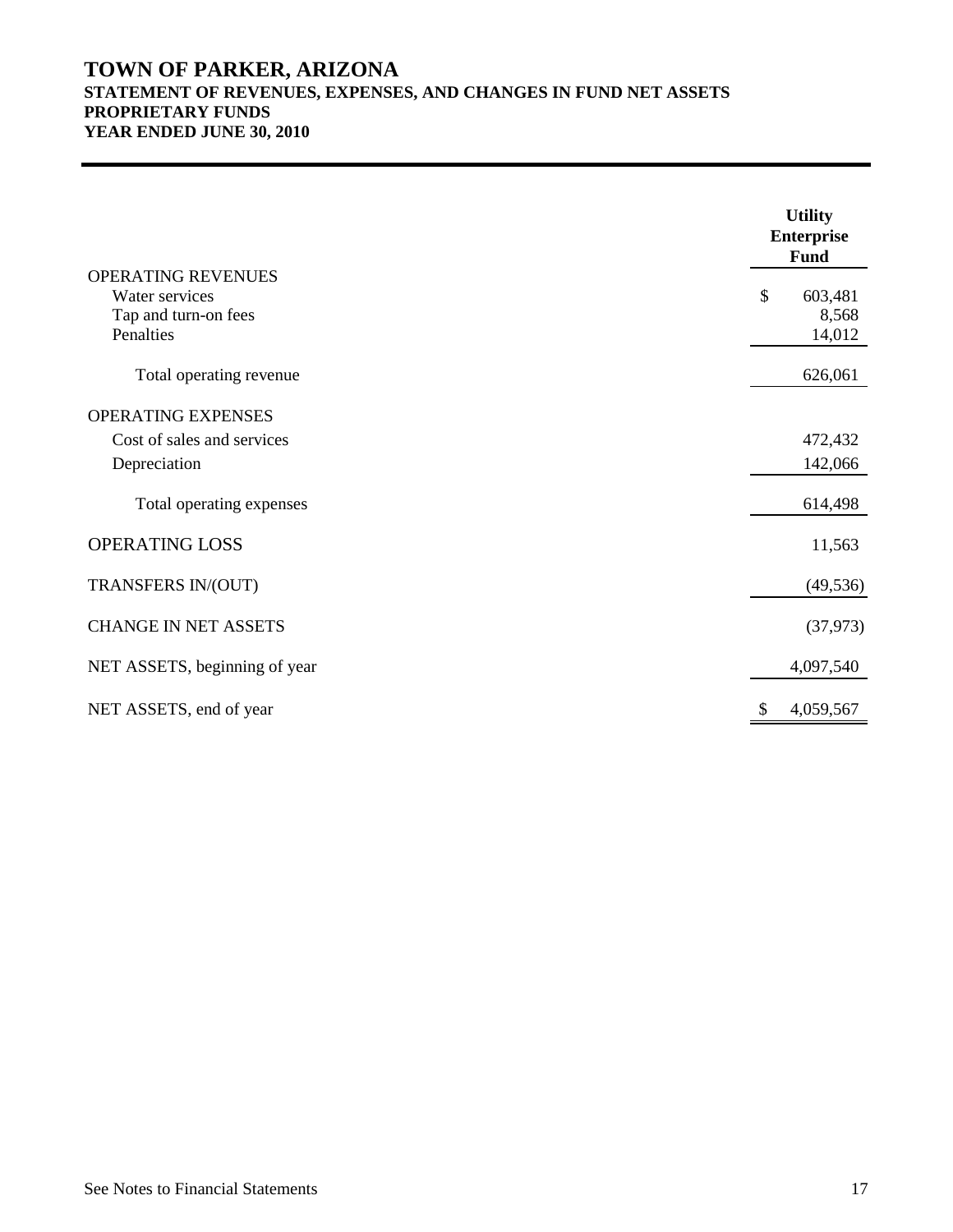# TOWN OF PARKER, ARIZONA
## STATEMENT OF REVENUES, EXPENSES, AND CHANGES IN FUND NET ASSETS
## PROPRIETARY FUNDS
## YEAR ENDED JUNE 30, 2010

| | Utility Enterprise Fund |
|---|---|
| OPERATING REVENUES | |
| Water services | $ 603,481 |
| Tap and turn-on fees | 8,568 |
| Penalties | 14,012 |
| Total operating revenue | 626,061 |
| OPERATING EXPENSES | |
| Cost of sales and services | 472,432 |
| Depreciation | 142,066 |
| Total operating expenses | 614,498 |
| OPERATING LOSS | 11,563 |
| TRANSFERS IN/(OUT) | (49,536) |
| CHANGE IN NET ASSETS | (37,973) |
| NET ASSETS, beginning of year | 4,097,540 |
| NET ASSETS, end of year | $ 4,059,567 |

See Notes to Financial Statements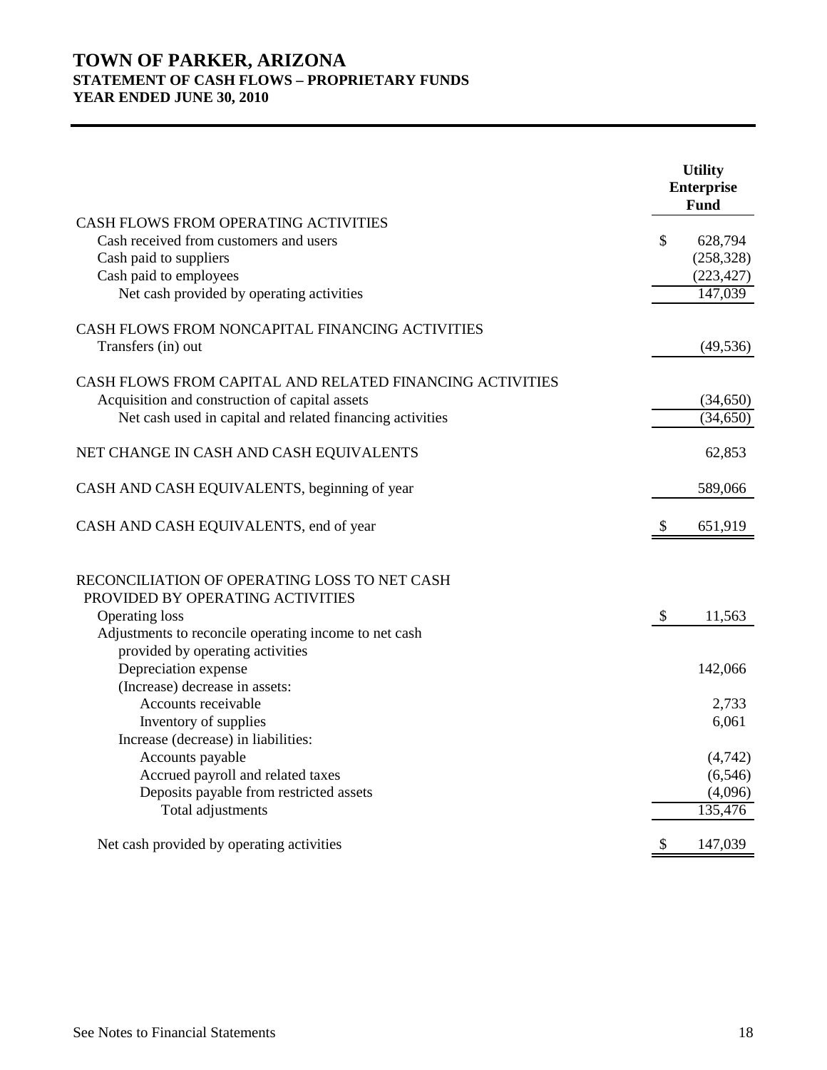# TOWN OF PARKER, ARIZONA
## STATEMENT OF CASH FLOWS – PROPRIETARY FUNDS
## YEAR ENDED JUNE 30, 2010

| | Utility Enterprise Fund |
|---|---|
| CASH FLOWS FROM OPERATING ACTIVITIES | |
| Cash received from customers and users | $ 628,794 |
| Cash paid to suppliers | (258,328) |
| Cash paid to employees | (223,427) |
| Net cash provided by operating activities | 147,039 |
| CASH FLOWS FROM NONCAPITAL FINANCING ACTIVITIES | |
| Transfers (in) out | (49,536) |
| CASH FLOWS FROM CAPITAL AND RELATED FINANCING ACTIVITIES | |
| Acquisition and construction of capital assets | (34,650) |
| Net cash used in capital and related financing activities | (34,650) |
| NET CHANGE IN CASH AND CASH EQUIVALENTS | 62,853 |
| CASH AND CASH EQUIVALENTS, beginning of year | 589,066 |
| CASH AND CASH EQUIVALENTS, end of year | $ 651,919 |
| RECONCILIATION OF OPERATING LOSS TO NET CASH PROVIDED BY OPERATING ACTIVITIES | |
| Operating loss | $ 11,563 |
| Adjustments to reconcile operating income to net cash provided by operating activities | |
| Depreciation expense | 142,066 |
| (Increase) decrease in assets: | |
| Accounts receivable | 2,733 |
| Inventory of supplies | 6,061 |
| Increase (decrease) in liabilities: | |
| Accounts payable | (4,742) |
| Accrued payroll and related taxes | (6,546) |
| Deposits payable from restricted assets | (4,096) |
| Total adjustments | 135,476 |
| Net cash provided by operating activities | $ 147,039 |

See Notes to Financial Statements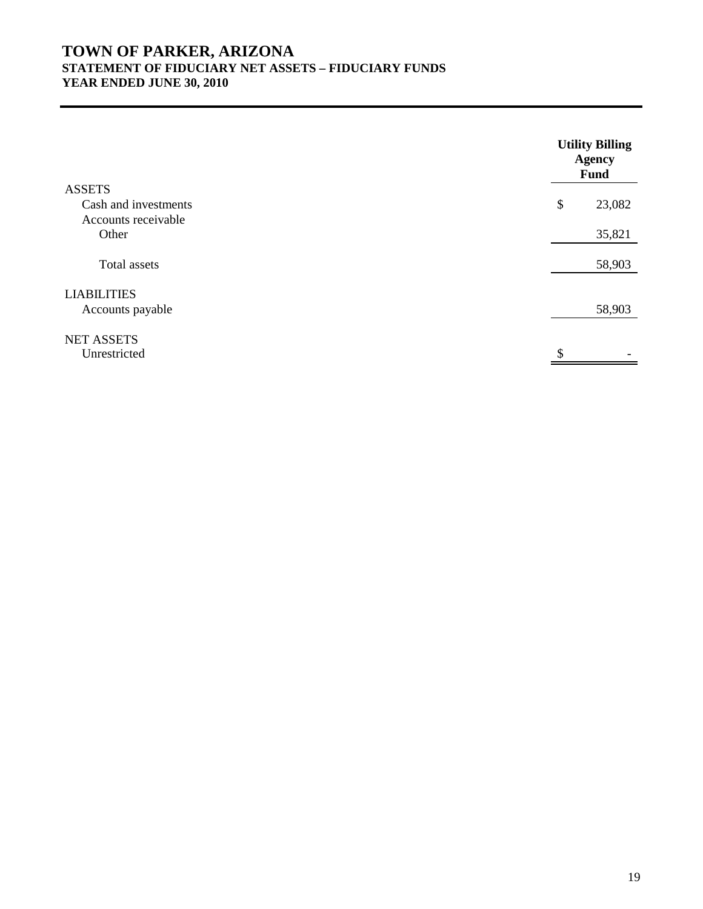# TOWN OF PARKER, ARIZONA
## STATEMENT OF FIDUCIARY NET ASSETS – FIDUCIARY FUNDS
## YEAR ENDED JUNE 30, 2010

| | Utility Billing Agency Fund |
|---|---|
| ASSETS | |
| Cash and investments | $ 23,082 |
| Accounts receivable | |
| Other | 35,821 |
| Total assets | 58,903 |
| LIABILITIES | |
| Accounts payable | 58,903 |
| NET ASSETS | |
| Unrestricted | $ - |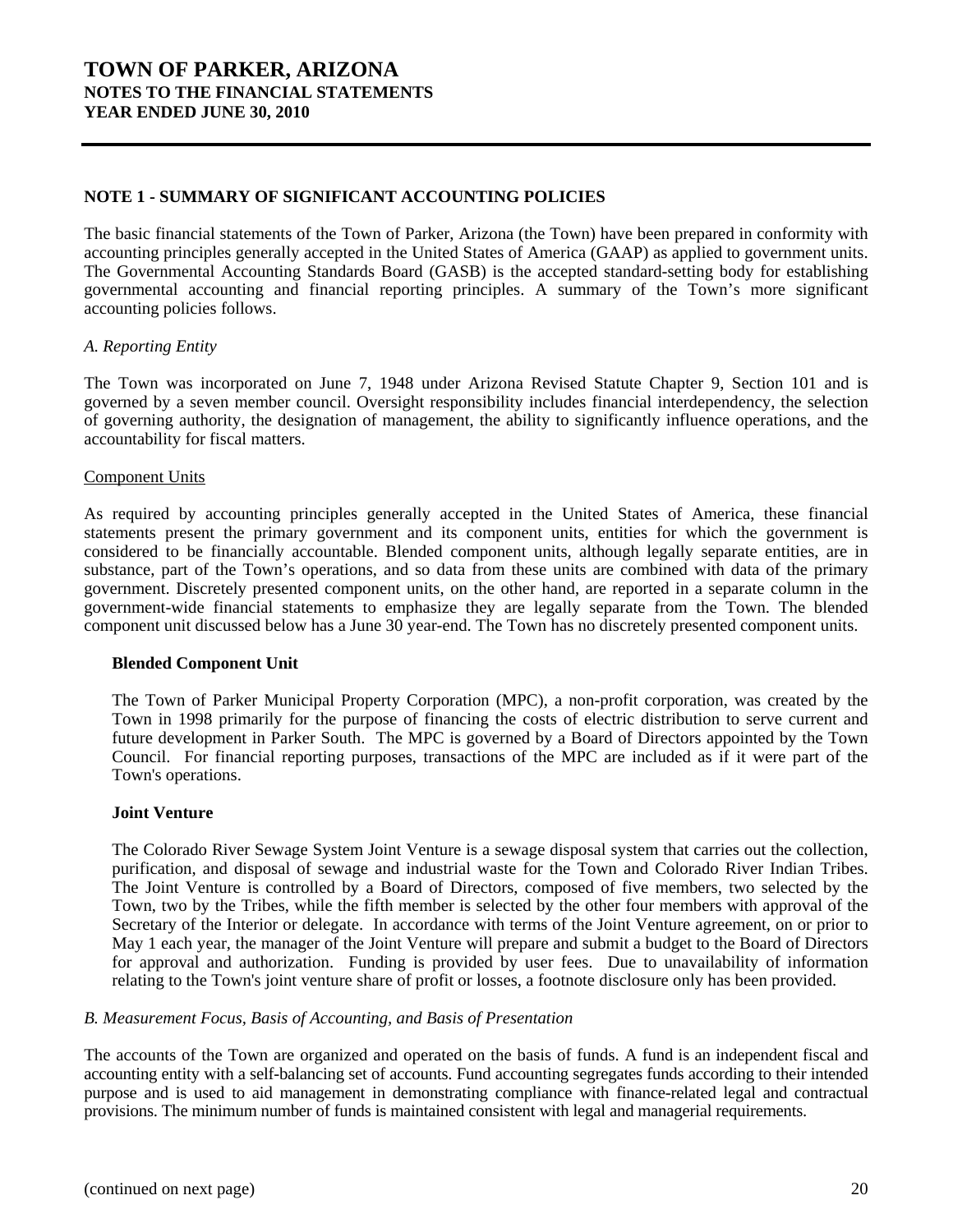## NOTE 1 - SUMMARY OF SIGNIFICANT ACCOUNTING POLICIES

The basic financial statements of the Town of Parker, Arizona (the Town) have been prepared in conformity with accounting principles generally accepted in the United States of America (GAAP) as applied to government units. The Governmental Accounting Standards Board (GASB) is the accepted standard-setting body for establishing governmental accounting and financial reporting principles. A summary of the Town's more significant accounting policies follows.

### *A. Reporting Entity*

The Town was incorporated on June 7, 1948 under Arizona Revised Statute Chapter 9, Section 101 and is governed by a seven member council. Oversight responsibility includes financial interdependency, the selection of governing authority, the designation of management, the ability to significantly influence operations, and the accountability for fiscal matters.

Component Units

As required by accounting principles generally accepted in the United States of America, these financial statements present the primary government and its component units, entities for which the government is considered to be financially accountable. Blended component units, although legally separate entities, are in substance, part of the Town's operations, and so data from these units are combined with data of the primary government. Discretely presented component units, on the other hand, are reported in a separate column in the government-wide financial statements to emphasize they are legally separate from the Town. The blended component unit discussed below has a June 30 year-end. The Town has no discretely presented component units.

**Blended Component Unit**

The Town of Parker Municipal Property Corporation (MPC), a non-profit corporation, was created by the Town in 1998 primarily for the purpose of financing the costs of electric distribution to serve current and future development in Parker South. The MPC is governed by a Board of Directors appointed by the Town Council. For financial reporting purposes, transactions of the MPC are included as if it were part of the Town's operations.

**Joint Venture**

The Colorado River Sewage System Joint Venture is a sewage disposal system that carries out the collection, purification, and disposal of sewage and industrial waste for the Town and Colorado River Indian Tribes. The Joint Venture is controlled by a Board of Directors, composed of five members, two selected by the Town, two by the Tribes, while the fifth member is selected by the other four members with approval of the Secretary of the Interior or delegate. In accordance with terms of the Joint Venture agreement, on or prior to May 1 each year, the manager of the Joint Venture will prepare and submit a budget to the Board of Directors for approval and authorization. Funding is provided by user fees. Due to unavailability of information relating to the Town's joint venture share of profit or losses, a footnote disclosure only has been provided.

### *B. Measurement Focus, Basis of Accounting, and Basis of Presentation*

The accounts of the Town are organized and operated on the basis of funds. A fund is an independent fiscal and accounting entity with a self-balancing set of accounts. Fund accounting segregates funds according to their intended purpose and is used to aid management in demonstrating compliance with finance-related legal and contractual provisions. The minimum number of funds is maintained consistent with legal and managerial requirements.

(continued on next page)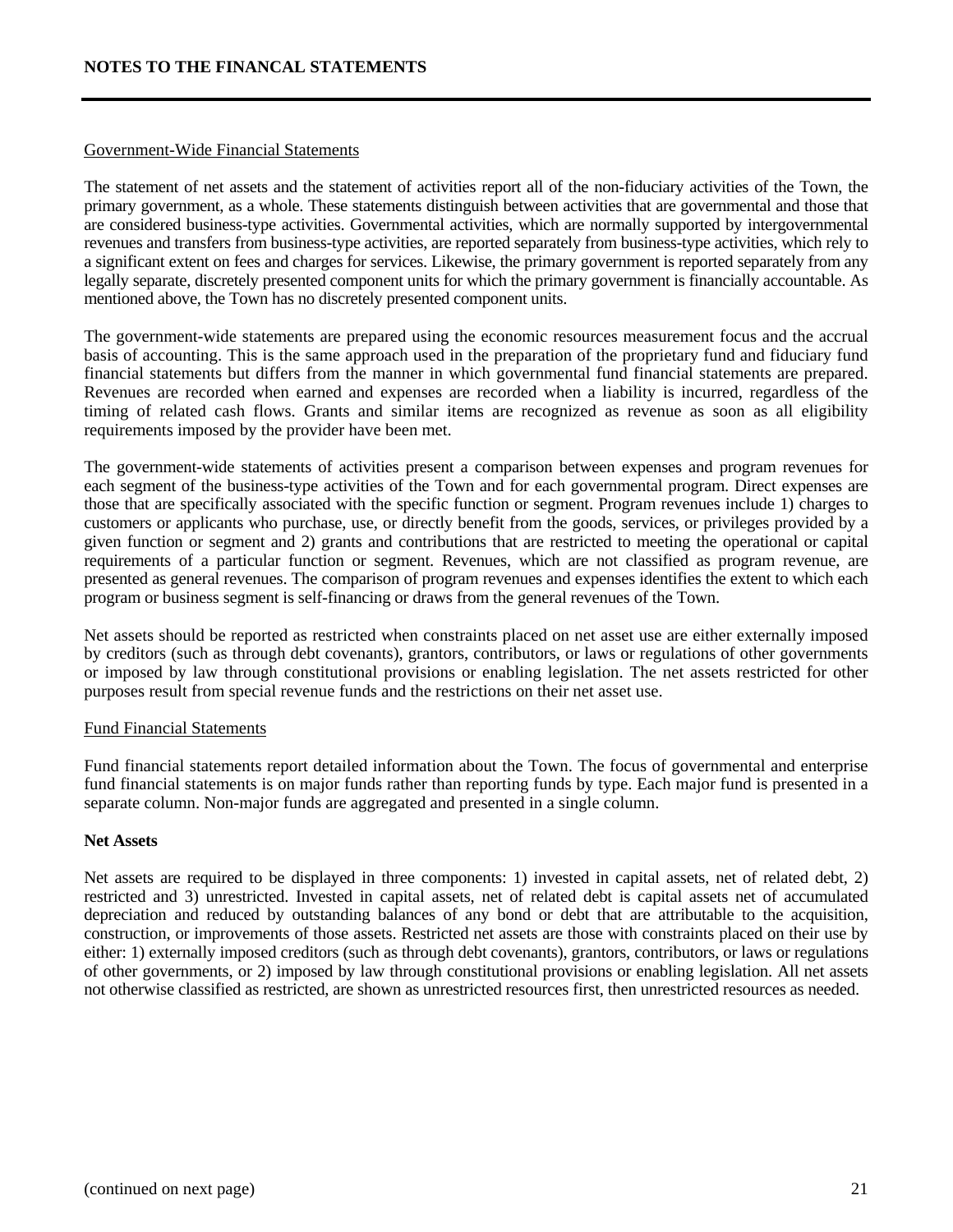## NOTES TO THE FINANCAL STATEMENTS

Government-Wide Financial Statements

The statement of net assets and the statement of activities report all of the non-fiduciary activities of the Town, the primary government, as a whole. These statements distinguish between activities that are governmental and those that are considered business-type activities. Governmental activities, which are normally supported by intergovernmental revenues and transfers from business-type activities, are reported separately from business-type activities, which rely to a significant extent on fees and charges for services. Likewise, the primary government is reported separately from any legally separate, discretely presented component units for which the primary government is financially accountable. As mentioned above, the Town has no discretely presented component units.

The government-wide statements are prepared using the economic resources measurement focus and the accrual basis of accounting. This is the same approach used in the preparation of the proprietary fund and fiduciary fund financial statements but differs from the manner in which governmental fund financial statements are prepared. Revenues are recorded when earned and expenses are recorded when a liability is incurred, regardless of the timing of related cash flows. Grants and similar items are recognized as revenue as soon as all eligibility requirements imposed by the provider have been met.

The government-wide statements of activities present a comparison between expenses and program revenues for each segment of the business-type activities of the Town and for each governmental program. Direct expenses are those that are specifically associated with the specific function or segment. Program revenues include 1) charges to customers or applicants who purchase, use, or directly benefit from the goods, services, or privileges provided by a given function or segment and 2) grants and contributions that are restricted to meeting the operational or capital requirements of a particular function or segment. Revenues, which are not classified as program revenue, are presented as general revenues. The comparison of program revenues and expenses identifies the extent to which each program or business segment is self-financing or draws from the general revenues of the Town.

Net assets should be reported as restricted when constraints placed on net asset use are either externally imposed by creditors (such as through debt covenants), grantors, contributors, or laws or regulations of other governments or imposed by law through constitutional provisions or enabling legislation. The net assets restricted for other purposes result from special revenue funds and the restrictions on their net asset use.

Fund Financial Statements

Fund financial statements report detailed information about the Town. The focus of governmental and enterprise fund financial statements is on major funds rather than reporting funds by type. Each major fund is presented in a separate column. Non-major funds are aggregated and presented in a single column.

**Net Assets**

Net assets are required to be displayed in three components: 1) invested in capital assets, net of related debt, 2) restricted and 3) unrestricted. Invested in capital assets, net of related debt is capital assets net of accumulated depreciation and reduced by outstanding balances of any bond or debt that are attributable to the acquisition, construction, or improvements of those assets. Restricted net assets are those with constraints placed on their use by either: 1) externally imposed creditors (such as through debt covenants), grantors, contributors, or laws or regulations of other governments, or 2) imposed by law through constitutional provisions or enabling legislation. All net assets not otherwise classified as restricted, are shown as unrestricted resources first, then unrestricted resources as needed.

(continued on next page)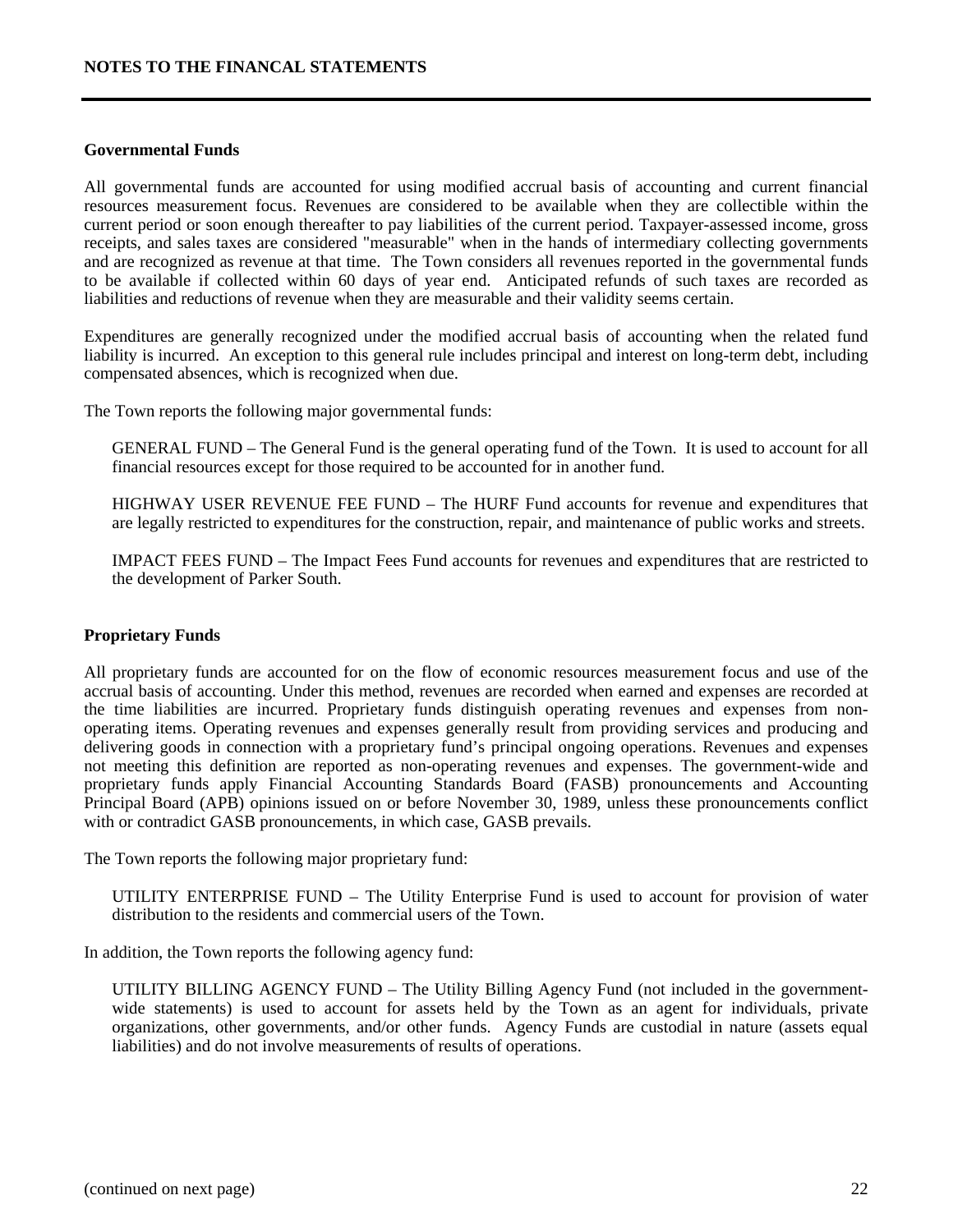### Governmental Funds

All governmental funds are accounted for using modified accrual basis of accounting and current financial resources measurement focus. Revenues are considered to be available when they are collectible within the current period or soon enough thereafter to pay liabilities of the current period. Taxpayer-assessed income, gross receipts, and sales taxes are considered "measurable" when in the hands of intermediary collecting governments and are recognized as revenue at that time. The Town considers all revenues reported in the governmental funds to be available if collected within 60 days of year end. Anticipated refunds of such taxes are recorded as liabilities and reductions of revenue when they are measurable and their validity seems certain.

Expenditures are generally recognized under the modified accrual basis of accounting when the related fund liability is incurred. An exception to this general rule includes principal and interest on long-term debt, including compensated absences, which is recognized when due.

The Town reports the following major governmental funds:

GENERAL FUND – The General Fund is the general operating fund of the Town. It is used to account for all financial resources except for those required to be accounted for in another fund.

HIGHWAY USER REVENUE FEE FUND – The HURF Fund accounts for revenue and expenditures that are legally restricted to expenditures for the construction, repair, and maintenance of public works and streets.

IMPACT FEES FUND – The Impact Fees Fund accounts for revenues and expenditures that are restricted to the development of Parker South.

### Proprietary Funds

All proprietary funds are accounted for on the flow of economic resources measurement focus and use of the accrual basis of accounting. Under this method, revenues are recorded when earned and expenses are recorded at the time liabilities are incurred. Proprietary funds distinguish operating revenues and expenses from non-operating items. Operating revenues and expenses generally result from providing services and producing and delivering goods in connection with a proprietary fund's principal ongoing operations. Revenues and expenses not meeting this definition are reported as non-operating revenues and expenses. The government-wide and proprietary funds apply Financial Accounting Standards Board (FASB) pronouncements and Accounting Principal Board (APB) opinions issued on or before November 30, 1989, unless these pronouncements conflict with or contradict GASB pronouncements, in which case, GASB prevails.

The Town reports the following major proprietary fund:

UTILITY ENTERPRISE FUND – The Utility Enterprise Fund is used to account for provision of water distribution to the residents and commercial users of the Town.

In addition, the Town reports the following agency fund:

UTILITY BILLING AGENCY FUND – The Utility Billing Agency Fund (not included in the government-wide statements) is used to account for assets held by the Town as an agent for individuals, private organizations, other governments, and/or other funds. Agency Funds are custodial in nature (assets equal liabilities) and do not involve measurements of results of operations.

(continued on next page)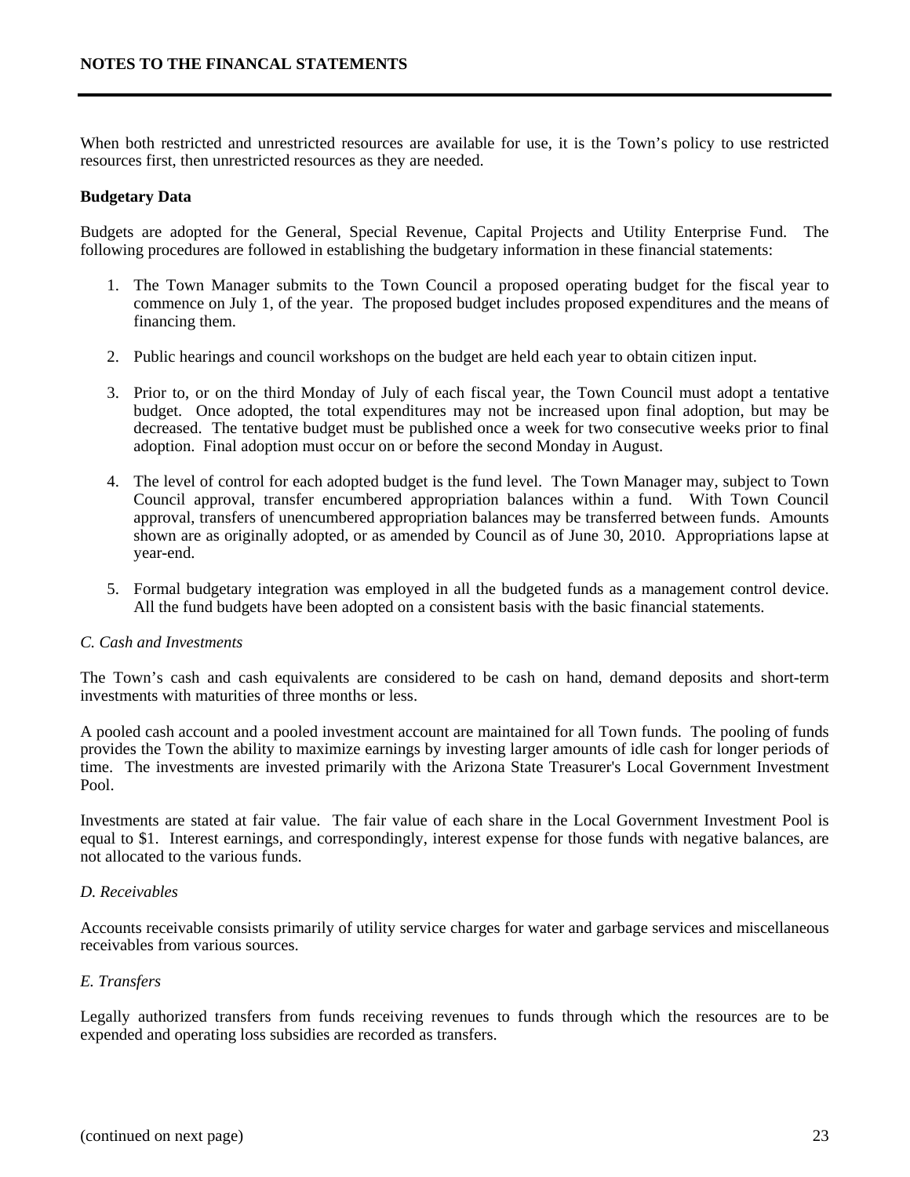When both restricted and unrestricted resources are available for use, it is the Town's policy to use restricted resources first, then unrestricted resources as they are needed.

**Budgetary Data**

Budgets are adopted for the General, Special Revenue, Capital Projects and Utility Enterprise Fund. The following procedures are followed in establishing the budgetary information in these financial statements:

1. The Town Manager submits to the Town Council a proposed operating budget for the fiscal year to commence on July 1, of the year. The proposed budget includes proposed expenditures and the means of financing them.

2. Public hearings and council workshops on the budget are held each year to obtain citizen input.

3. Prior to, or on the third Monday of July of each fiscal year, the Town Council must adopt a tentative budget. Once adopted, the total expenditures may not be increased upon final adoption, but may be decreased. The tentative budget must be published once a week for two consecutive weeks prior to final adoption. Final adoption must occur on or before the second Monday in August.

4. The level of control for each adopted budget is the fund level. The Town Manager may, subject to Town Council approval, transfer encumbered appropriation balances within a fund. With Town Council approval, transfers of unencumbered appropriation balances may be transferred between funds. Amounts shown are as originally adopted, or as amended by Council as of June 30, 2010. Appropriations lapse at year-end.

5. Formal budgetary integration was employed in all the budgeted funds as a management control device. All the fund budgets have been adopted on a consistent basis with the basic financial statements.

*C. Cash and Investments*

The Town's cash and cash equivalents are considered to be cash on hand, demand deposits and short-term investments with maturities of three months or less.

A pooled cash account and a pooled investment account are maintained for all Town funds. The pooling of funds provides the Town the ability to maximize earnings by investing larger amounts of idle cash for longer periods of time. The investments are invested primarily with the Arizona State Treasurer's Local Government Investment Pool.

Investments are stated at fair value. The fair value of each share in the Local Government Investment Pool is equal to $1. Interest earnings, and correspondingly, interest expense for those funds with negative balances, are not allocated to the various funds.

*D. Receivables*

Accounts receivable consists primarily of utility service charges for water and garbage services and miscellaneous receivables from various sources.

*E. Transfers*

Legally authorized transfers from funds receiving revenues to funds through which the resources are to be expended and operating loss subsidies are recorded as transfers.

(continued on next page)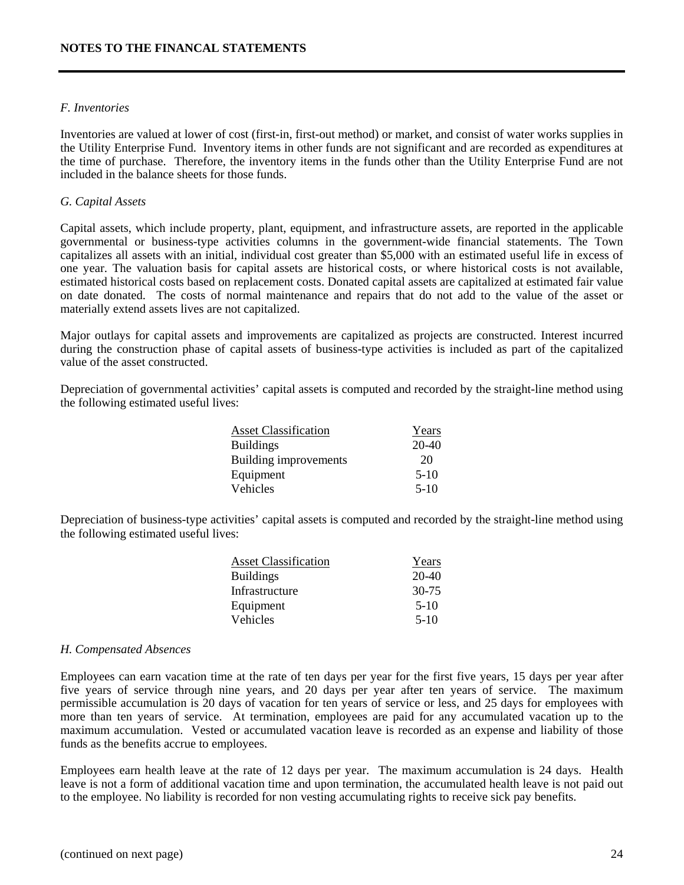*F. Inventories*

Inventories are valued at lower of cost (first-in, first-out method) or market, and consist of water works supplies in the Utility Enterprise Fund. Inventory items in other funds are not significant and are recorded as expenditures at the time of purchase. Therefore, the inventory items in the funds other than the Utility Enterprise Fund are not included in the balance sheets for those funds.

*G. Capital Assets*

Capital assets, which include property, plant, equipment, and infrastructure assets, are reported in the applicable governmental or business-type activities columns in the government-wide financial statements. The Town capitalizes all assets with an initial, individual cost greater than $5,000 with an estimated useful life in excess of one year. The valuation basis for capital assets are historical costs, or where historical costs is not available, estimated historical costs based on replacement costs. Donated capital assets are capitalized at estimated fair value on date donated. The costs of normal maintenance and repairs that do not add to the value of the asset or materially extend assets lives are not capitalized.

Major outlays for capital assets and improvements are capitalized as projects are constructed. Interest incurred during the construction phase of capital assets of business-type activities is included as part of the capitalized value of the asset constructed.

Depreciation of governmental activities' capital assets is computed and recorded by the straight-line method using the following estimated useful lives:

| Asset Classification | Years |
|---|---|
| Buildings | 20-40 |
| Building improvements | 20 |
| Equipment | 5-10 |
| Vehicles | 5-10 |

Depreciation of business-type activities' capital assets is computed and recorded by the straight-line method using the following estimated useful lives:

| Asset Classification | Years |
|---|---|
| Buildings | 20-40 |
| Infrastructure | 30-75 |
| Equipment | 5-10 |
| Vehicles | 5-10 |

*H. Compensated Absences*

Employees can earn vacation time at the rate of ten days per year for the first five years, 15 days per year after five years of service through nine years, and 20 days per year after ten years of service. The maximum permissible accumulation is 20 days of vacation for ten years of service or less, and 25 days for employees with more than ten years of service. At termination, employees are paid for any accumulated vacation up to the maximum accumulation. Vested or accumulated vacation leave is recorded as an expense and liability of those funds as the benefits accrue to employees.

Employees earn health leave at the rate of 12 days per year. The maximum accumulation is 24 days. Health leave is not a form of additional vacation time and upon termination, the accumulated health leave is not paid out to the employee. No liability is recorded for non vesting accumulating rights to receive sick pay benefits.

(continued on next page)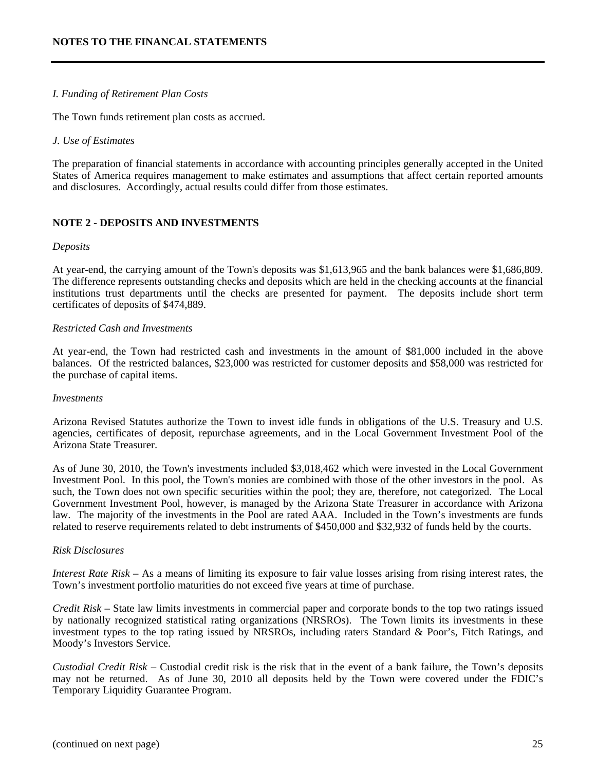*I. Funding of Retirement Plan Costs*

The Town funds retirement plan costs as accrued.

*J. Use of Estimates*

The preparation of financial statements in accordance with accounting principles generally accepted in the United States of America requires management to make estimates and assumptions that affect certain reported amounts and disclosures. Accordingly, actual results could differ from those estimates.

## NOTE 2 - DEPOSITS AND INVESTMENTS

*Deposits*

At year-end, the carrying amount of the Town's deposits was $1,613,965 and the bank balances were $1,686,809. The difference represents outstanding checks and deposits which are held in the checking accounts at the financial institutions trust departments until the checks are presented for payment. The deposits include short term certificates of deposits of $474,889.

*Restricted Cash and Investments*

At year-end, the Town had restricted cash and investments in the amount of $81,000 included in the above balances. Of the restricted balances, $23,000 was restricted for customer deposits and $58,000 was restricted for the purchase of capital items.

*Investments*

Arizona Revised Statutes authorize the Town to invest idle funds in obligations of the U.S. Treasury and U.S. agencies, certificates of deposit, repurchase agreements, and in the Local Government Investment Pool of the Arizona State Treasurer.

As of June 30, 2010, the Town's investments included $3,018,462 which were invested in the Local Government Investment Pool. In this pool, the Town's monies are combined with those of the other investors in the pool. As such, the Town does not own specific securities within the pool; they are, therefore, not categorized. The Local Government Investment Pool, however, is managed by the Arizona State Treasurer in accordance with Arizona law. The majority of the investments in the Pool are rated AAA. Included in the Town's investments are funds related to reserve requirements related to debt instruments of $450,000 and $32,932 of funds held by the courts.

*Risk Disclosures*

*Interest Rate Risk* – As a means of limiting its exposure to fair value losses arising from rising interest rates, the Town's investment portfolio maturities do not exceed five years at time of purchase.

*Credit Risk* – State law limits investments in commercial paper and corporate bonds to the top two ratings issued by nationally recognized statistical rating organizations (NRSROs). The Town limits its investments in these investment types to the top rating issued by NRSROs, including raters Standard & Poor's, Fitch Ratings, and Moody's Investors Service.

*Custodial Credit Risk* – Custodial credit risk is the risk that in the event of a bank failure, the Town's deposits may not be returned. As of June 30, 2010 all deposits held by the Town were covered under the FDIC's Temporary Liquidity Guarantee Program.

(continued on next page)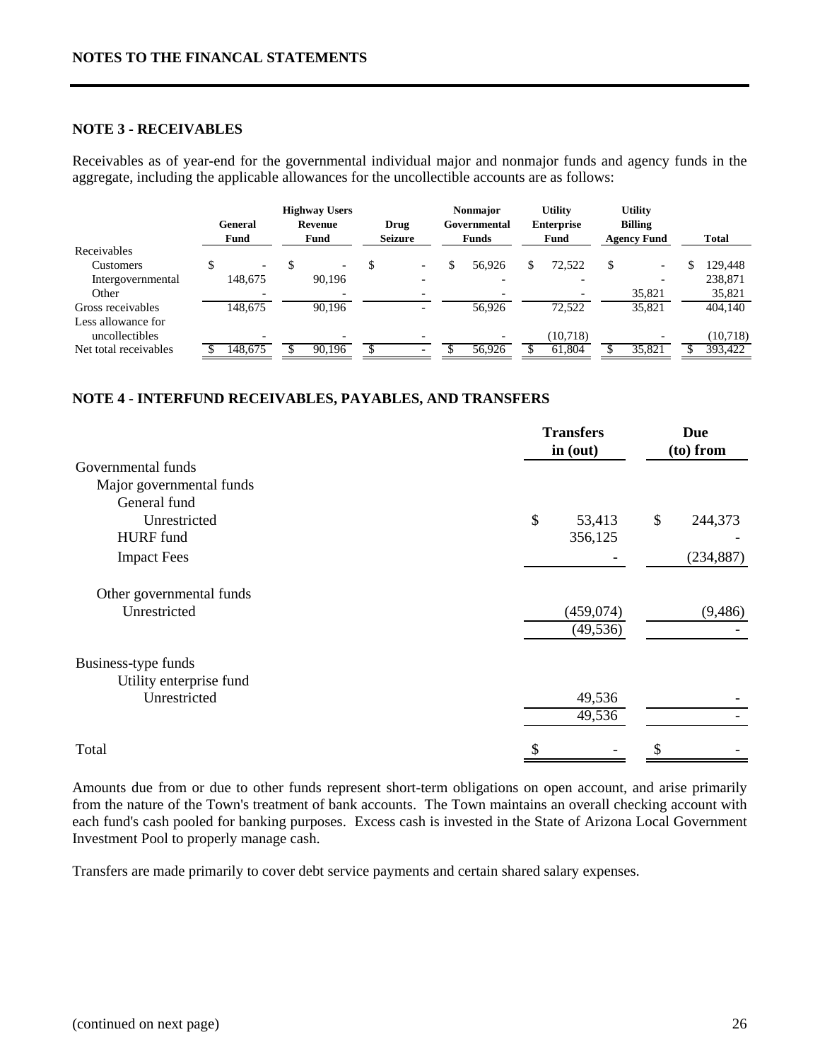NOTES TO THE FINANCIAL STATEMENTS

### NOTE 3 - RECEIVABLES

Receivables as of year-end for the governmental individual major and nonmajor funds and agency funds in the aggregate, including the applicable allowances for the uncollectible accounts are as follows:

| | General Fund | Highway Users Revenue Fund | Drug Seizure | Nonmajor Governmental Funds | Utility Enterprise Fund | Utility Billing Agency Fund | Total |
|---|---|---|---|---|---|---|---|
| Receivables | | | | | | | |
| Customers | $ - | $ - | $ - | $ 56,926 | $ 72,522 | $ - | $ 129,448 |
| Intergovernmental | 148,675 | 90,196 | - | - | - | - | 238,871 |
| Other | - | - | - | - | - | 35,821 | 35,821 |
| Gross receivables | 148,675 | 90,196 | - | 56,926 | 72,522 | 35,821 | 404,140 |
| Less allowance for uncollectibles | - | - | - | - | (10,718) | - | (10,718) |
| Net total receivables | $ 148,675 | $ 90,196 | $ - | $ 56,926 | $ 61,804 | $ 35,821 | $ 393,422 |

### NOTE 4 - INTERFUND RECEIVABLES, PAYABLES, AND TRANSFERS

| | Transfers in (out) | Due (to) from |
|---|---|---|
| Governmental funds | | |
| Major governmental funds | | |
| General fund | | |
| Unrestricted | $ 53,413 | $ 244,373 |
| HURF fund | 356,125 | - |
| Impact Fees | - | (234,887) |
| Other governmental funds | | |
| Unrestricted | (459,074) | (9,486) |
| | (49,536) | - |
| Business-type funds | | |
| Utility enterprise fund | | |
| Unrestricted | 49,536 | - |
| | 49,536 | - |
| Total | $ - | $ - |

Amounts due from or due to other funds represent short-term obligations on open account, and arise primarily from the nature of the Town's treatment of bank accounts. The Town maintains an overall checking account with each fund's cash pooled for banking purposes. Excess cash is invested in the State of Arizona Local Government Investment Pool to properly manage cash.

Transfers are made primarily to cover debt service payments and certain shared salary expenses.

(continued on next page)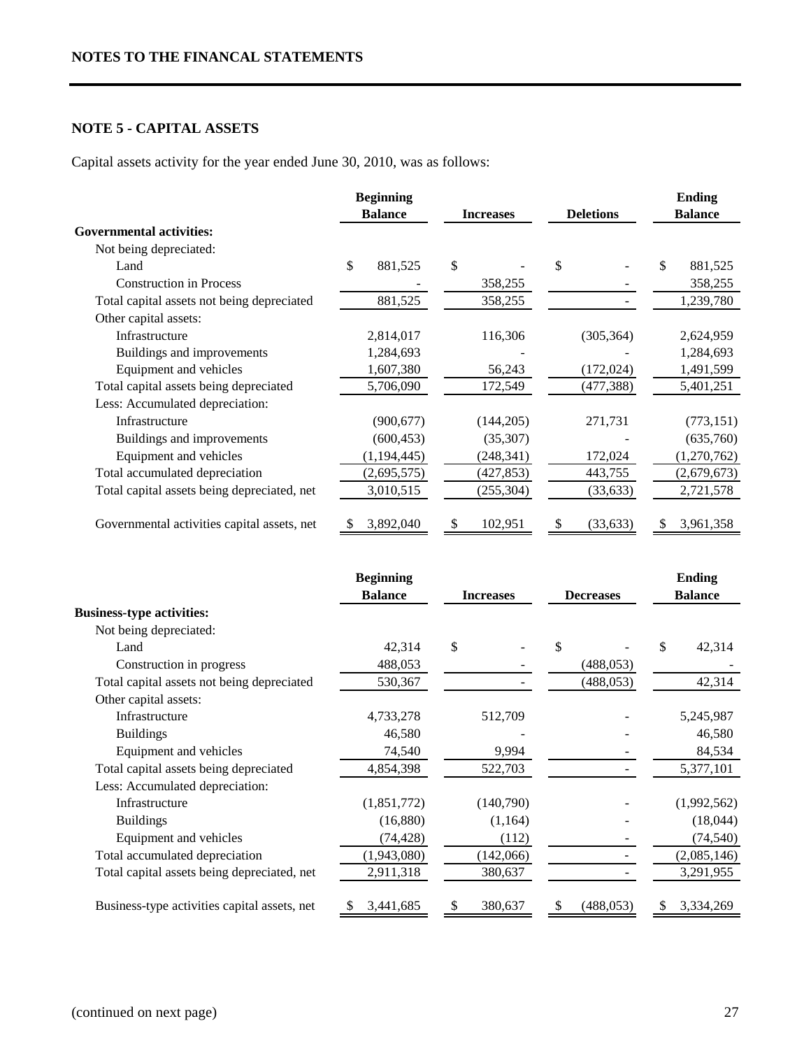## NOTES TO THE FINANCIAL STATEMENTS

### NOTE 5 - CAPITAL ASSETS

Capital assets activity for the year ended June 30, 2010, was as follows:

| | Beginning Balance | Increases | Deletions | Ending Balance |
|---|---|---|---|---|
| **Governmental activities:** | | | | |
| Not being depreciated: | | | | |
| Land | $ 881,525 | $ - | $ - | $ 881,525 |
| Construction in Process | - | 358,255 | - | 358,255 |
| Total capital assets not being depreciated | 881,525 | 358,255 | - | 1,239,780 |
| Other capital assets: | | | | |
| Infrastructure | 2,814,017 | 116,306 | (305,364) | 2,624,959 |
| Buildings and improvements | 1,284,693 | - | - | 1,284,693 |
| Equipment and vehicles | 1,607,380 | 56,243 | (172,024) | 1,491,599 |
| Total capital assets being depreciated | 5,706,090 | 172,549 | (477,388) | 5,401,251 |
| Less: Accumulated depreciation: | | | | |
| Infrastructure | (900,677) | (144,205) | 271,731 | (773,151) |
| Buildings and improvements | (600,453) | (35,307) | - | (635,760) |
| Equipment and vehicles | (1,194,445) | (248,341) | 172,024 | (1,270,762) |
| Total accumulated depreciation | (2,695,575) | (427,853) | 443,755 | (2,679,673) |
| Total capital assets being depreciated, net | 3,010,515 | (255,304) | (33,633) | 2,721,578 |
| Governmental activities capital assets, net | $ 3,892,040 | $ 102,951 | $ (33,633) | $ 3,961,358 |

| | Beginning Balance | Increases | Decreases | Ending Balance |
|---|---|---|---|---|
| **Business-type activities:** | | | | |
| Not being depreciated: | | | | |
| Land | 42,314 | $ - | $ - | $ 42,314 |
| Construction in progress | 488,053 | - | (488,053) | - |
| Total capital assets not being depreciated | 530,367 | - | (488,053) | 42,314 |
| Other capital assets: | | | | |
| Infrastructure | 4,733,278 | 512,709 | - | 5,245,987 |
| Buildings | 46,580 | - | - | 46,580 |
| Equipment and vehicles | 74,540 | 9,994 | - | 84,534 |
| Total capital assets being depreciated | 4,854,398 | 522,703 | - | 5,377,101 |
| Less: Accumulated depreciation: | | | | |
| Infrastructure | (1,851,772) | (140,790) | - | (1,992,562) |
| Buildings | (16,880) | (1,164) | - | (18,044) |
| Equipment and vehicles | (74,428) | (112) | - | (74,540) |
| Total accumulated depreciation | (1,943,080) | (142,066) | - | (2,085,146) |
| Total capital assets being depreciated, net | 2,911,318 | 380,637 | - | 3,291,955 |
| Business-type activities capital assets, net | $ 3,441,685 | $ 380,637 | $ (488,053) | $ 3,334,269 |

(continued on next page)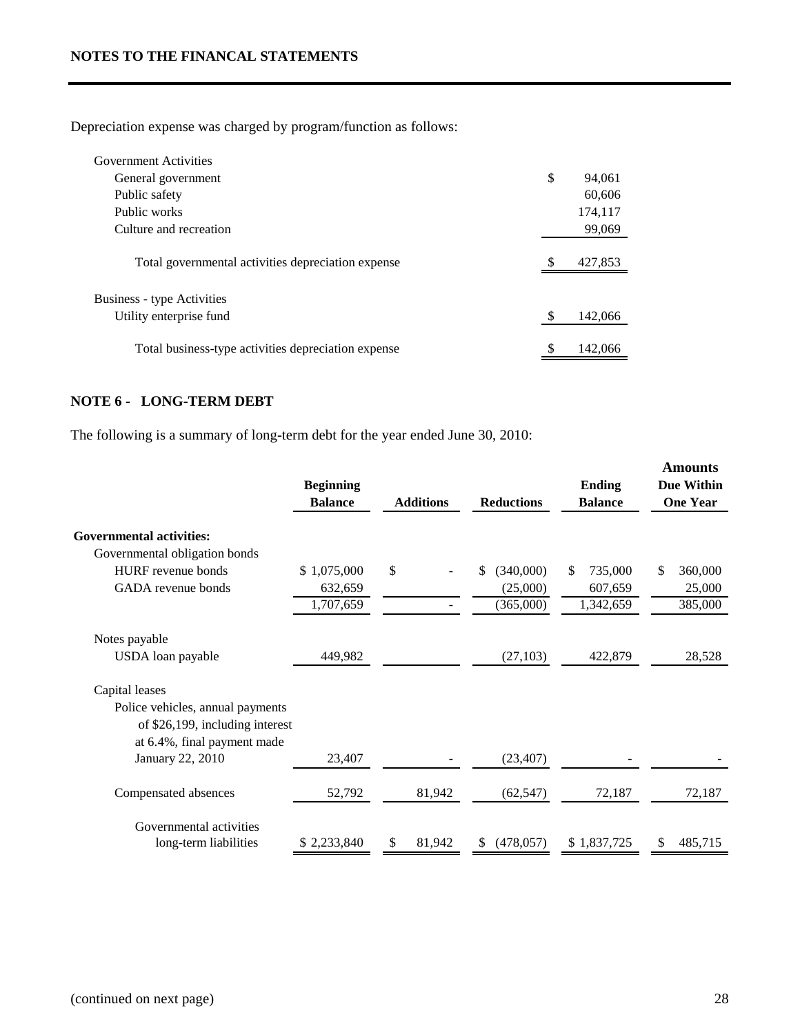## NOTES TO THE FINANCIAL STATEMENTS

Depreciation expense was charged by program/function as follows:

| | |
|---|---|
| Government Activities | |
| General government | $ 94,061 |
| Public safety | 60,606 |
| Public works | 174,117 |
| Culture and recreation | 99,069 |
| Total governmental activities depreciation expense | $ 427,853 |
| Business - type Activities | |
| Utility enterprise fund | $ 142,066 |
| Total business-type activities depreciation expense | $ 142,066 |

### NOTE 6 - LONG-TERM DEBT

The following is a summary of long-term debt for the year ended June 30, 2010:

| | Beginning Balance | Additions | Reductions | Ending Balance | Amounts Due Within One Year |
|---|---|---|---|---|---|
| **Governmental activities:** | | | | | |
| Governmental obligation bonds | | | | | |
| HURF revenue bonds | $ 1,075,000 | $ - | $ (340,000) | $ 735,000 | $ 360,000 |
| GADA revenue bonds | 632,659 | | (25,000) | 607,659 | 25,000 |
| | 1,707,659 | - | (365,000) | 1,342,659 | 385,000 |
| Notes payable | | | | | |
| USDA loan payable | 449,982 | | (27,103) | 422,879 | 28,528 |
| Capital leases | | | | | |
| Police vehicles, annual payments of $26,199, including interest at 6.4%, final payment made January 22, 2010 | 23,407 | - | (23,407) | - | - |
| Compensated absences | 52,792 | 81,942 | (62,547) | 72,187 | 72,187 |
| Governmental activities long-term liabilities | $ 2,233,840 | $ 81,942 | $ (478,057) | $ 1,837,725 | $ 485,715 |

(continued on next page)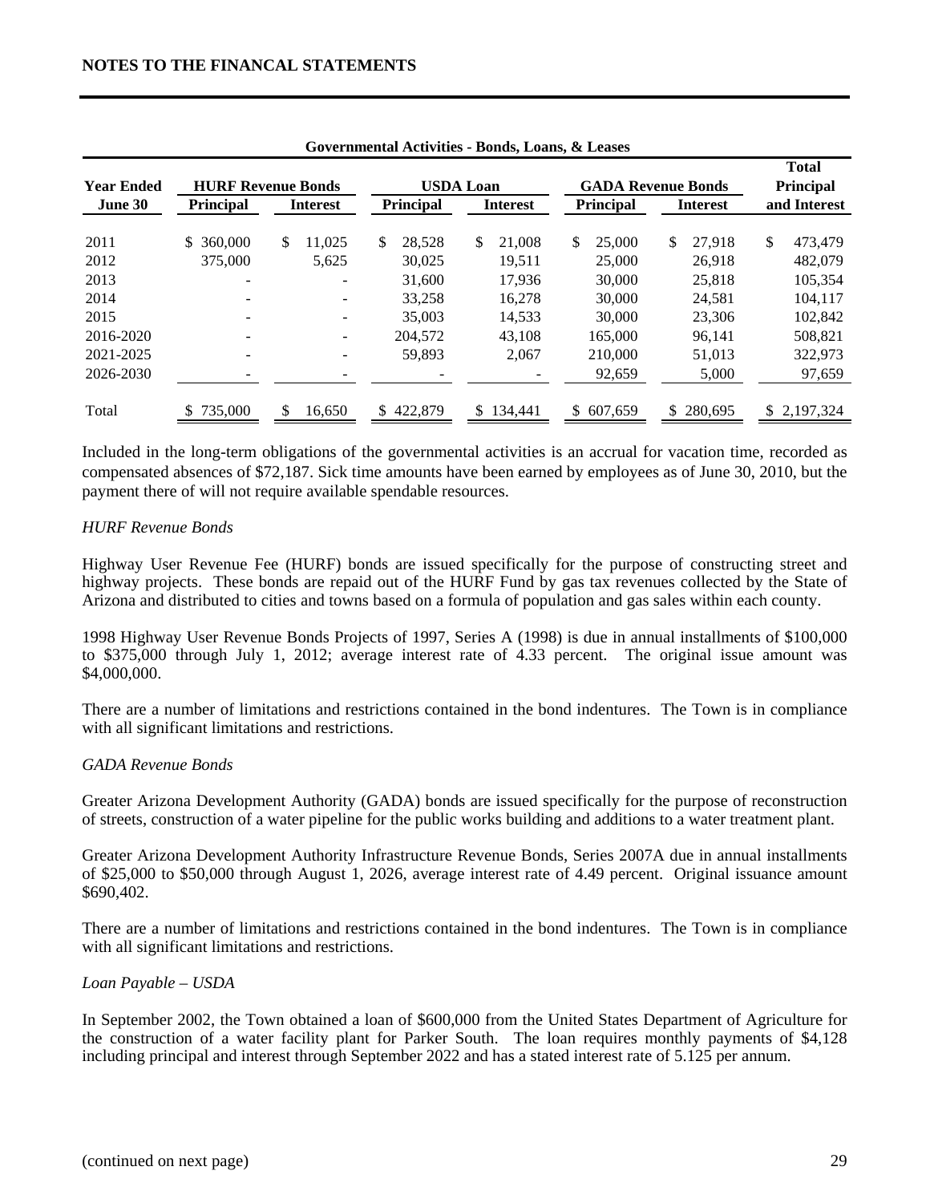**NOTES TO THE FINANCIAL STATEMENTS**

**Governmental Activities - Bonds, Loans, & Leases**

| Year Ended | HURF Revenue Bonds | | USDA Loan | | GADA Revenue Bonds | | Total Principal |
|---|---|---|---|---|---|---|---|
| June 30 | Principal | Interest | Principal | Interest | Principal | Interest | and Interest |
| 2011 | $ 360,000 | $ 11,025 | $ 28,528 | $ 21,008 | $ 25,000 | $ 27,918 | $ 473,479 |
| 2012 | 375,000 | 5,625 | 30,025 | 19,511 | 25,000 | 26,918 | 482,079 |
| 2013 | - | - | 31,600 | 17,936 | 30,000 | 25,818 | 105,354 |
| 2014 | - | - | 33,258 | 16,278 | 30,000 | 24,581 | 104,117 |
| 2015 | - | - | 35,003 | 14,533 | 30,000 | 23,306 | 102,842 |
| 2016-2020 | - | - | 204,572 | 43,108 | 165,000 | 96,141 | 508,821 |
| 2021-2025 | - | - | 59,893 | 2,067 | 210,000 | 51,013 | 322,973 |
| 2026-2030 | - | - | - | - | 92,659 | 5,000 | 97,659 |
| Total | $ 735,000 | $ 16,650 | $ 422,879 | $ 134,441 | $ 607,659 | $ 280,695 | $ 2,197,324 |

Included in the long-term obligations of the governmental activities is an accrual for vacation time, recorded as compensated absences of $72,187. Sick time amounts have been earned by employees as of June 30, 2010, but the payment there of will not require available spendable resources.

*HURF Revenue Bonds*

Highway User Revenue Fee (HURF) bonds are issued specifically for the purpose of constructing street and highway projects. These bonds are repaid out of the HURF Fund by gas tax revenues collected by the State of Arizona and distributed to cities and towns based on a formula of population and gas sales within each county.

1998 Highway User Revenue Bonds Projects of 1997, Series A (1998) is due in annual installments of $100,000 to $375,000 through July 1, 2012; average interest rate of 4.33 percent. The original issue amount was $4,000,000.

There are a number of limitations and restrictions contained in the bond indentures. The Town is in compliance with all significant limitations and restrictions.

*GADA Revenue Bonds*

Greater Arizona Development Authority (GADA) bonds are issued specifically for the purpose of reconstruction of streets, construction of a water pipeline for the public works building and additions to a water treatment plant.

Greater Arizona Development Authority Infrastructure Revenue Bonds, Series 2007A due in annual installments of $25,000 to $50,000 through August 1, 2026, average interest rate of 4.49 percent. Original issuance amount $690,402.

There are a number of limitations and restrictions contained in the bond indentures. The Town is in compliance with all significant limitations and restrictions.

*Loan Payable – USDA*

In September 2002, the Town obtained a loan of $600,000 from the United States Department of Agriculture for the construction of a water facility plant for Parker South. The loan requires monthly payments of $4,128 including principal and interest through September 2022 and has a stated interest rate of 5.125 per annum.

(continued on next page)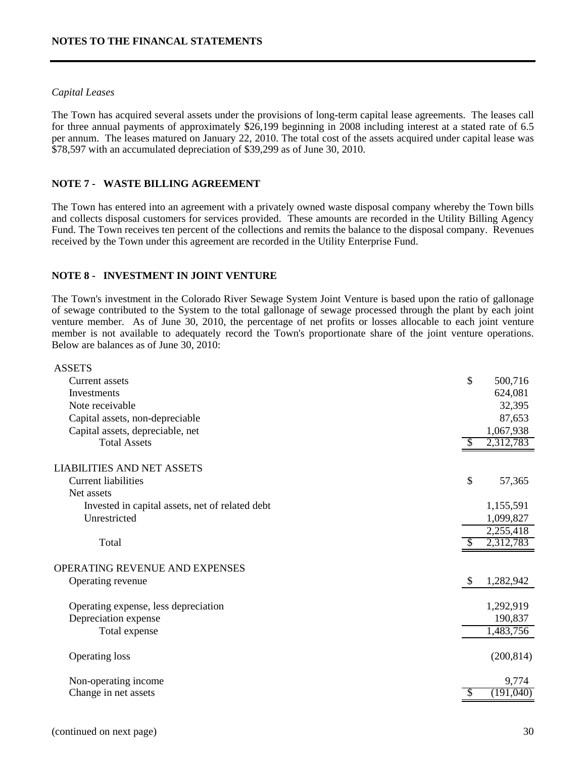*Capital Leases*

The Town has acquired several assets under the provisions of long-term capital lease agreements. The leases call for three annual payments of approximately $26,199 beginning in 2008 including interest at a stated rate of 6.5 per annum. The leases matured on January 22, 2010. The total cost of the assets acquired under capital lease was $78,597 with an accumulated depreciation of $39,299 as of June 30, 2010.

## NOTE 7 - WASTE BILLING AGREEMENT

The Town has entered into an agreement with a privately owned waste disposal company whereby the Town bills and collects disposal customers for services provided. These amounts are recorded in the Utility Billing Agency Fund. The Town receives ten percent of the collections and remits the balance to the disposal company. Revenues received by the Town under this agreement are recorded in the Utility Enterprise Fund.

## NOTE 8 - INVESTMENT IN JOINT VENTURE

The Town's investment in the Colorado River Sewage System Joint Venture is based upon the ratio of gallonage of sewage contributed to the System to the total gallonage of sewage processed through the plant by each joint venture member. As of June 30, 2010, the percentage of net profits or losses allocable to each joint venture member is not available to adequately record the Town's proportionate share of the joint venture operations. Below are balances as of June 30, 2010:

| | |
|---|---|
| **ASSETS** | |
| Current assets | $ 500,716 |
| Investments | 624,081 |
| Note receivable | 32,395 |
| Capital assets, non-depreciable | 87,653 |
| Capital assets, depreciable, net | 1,067,938 |
| Total Assets | $ 2,312,783 |
| **LIABILITIES AND NET ASSETS** | |
| Current liabilities | $ 57,365 |
| Net assets | |
| Invested in capital assets, net of related debt | 1,155,591 |
| Unrestricted | 1,099,827 |
| | 2,255,418 |
| Total | $ 2,312,783 |
| **OPERATING REVENUE AND EXPENSES** | |
| Operating revenue | $ 1,282,942 |
| Operating expense, less depreciation | 1,292,919 |
| Depreciation expense | 190,837 |
| Total expense | 1,483,756 |
| Operating loss | (200,814) |
| Non-operating income | 9,774 |
| Change in net assets | $ (191,040) |

(continued on next page)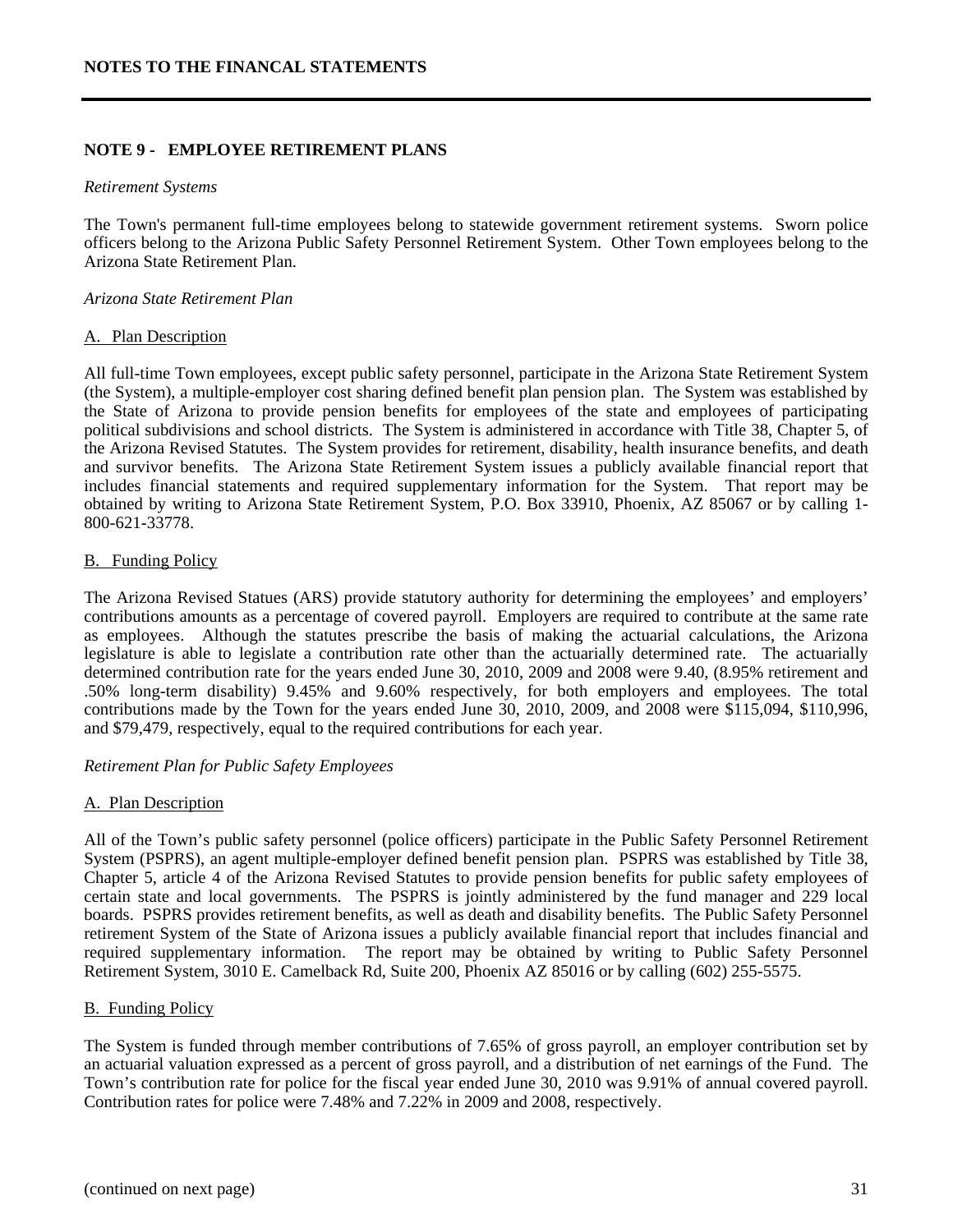## NOTE 9 - EMPLOYEE RETIREMENT PLANS

*Retirement Systems*

The Town's permanent full-time employees belong to statewide government retirement systems. Sworn police officers belong to the Arizona Public Safety Personnel Retirement System. Other Town employees belong to the Arizona State Retirement Plan.

*Arizona State Retirement Plan*

A. Plan Description

All full-time Town employees, except public safety personnel, participate in the Arizona State Retirement System (the System), a multiple-employer cost sharing defined benefit plan pension plan. The System was established by the State of Arizona to provide pension benefits for employees of the state and employees of participating political subdivisions and school districts. The System is administered in accordance with Title 38, Chapter 5, of the Arizona Revised Statutes. The System provides for retirement, disability, health insurance benefits, and death and survivor benefits. The Arizona State Retirement System issues a publicly available financial report that includes financial statements and required supplementary information for the System. That report may be obtained by writing to Arizona State Retirement System, P.O. Box 33910, Phoenix, AZ 85067 or by calling 1-800-621-33778.

B. Funding Policy

The Arizona Revised Statues (ARS) provide statutory authority for determining the employees' and employers' contributions amounts as a percentage of covered payroll. Employers are required to contribute at the same rate as employees. Although the statutes prescribe the basis of making the actuarial calculations, the Arizona legislature is able to legislate a contribution rate other than the actuarially determined rate. The actuarially determined contribution rate for the years ended June 30, 2010, 2009 and 2008 were 9.40, (8.95% retirement and .50% long-term disability) 9.45% and 9.60% respectively, for both employers and employees. The total contributions made by the Town for the years ended June 30, 2010, 2009, and 2008 were $115,094, $110,996, and $79,479, respectively, equal to the required contributions for each year.

*Retirement Plan for Public Safety Employees*

A. Plan Description

All of the Town's public safety personnel (police officers) participate in the Public Safety Personnel Retirement System (PSPRS), an agent multiple-employer defined benefit pension plan. PSPRS was established by Title 38, Chapter 5, article 4 of the Arizona Revised Statutes to provide pension benefits for public safety employees of certain state and local governments. The PSPRS is jointly administered by the fund manager and 229 local boards. PSPRS provides retirement benefits, as well as death and disability benefits. The Public Safety Personnel retirement System of the State of Arizona issues a publicly available financial report that includes financial and required supplementary information. The report may be obtained by writing to Public Safety Personnel Retirement System, 3010 E. Camelback Rd, Suite 200, Phoenix AZ 85016 or by calling (602) 255-5575.

B. Funding Policy

The System is funded through member contributions of 7.65% of gross payroll, an employer contribution set by an actuarial valuation expressed as a percent of gross payroll, and a distribution of net earnings of the Fund. The Town's contribution rate for police for the fiscal year ended June 30, 2010 was 9.91% of annual covered payroll. Contribution rates for police were 7.48% and 7.22% in 2009 and 2008, respectively.

(continued on next page)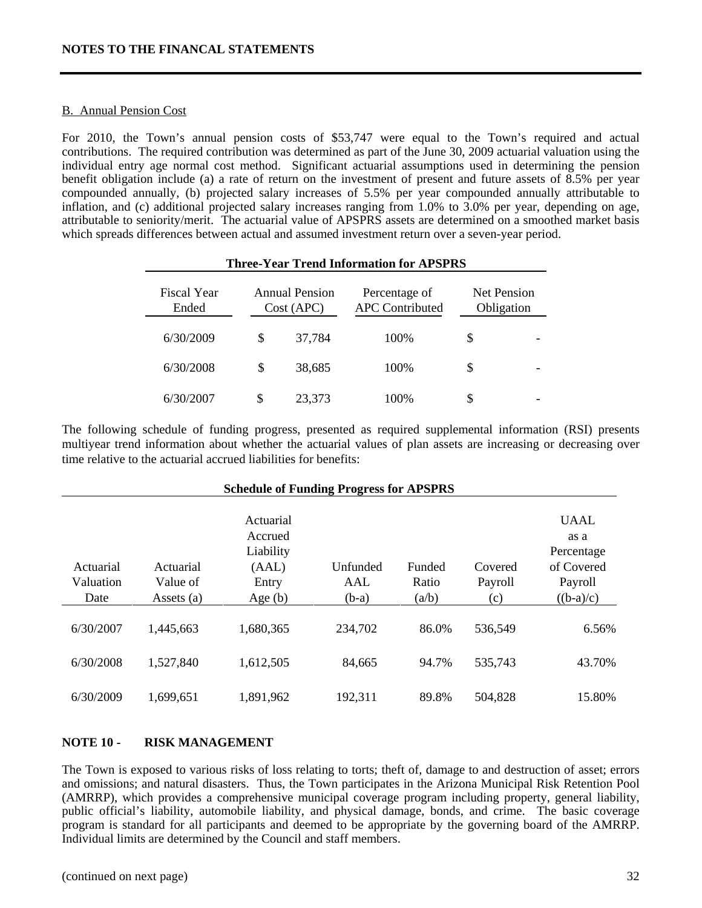# NOTES TO THE FINANCIAL STATEMENTS

B. Annual Pension Cost

For 2010, the Town's annual pension costs of $53,747 were equal to the Town's required and actual contributions. The required contribution was determined as part of the June 30, 2009 actuarial valuation using the individual entry age normal cost method. Significant actuarial assumptions used in determining the pension benefit obligation include (a) a rate of return on the investment of present and future assets of 8.5% per year compounded annually, (b) projected salary increases of 5.5% per year compounded annually attributable to inflation, and (c) additional projected salary increases ranging from 1.0% to 3.0% per year, depending on age, attributable to seniority/merit. The actuarial value of APSPRS assets are determined on a smoothed market basis which spreads differences between actual and assumed investment return over a seven-year period.

**Three-Year Trend Information for APSPRS**

| Fiscal Year Ended | Annual Pension Cost (APC) | Percentage of APC Contributed | Net Pension Obligation |
|---|---|---|---|
| 6/30/2009 | $ 37,784 | 100% | $ - |
| 6/30/2008 | $ 38,685 | 100% | $ - |
| 6/30/2007 | $ 23,373 | 100% | $ - |

The following schedule of funding progress, presented as required supplemental information (RSI) presents multiyear trend information about whether the actuarial values of plan assets are increasing or decreasing over time relative to the actuarial accrued liabilities for benefits:

**Schedule of Funding Progress for APSPRS**

| Actuarial Valuation Date | Actuarial Value of Assets (a) | Actuarial Accrued Liability (AAL) Entry Age (b) | Unfunded AAL (b-a) | Funded Ratio (a/b) | Covered Payroll (c) | UAAL as a Percentage of Covered Payroll ((b-a)/c) |
|---|---|---|---|---|---|---|
| 6/30/2007 | 1,445,663 | 1,680,365 | 234,702 | 86.0% | 536,549 | 6.56% |
| 6/30/2008 | 1,527,840 | 1,612,505 | 84,665 | 94.7% | 535,743 | 43.70% |
| 6/30/2009 | 1,699,651 | 1,891,962 | 192,311 | 89.8% | 504,828 | 15.80% |

## NOTE 10 - RISK MANAGEMENT

The Town is exposed to various risks of loss relating to torts; theft of, damage to and destruction of asset; errors and omissions; and natural disasters. Thus, the Town participates in the Arizona Municipal Risk Retention Pool (AMRRP), which provides a comprehensive municipal coverage program including property, general liability, public official's liability, automobile liability, and physical damage, bonds, and crime. The basic coverage program is standard for all participants and deemed to be appropriate by the governing board of the AMRRP. Individual limits are determined by the Council and staff members.

(continued on next page)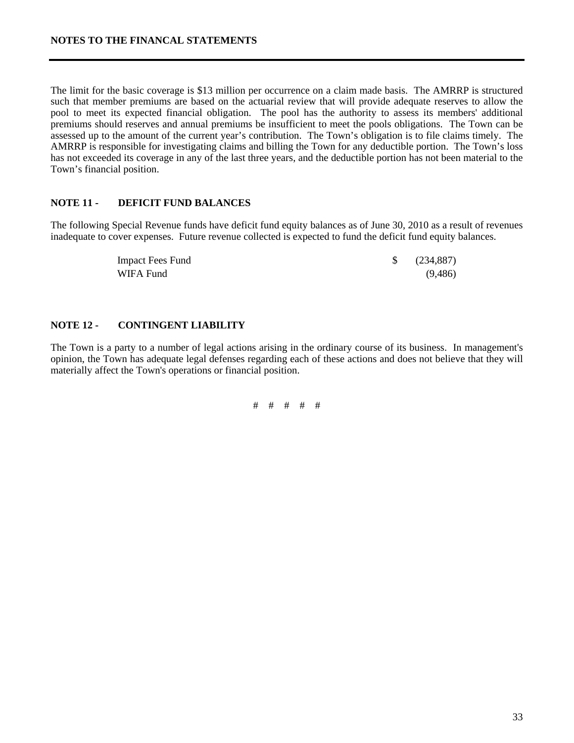The limit for the basic coverage is $13 million per occurrence on a claim made basis. The AMRRP is structured such that member premiums are based on the actuarial review that will provide adequate reserves to allow the pool to meet its expected financial obligation. The pool has the authority to assess its members' additional premiums should reserves and annual premiums be insufficient to meet the pools obligations. The Town can be assessed up to the amount of the current year's contribution. The Town's obligation is to file claims timely. The AMRRP is responsible for investigating claims and billing the Town for any deductible portion. The Town's loss has not exceeded its coverage in any of the last three years, and the deductible portion has not been material to the Town's financial position.

## NOTE 11 - DEFICIT FUND BALANCES

The following Special Revenue funds have deficit fund equity balances as of June 30, 2010 as a result of revenues inadequate to cover expenses. Future revenue collected is expected to fund the deficit fund equity balances.

| | |
|---|---|
| Impact Fees Fund | $ (234,887) |
| WIFA Fund | (9,486) |

## NOTE 12 - CONTINGENT LIABILITY

The Town is a party to a number of legal actions arising in the ordinary course of its business. In management's opinion, the Town has adequate legal defenses regarding each of these actions and does not believe that they will materially affect the Town's operations or financial position.

# # # # #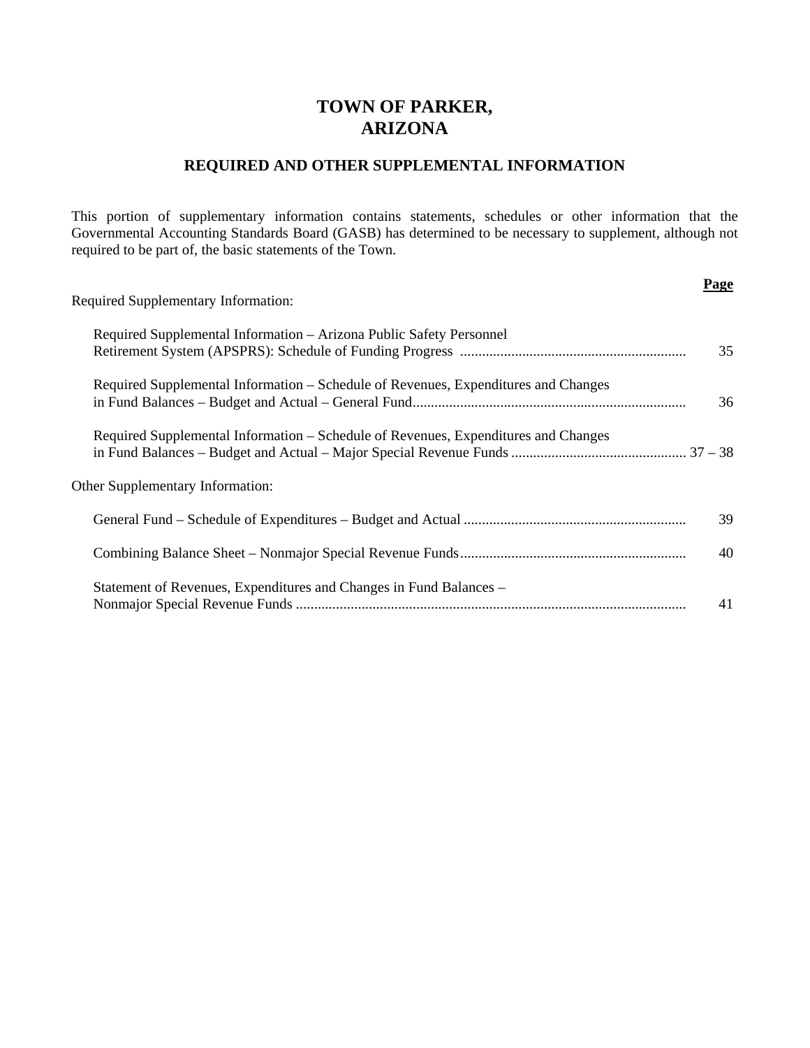# TOWN OF PARKER, ARIZONA

## REQUIRED AND OTHER SUPPLEMENTAL INFORMATION

This portion of supplementary information contains statements, schedules or other information that the Governmental Accounting Standards Board (GASB) has determined to be necessary to supplement, although not required to be part of, the basic statements of the Town.

| | **Page** |
|---|---|
| Required Supplementary Information: | |
| Required Supplemental Information – Arizona Public Safety Personnel Retirement System (APSPRS): Schedule of Funding Progress | 35 |
| Required Supplemental Information – Schedule of Revenues, Expenditures and Changes in Fund Balances – Budget and Actual – General Fund | 36 |
| Required Supplemental Information – Schedule of Revenues, Expenditures and Changes in Fund Balances – Budget and Actual – Major Special Revenue Funds | 37 – 38 |
| Other Supplementary Information: | |
| General Fund – Schedule of Expenditures – Budget and Actual | 39 |
| Combining Balance Sheet – Nonmajor Special Revenue Funds | 40 |
| Statement of Revenues, Expenditures and Changes in Fund Balances – Nonmajor Special Revenue Funds | 41 |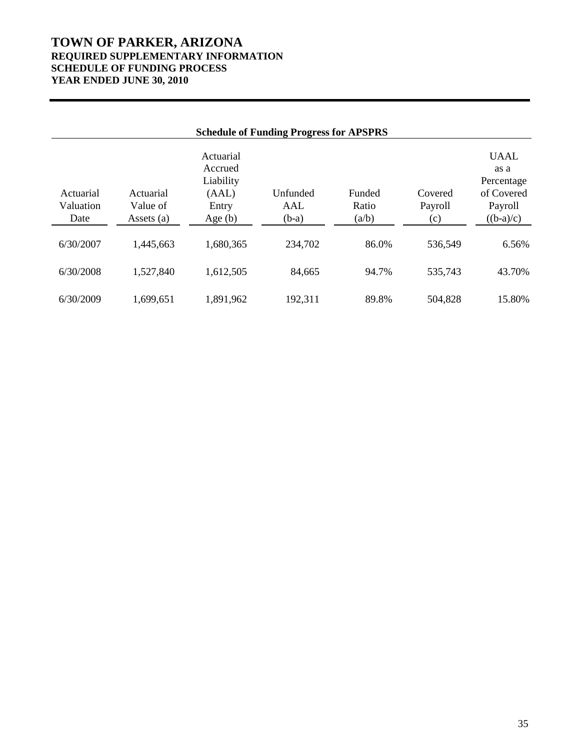# TOWN OF PARKER, ARIZONA
## REQUIRED SUPPLEMENTARY INFORMATION
## SCHEDULE OF FUNDING PROCESS
## YEAR ENDED JUNE 30, 2010

**Schedule of Funding Progress for APSPRS**

| Actuarial Valuation Date | Actuarial Value of Assets (a) | Actuarial Accrued Liability (AAL) Entry Age (b) | Unfunded AAL (b-a) | Funded Ratio (a/b) | Covered Payroll (c) | UAAL as a Percentage of Covered Payroll ((b-a)/c) |
|---|---|---|---|---|---|---|
| 6/30/2007 | 1,445,663 | 1,680,365 | 234,702 | 86.0% | 536,549 | 6.56% |
| 6/30/2008 | 1,527,840 | 1,612,505 | 84,665 | 94.7% | 535,743 | 43.70% |
| 6/30/2009 | 1,699,651 | 1,891,962 | 192,311 | 89.8% | 504,828 | 15.80% |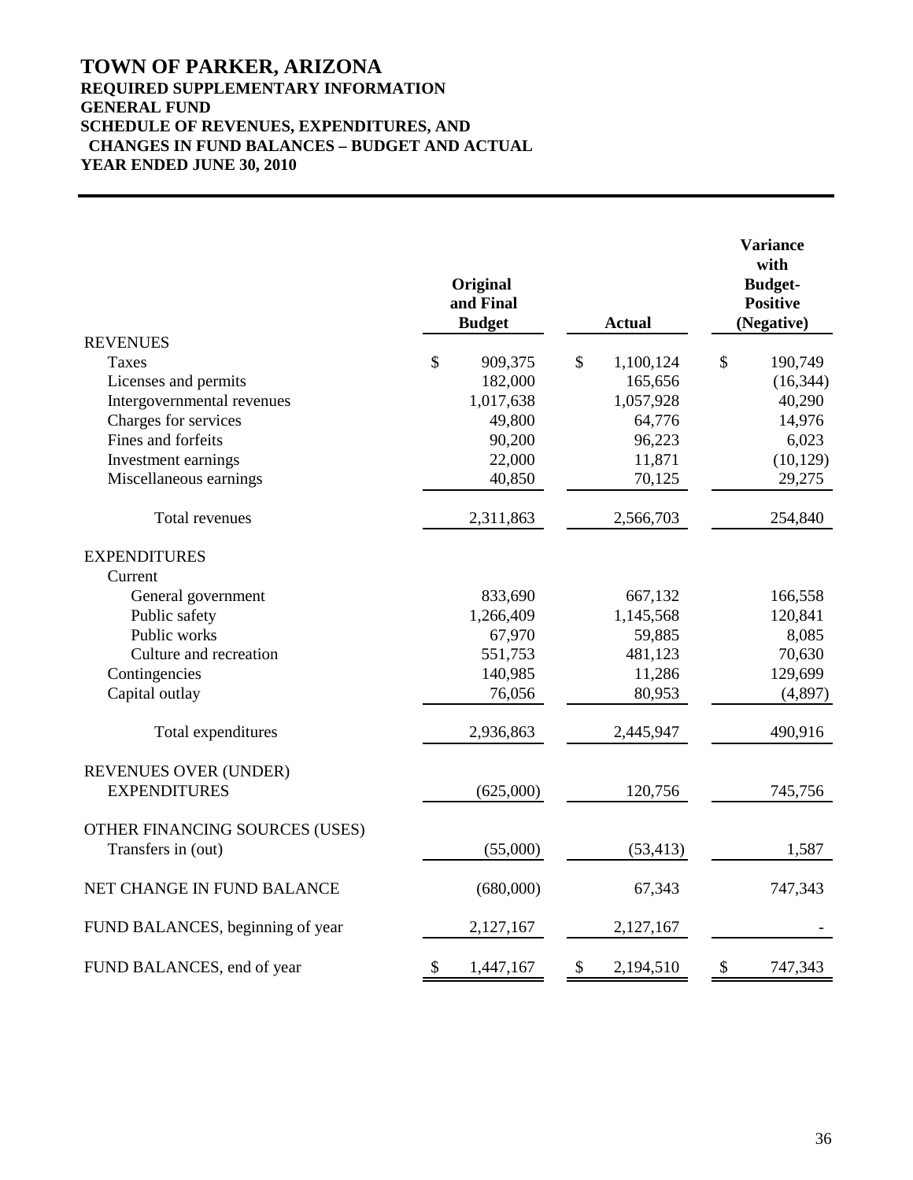# TOWN OF PARKER, ARIZONA
## REQUIRED SUPPLEMENTARY INFORMATION
## GENERAL FUND
## SCHEDULE OF REVENUES, EXPENDITURES, AND CHANGES IN FUND BALANCES – BUDGET AND ACTUAL
## YEAR ENDED JUNE 30, 2010

| | Original and Final Budget | Actual | Variance with Budget- Positive (Negative) |
|---|---|---|---|
| REVENUES | | | |
| Taxes | $ 909,375 | $ 1,100,124 | $ 190,749 |
| Licenses and permits | 182,000 | 165,656 | (16,344) |
| Intergovernmental revenues | 1,017,638 | 1,057,928 | 40,290 |
| Charges for services | 49,800 | 64,776 | 14,976 |
| Fines and forfeits | 90,200 | 96,223 | 6,023 |
| Investment earnings | 22,000 | 11,871 | (10,129) |
| Miscellaneous earnings | 40,850 | 70,125 | 29,275 |
| Total revenues | 2,311,863 | 2,566,703 | 254,840 |
| EXPENDITURES | | | |
| Current | | | |
| General government | 833,690 | 667,132 | 166,558 |
| Public safety | 1,266,409 | 1,145,568 | 120,841 |
| Public works | 67,970 | 59,885 | 8,085 |
| Culture and recreation | 551,753 | 481,123 | 70,630 |
| Contingencies | 140,985 | 11,286 | 129,699 |
| Capital outlay | 76,056 | 80,953 | (4,897) |
| Total expenditures | 2,936,863 | 2,445,947 | 490,916 |
| REVENUES OVER (UNDER) EXPENDITURES | (625,000) | 120,756 | 745,756 |
| OTHER FINANCING SOURCES (USES) | | | |
| Transfers in (out) | (55,000) | (53,413) | 1,587 |
| NET CHANGE IN FUND BALANCE | (680,000) | 67,343 | 747,343 |
| FUND BALANCES, beginning of year | 2,127,167 | 2,127,167 | - |
| FUND BALANCES, end of year | $ 1,447,167 | $ 2,194,510 | $ 747,343 |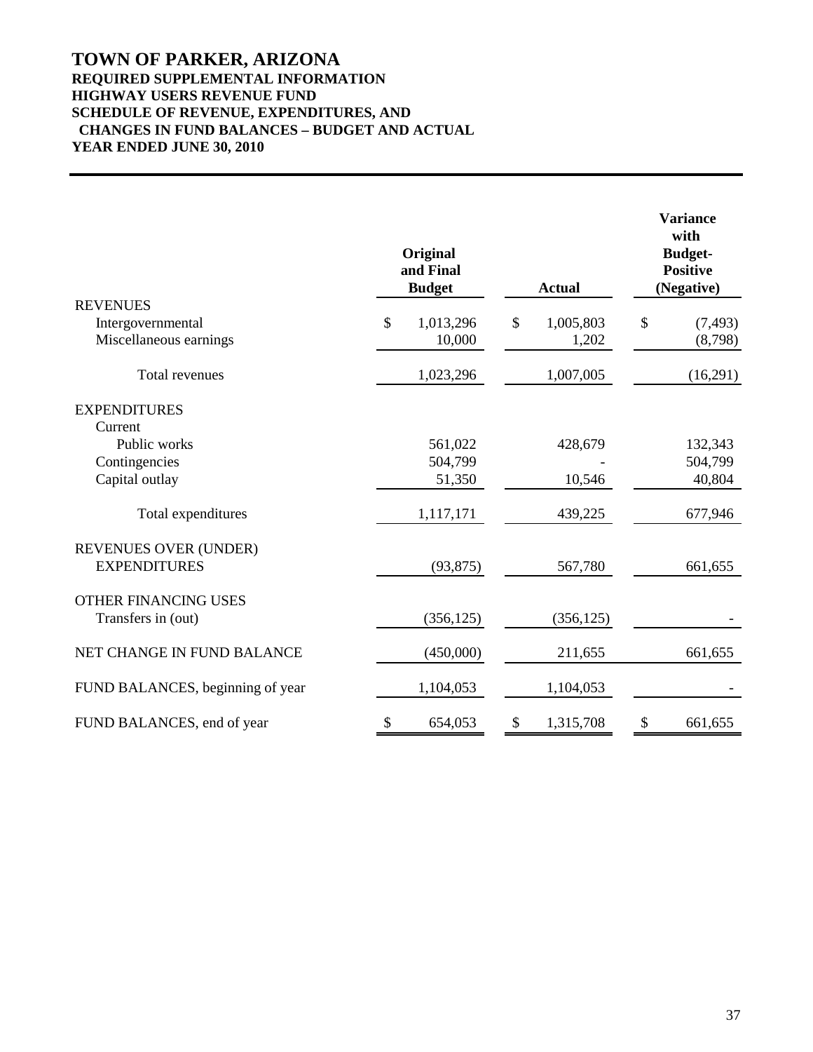# TOWN OF PARKER, ARIZONA

### REQUIRED SUPPLEMENTAL INFORMATION
### HIGHWAY USERS REVENUE FUND
### SCHEDULE OF REVENUE, EXPENDITURES, AND CHANGES IN FUND BALANCES – BUDGET AND ACTUAL
### YEAR ENDED JUNE 30, 2010

| | Original and Final Budget | Actual | Variance with Budget- Positive (Negative) |
|---|---|---|---|
| **REVENUES** | | | |
| Intergovernmental | $ 1,013,296 | $ 1,005,803 | $ (7,493) |
| Miscellaneous earnings | 10,000 | 1,202 | (8,798) |
| Total revenues | 1,023,296 | 1,007,005 | (16,291) |
| **EXPENDITURES** | | | |
| Current | | | |
| Public works | 561,022 | 428,679 | 132,343 |
| Contingencies | 504,799 | - | 504,799 |
| Capital outlay | 51,350 | 10,546 | 40,804 |
| Total expenditures | 1,117,171 | 439,225 | 677,946 |
| REVENUES OVER (UNDER) EXPENDITURES | (93,875) | 567,780 | 661,655 |
| OTHER FINANCING USES | | | |
| Transfers in (out) | (356,125) | (356,125) | - |
| NET CHANGE IN FUND BALANCE | (450,000) | 211,655 | 661,655 |
| FUND BALANCES, beginning of year | 1,104,053 | 1,104,053 | - |
| FUND BALANCES, end of year | $ 654,053 | $ 1,315,708 | $ 661,655 |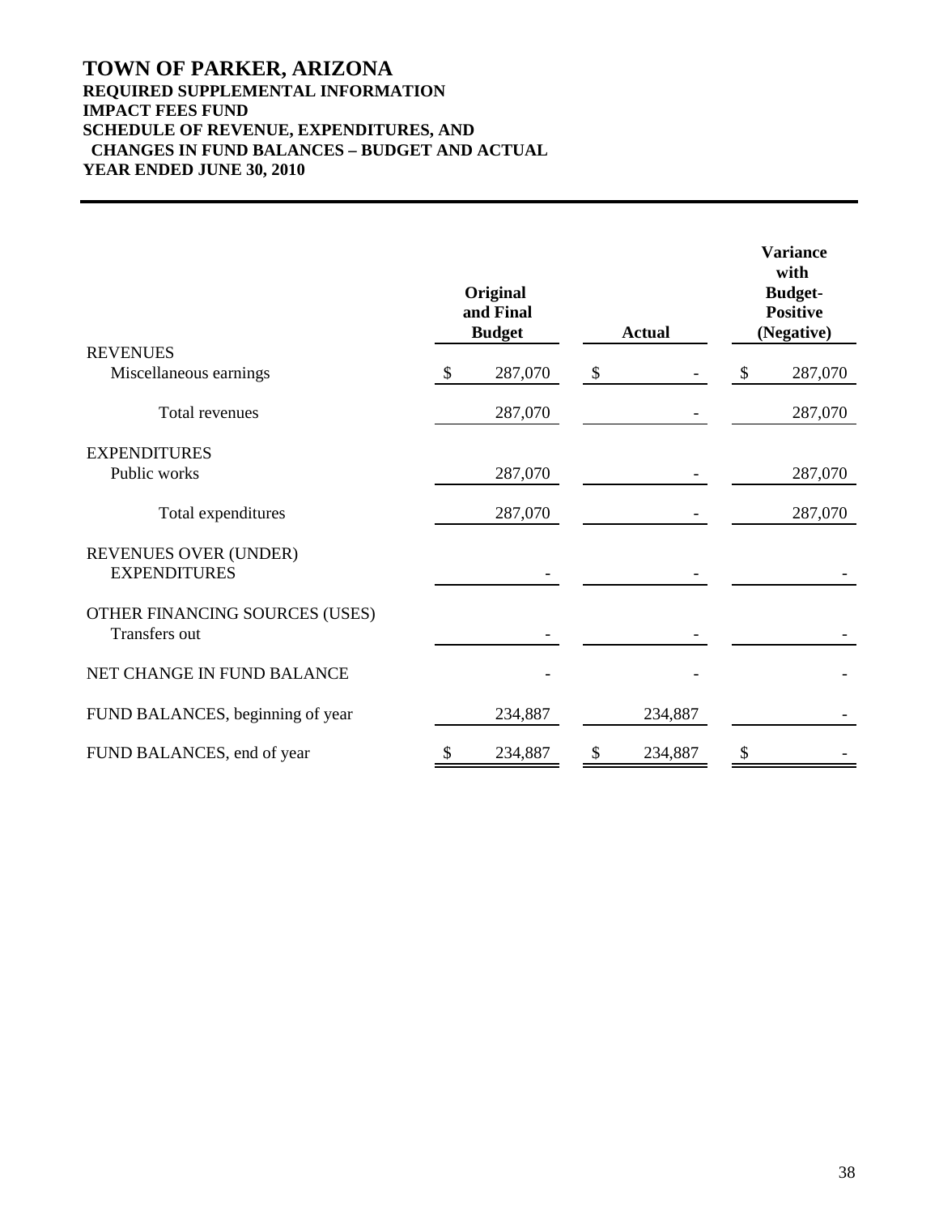# TOWN OF PARKER, ARIZONA

**REQUIRED SUPPLEMENTAL INFORMATION**
**IMPACT FEES FUND**
**SCHEDULE OF REVENUE, EXPENDITURES, AND CHANGES IN FUND BALANCES – BUDGET AND ACTUAL**
**YEAR ENDED JUNE 30, 2010**

| | Original and Final Budget | Actual | Variance with Budget-Positive (Negative) |
|---|---|---|---|
| REVENUES | | | |
| Miscellaneous earnings | $ 287,070 | $ - | $ 287,070 |
| Total revenues | 287,070 | - | 287,070 |
| EXPENDITURES | | | |
| Public works | 287,070 | - | 287,070 |
| Total expenditures | 287,070 | - | 287,070 |
| REVENUES OVER (UNDER) EXPENDITURES | - | - | - |
| OTHER FINANCING SOURCES (USES) | | | |
| Transfers out | - | - | - |
| NET CHANGE IN FUND BALANCE | - | - | - |
| FUND BALANCES, beginning of year | 234,887 | 234,887 | - |
| FUND BALANCES, end of year | $ 234,887 | $ 234,887 | $ - |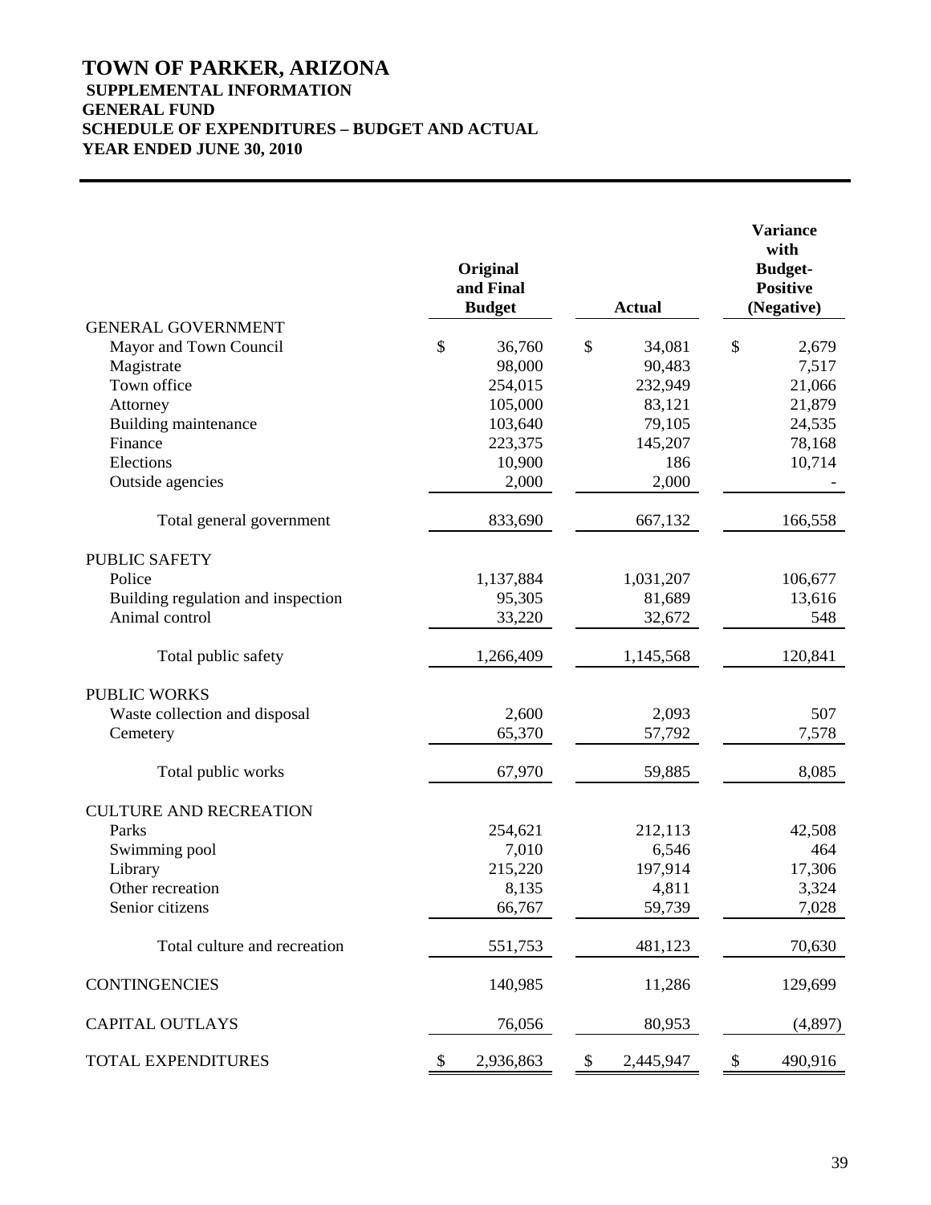# TOWN OF PARKER, ARIZONA

**SUPPLEMENTAL INFORMATION**
**GENERAL FUND**
**SCHEDULE OF EXPENDITURES – BUDGET AND ACTUAL**
**YEAR ENDED JUNE 30, 2010**

| | Original and Final Budget | Actual | Variance with Budget- Positive (Negative) |
|---|---|---|---|
| GENERAL GOVERNMENT | | | |
| Mayor and Town Council | $ 36,760 | $ 34,081 | $ 2,679 |
| Magistrate | 98,000 | 90,483 | 7,517 |
| Town office | 254,015 | 232,949 | 21,066 |
| Attorney | 105,000 | 83,121 | 21,879 |
| Building maintenance | 103,640 | 79,105 | 24,535 |
| Finance | 223,375 | 145,207 | 78,168 |
| Elections | 10,900 | 186 | 10,714 |
| Outside agencies | 2,000 | 2,000 | - |
| Total general government | 833,690 | 667,132 | 166,558 |
| PUBLIC SAFETY | | | |
| Police | 1,137,884 | 1,031,207 | 106,677 |
| Building regulation and inspection | 95,305 | 81,689 | 13,616 |
| Animal control | 33,220 | 32,672 | 548 |
| Total public safety | 1,266,409 | 1,145,568 | 120,841 |
| PUBLIC WORKS | | | |
| Waste collection and disposal | 2,600 | 2,093 | 507 |
| Cemetery | 65,370 | 57,792 | 7,578 |
| Total public works | 67,970 | 59,885 | 8,085 |
| CULTURE AND RECREATION | | | |
| Parks | 254,621 | 212,113 | 42,508 |
| Swimming pool | 7,010 | 6,546 | 464 |
| Library | 215,220 | 197,914 | 17,306 |
| Other recreation | 8,135 | 4,811 | 3,324 |
| Senior citizens | 66,767 | 59,739 | 7,028 |
| Total culture and recreation | 551,753 | 481,123 | 70,630 |
| CONTINGENCIES | 140,985 | 11,286 | 129,699 |
| CAPITAL OUTLAYS | 76,056 | 80,953 | (4,897) |
| TOTAL EXPENDITURES | $ 2,936,863 | $ 2,445,947 | $ 490,916 |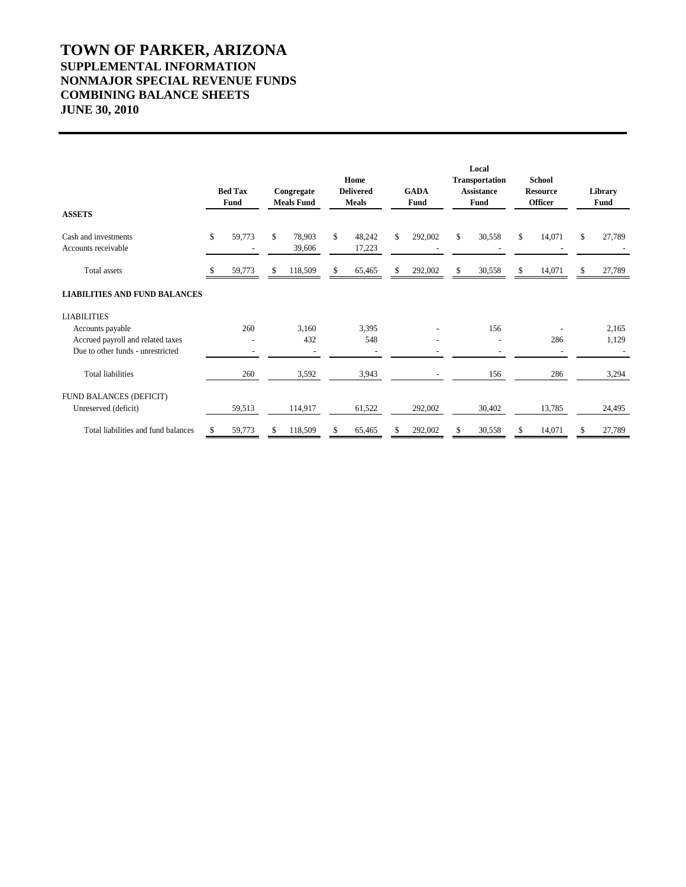# TOWN OF PARKER, ARIZONA
## SUPPLEMENTAL INFORMATION
## NONMAJOR SPECIAL REVENUE FUNDS
## COMBINING BALANCE SHEETS
## JUNE 30, 2010

| | Bed Tax Fund | Congregate Meals Fund | Home Delivered Meals | GADA Fund | Local Transportation Assistance Fund | School Resource Officer | Library Fund |
|---|---|---|---|---|---|---|---|
| **ASSETS** | | | | | | | |
| Cash and investments | $ 59,773 | $ 78,903 | $ 48,242 | $ 292,002 | $ 30,558 | $ 14,071 | $ 27,789 |
| Accounts receivable | - | 39,606 | 17,223 | - | - | - | - |
| Total assets | $ 59,773 | $ 118,509 | $ 65,465 | $ 292,002 | $ 30,558 | $ 14,071 | $ 27,789 |
| **LIABILITIES AND FUND BALANCES** | | | | | | | |
| LIABILITIES | | | | | | | |
| Accounts payable | 260 | 3,160 | 3,395 | - | 156 | - | 2,165 |
| Accrued payroll and related taxes | - | 432 | 548 | - | - | 286 | 1,129 |
| Due to other funds - unrestricted | - | - | - | - | - | - | - |
| Total liabilities | 260 | 3,592 | 3,943 | - | 156 | 286 | 3,294 |
| FUND BALANCES (DEFICIT) | | | | | | | |
| Unreserved (deficit) | 59,513 | 114,917 | 61,522 | 292,002 | 30,402 | 13,785 | 24,495 |
| Total liabilities and fund balances | $ 59,773 | $ 118,509 | $ 65,465 | $ 292,002 | $ 30,558 | $ 14,071 | $ 27,789 |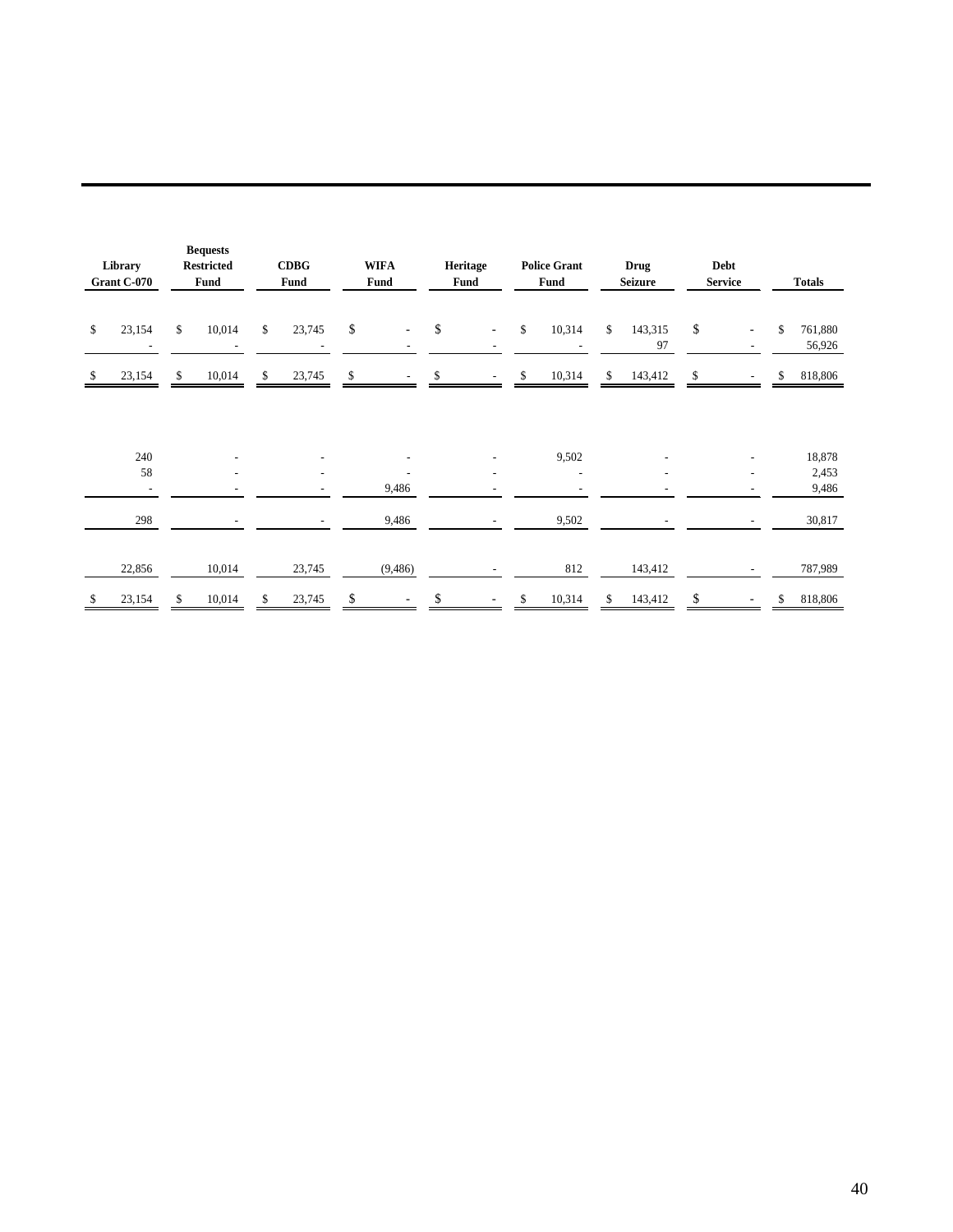| Library Grant C-070 | Bequests Restricted Fund | CDBG Fund | WIFA Fund | Heritage Fund | Police Grant Fund | Drug Seizure | Debt Service | Totals |
|---|---|---|---|---|---|---|---|---|
| $ 23,154 | $ 10,014 | $ 23,745 | $ - | $ - | $ 10,314 | $ 143,315 | $ - | $ 761,880 |
| - | - | - | - | - | - | 97 | - | 56,926 |
| $ 23,154 | $ 10,014 | $ 23,745 | $ - | $ - | $ 10,314 | $ 143,412 | $ - | $ 818,806 |
| | | | | | | | | |
| 240 | - | - | - | - | 9,502 | - | - | 18,878 |
| 58 | - | - | - | - | - | - | - | 2,453 |
| - | - | - | 9,486 | - | - | - | - | 9,486 |
| 298 | - | - | 9,486 | - | 9,502 | - | - | 30,817 |
| | | | | | | | | |
| 22,856 | 10,014 | 23,745 | (9,486) | - | 812 | 143,412 | - | 787,989 |
| $ 23,154 | $ 10,014 | $ 23,745 | $ - | $ - | $ 10,314 | $ 143,412 | $ - | $ 818,806 |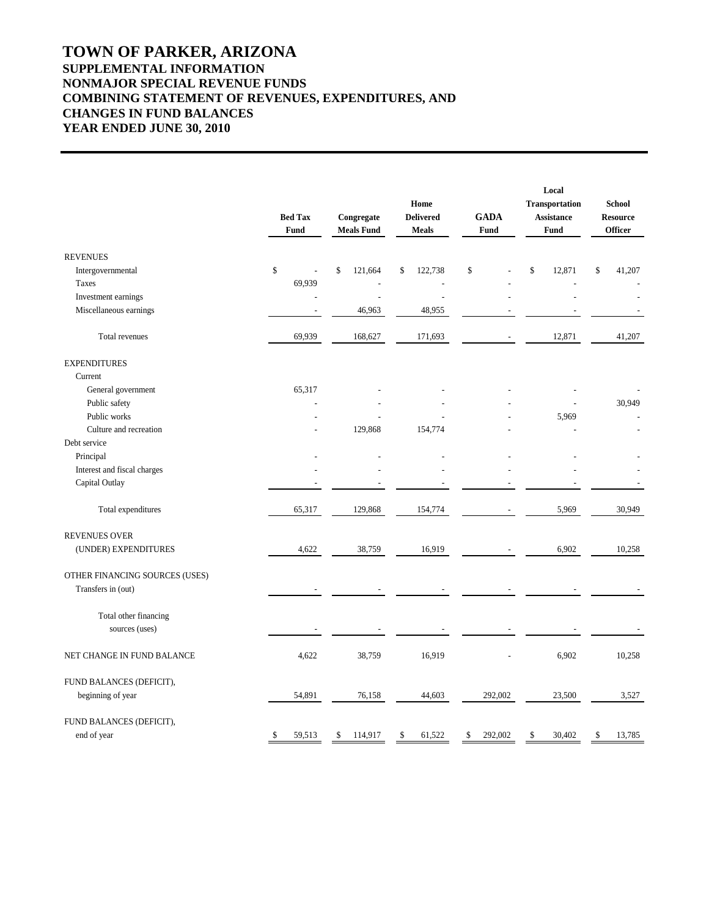# TOWN OF PARKER, ARIZONA
## SUPPLEMENTAL INFORMATION
## NONMAJOR SPECIAL REVENUE FUNDS
## COMBINING STATEMENT OF REVENUES, EXPENDITURES, AND CHANGES IN FUND BALANCES
## YEAR ENDED JUNE 30, 2010

| | Bed Tax Fund | Congregate Meals Fund | Home Delivered Meals | GADA Fund | Local Transportation Assistance Fund | School Resource Officer |
|---|---|---|---|---|---|---|
| **REVENUES** | | | | | | |
| Intergovernmental | $ - | $ 121,664 | $ 122,738 | $ - | $ 12,871 | $ 41,207 |
| Taxes | 69,939 | - | - | - | - | - |
| Investment earnings | - | - | - | - | - | - |
| Miscellaneous earnings | - | 46,963 | 48,955 | - | - | - |
| Total revenues | 69,939 | 168,627 | 171,693 | - | 12,871 | 41,207 |
| **EXPENDITURES** | | | | | | |
| Current | | | | | | |
| General government | 65,317 | - | - | - | - | - |
| Public safety | - | - | - | - | - | 30,949 |
| Public works | - | - | - | - | 5,969 | - |
| Culture and recreation | - | 129,868 | 154,774 | - | - | - |
| Debt service | | | | | | |
| Principal | - | - | - | - | - | - |
| Interest and fiscal charges | - | - | - | - | - | - |
| Capital Outlay | - | - | - | - | - | - |
| Total expenditures | 65,317 | 129,868 | 154,774 | - | 5,969 | 30,949 |
| REVENUES OVER (UNDER) EXPENDITURES | 4,622 | 38,759 | 16,919 | - | 6,902 | 10,258 |
| OTHER FINANCING SOURCES (USES) | | | | | | |
| Transfers in (out) | - | - | - | - | - | - |
| Total other financing sources (uses) | - | - | - | - | - | - |
| NET CHANGE IN FUND BALANCE | 4,622 | 38,759 | 16,919 | - | 6,902 | 10,258 |
| FUND BALANCES (DEFICIT), beginning of year | 54,891 | 76,158 | 44,603 | 292,002 | 23,500 | 3,527 |
| FUND BALANCES (DEFICIT), end of year | $ 59,513 | $ 114,917 | $ 61,522 | $ 292,002 | $ 30,402 | $ 13,785 |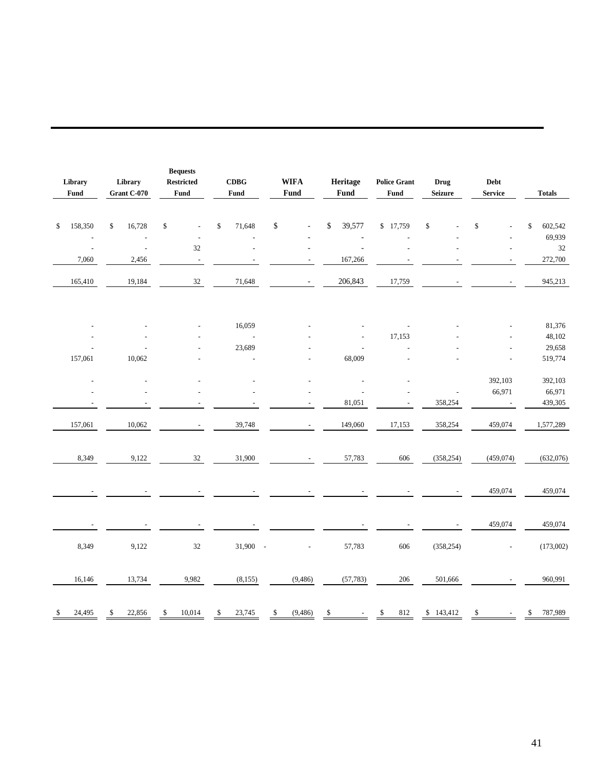| Library Fund | Library Grant C-070 | Bequests Restricted Fund | CDBG Fund | WIFA Fund | Heritage Fund | Police Grant Fund | Drug Seizure | Debt Service | Totals |
|---|---|---|---|---|---|---|---|---|---|
| $ 158,350 | $ 16,728 | $ - | $ 71,648 | $ - | $ 39,577 | $ 17,759 | $ - | $ - | $ 602,542 |
| - | - | - | - | - | - | - | - | - | 69,939 |
| - | - | 32 | - | - | - | - | - | - | 32 |
| 7,060 | 2,456 | - | - | - | 167,266 | - | - | - | 272,700 |
| 165,410 | 19,184 | 32 | 71,648 | - | 206,843 | 17,759 | - | - | 945,213 |
| | | | | | | | | | |
| - | - | - | 16,059 | - | - | - | - | - | 81,376 |
| - | - | - | - | - | - | 17,153 | - | - | 48,102 |
| - | - | - | 23,689 | - | - | - | - | - | 29,658 |
| 157,061 | 10,062 | - | - | - | 68,009 | - | - | - | 519,774 |
| - | - | - | - | - | - | - | | 392,103 | 392,103 |
| - | - | - | - | - | - | - | - | 66,971 | 66,971 |
| - | - | - | - | - | 81,051 | - | 358,254 | - | 439,305 |
| 157,061 | 10,062 | - | 39,748 | - | 149,060 | 17,153 | 358,254 | 459,074 | 1,577,289 |
| 8,349 | 9,122 | 32 | 31,900 | - | 57,783 | 606 | (358,254) | (459,074) | (632,076) |
| - | - | - | - | - | - | - | - | 459,074 | 459,074 |
| - | - | - | - | | - | - | - | 459,074 | 459,074 |
| 8,349 | 9,122 | 32 | 31,900 - | - | 57,783 | 606 | (358,254) | - | (173,002) |
| 16,146 | 13,734 | 9,982 | (8,155) | (9,486) | (57,783) | 206 | 501,666 | - | 960,991 |
| $ 24,495 | $ 22,856 | $ 10,014 | $ 23,745 | $ (9,486) | $ - | $ 812 | $ 143,412 | $ - | $ 787,989 |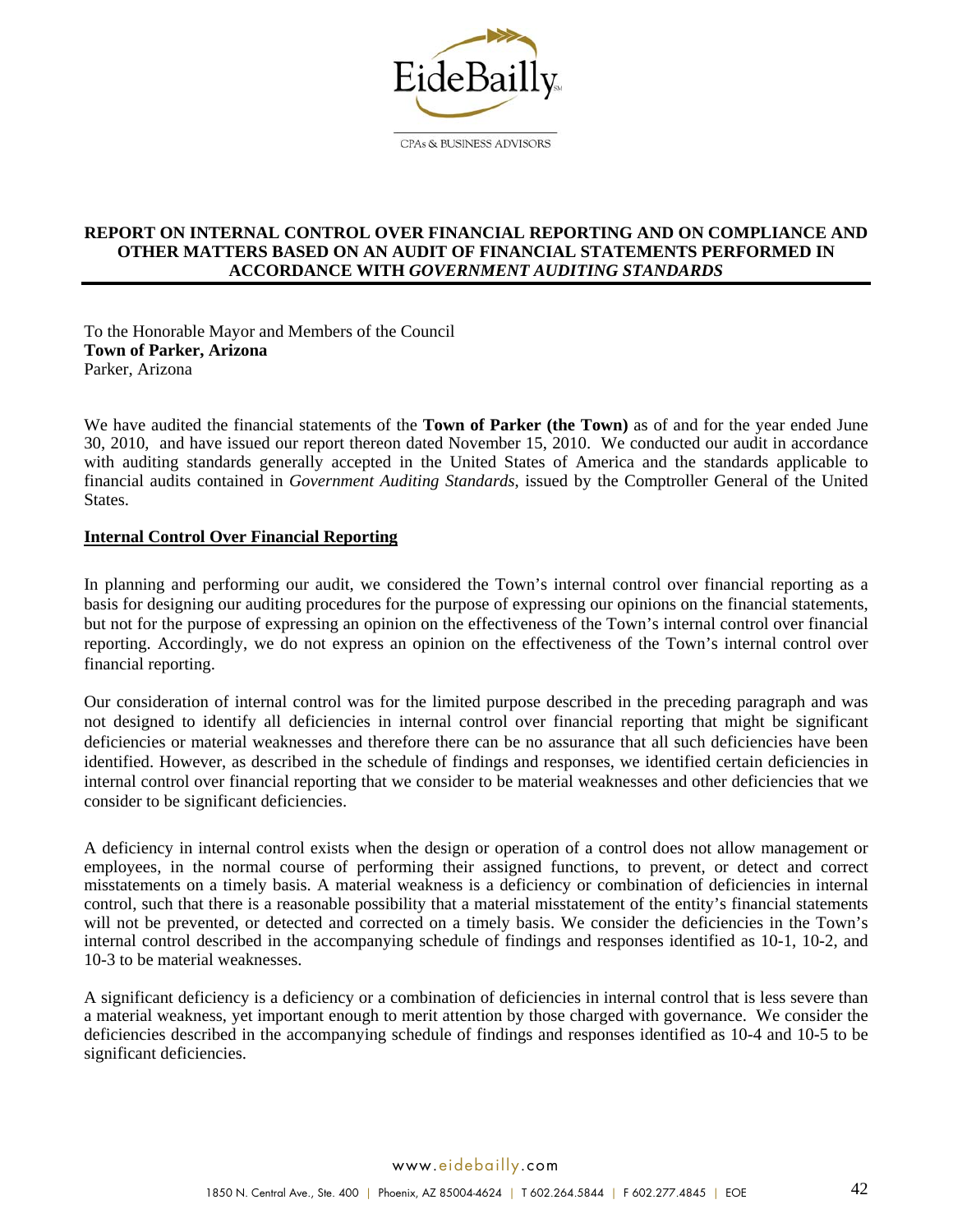EideBailly

CPAs & BUSINESS ADVISORS

## REPORT ON INTERNAL CONTROL OVER FINANCIAL REPORTING AND ON COMPLIANCE AND OTHER MATTERS BASED ON AN AUDIT OF FINANCIAL STATEMENTS PERFORMED IN ACCORDANCE WITH *GOVERNMENT AUDITING STANDARDS*

To the Honorable Mayor and Members of the Council
**Town of Parker, Arizona**
Parker, Arizona

We have audited the financial statements of the **Town of Parker (the Town)** as of and for the year ended June 30, 2010, and have issued our report thereon dated November 15, 2010. We conducted our audit in accordance with auditing standards generally accepted in the United States of America and the standards applicable to financial audits contained in *Government Auditing Standards*, issued by the Comptroller General of the United States.

### Internal Control Over Financial Reporting

In planning and performing our audit, we considered the Town's internal control over financial reporting as a basis for designing our auditing procedures for the purpose of expressing our opinions on the financial statements, but not for the purpose of expressing an opinion on the effectiveness of the Town's internal control over financial reporting. Accordingly, we do not express an opinion on the effectiveness of the Town's internal control over financial reporting.

Our consideration of internal control was for the limited purpose described in the preceding paragraph and was not designed to identify all deficiencies in internal control over financial reporting that might be significant deficiencies or material weaknesses and therefore there can be no assurance that all such deficiencies have been identified. However, as described in the schedule of findings and responses, we identified certain deficiencies in internal control over financial reporting that we consider to be material weaknesses and other deficiencies that we consider to be significant deficiencies.

A deficiency in internal control exists when the design or operation of a control does not allow management or employees, in the normal course of performing their assigned functions, to prevent, or detect and correct misstatements on a timely basis. A material weakness is a deficiency or combination of deficiencies in internal control, such that there is a reasonable possibility that a material misstatement of the entity's financial statements will not be prevented, or detected and corrected on a timely basis. We consider the deficiencies in the Town's internal control described in the accompanying schedule of findings and responses identified as 10-1, 10-2, and 10-3 to be material weaknesses.

A significant deficiency is a deficiency or a combination of deficiencies in internal control that is less severe than a material weakness, yet important enough to merit attention by those charged with governance. We consider the deficiencies described in the accompanying schedule of findings and responses identified as 10-4 and 10-5 to be significant deficiencies.

www.eidebailly.com

1850 N. Central Ave., Ste. 400 | Phoenix, AZ 85004-4624 | T 602.264.5844 | F 602.277.4845 | EOE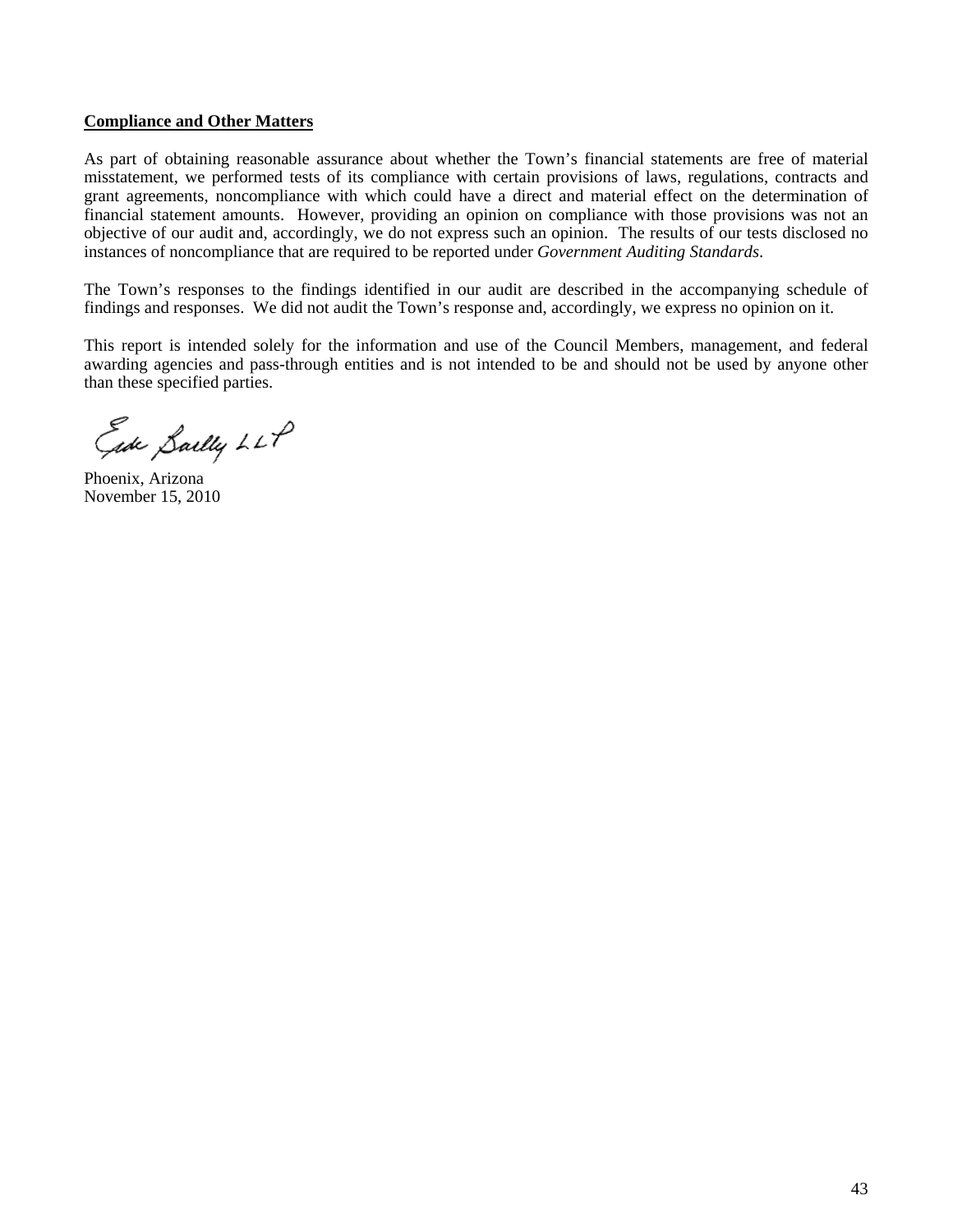**Compliance and Other Matters**

As part of obtaining reasonable assurance about whether the Town's financial statements are free of material misstatement, we performed tests of its compliance with certain provisions of laws, regulations, contracts and grant agreements, noncompliance with which could have a direct and material effect on the determination of financial statement amounts. However, providing an opinion on compliance with those provisions was not an objective of our audit and, accordingly, we do not express such an opinion. The results of our tests disclosed no instances of noncompliance that are required to be reported under *Government Auditing Standards*.

The Town's responses to the findings identified in our audit are described in the accompanying schedule of findings and responses. We did not audit the Town's response and, accordingly, we express no opinion on it.

This report is intended solely for the information and use of the Council Members, management, and federal awarding agencies and pass-through entities and is not intended to be and should not be used by anyone other than these specified parties.

Eide Bailly LLP

Phoenix, Arizona
November 15, 2010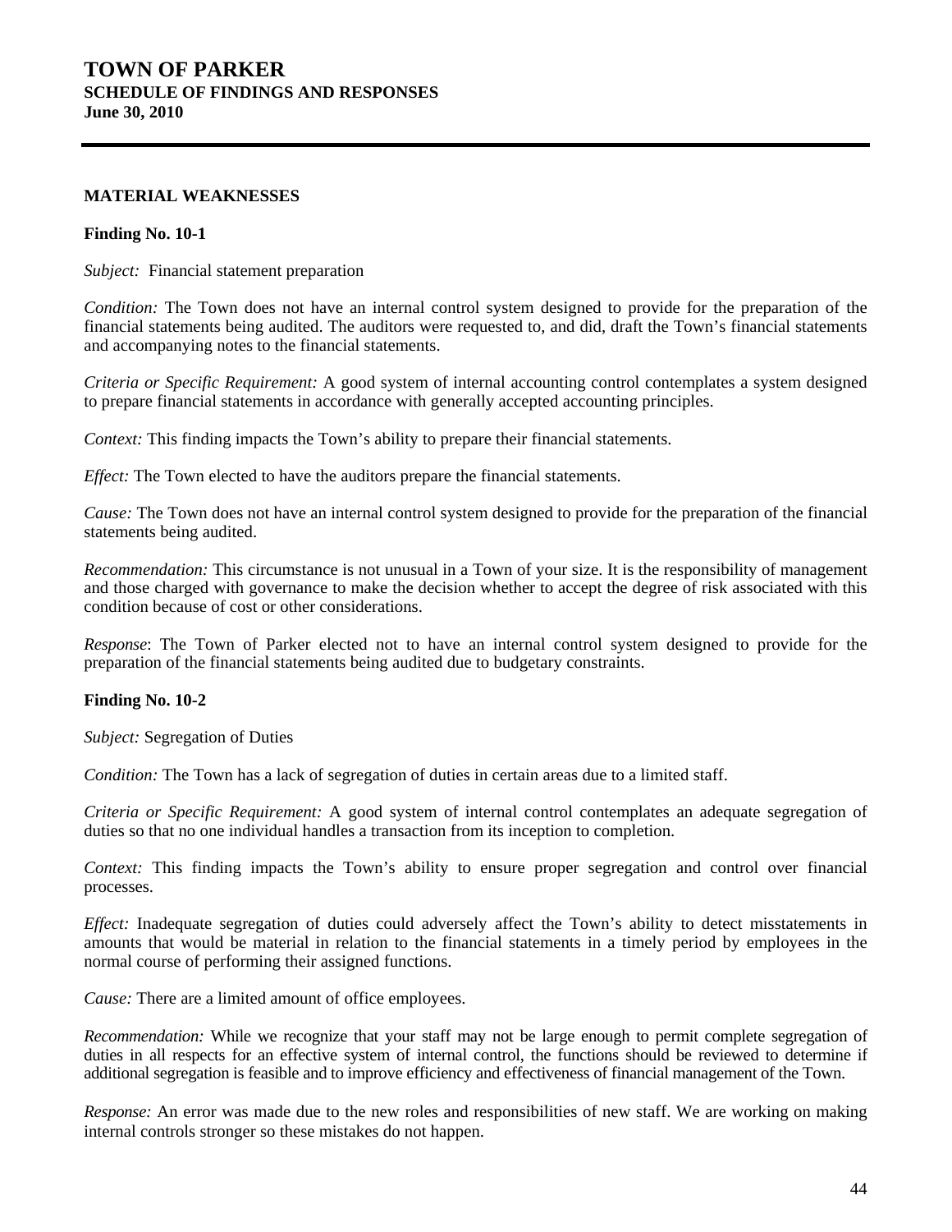# TOWN OF PARKER
## SCHEDULE OF FINDINGS AND RESPONSES
### June 30, 2010

---

**MATERIAL WEAKNESSES**

**Finding No. 10-1**

*Subject:* Financial statement preparation

*Condition:* The Town does not have an internal control system designed to provide for the preparation of the financial statements being audited. The auditors were requested to, and did, draft the Town's financial statements and accompanying notes to the financial statements.

*Criteria or Specific Requirement:* A good system of internal accounting control contemplates a system designed to prepare financial statements in accordance with generally accepted accounting principles.

*Context:* This finding impacts the Town's ability to prepare their financial statements.

*Effect:* The Town elected to have the auditors prepare the financial statements.

*Cause:* The Town does not have an internal control system designed to provide for the preparation of the financial statements being audited.

*Recommendation:* This circumstance is not unusual in a Town of your size. It is the responsibility of management and those charged with governance to make the decision whether to accept the degree of risk associated with this condition because of cost or other considerations.

*Response*: The Town of Parker elected not to have an internal control system designed to provide for the preparation of the financial statements being audited due to budgetary constraints.

**Finding No. 10-2**

*Subject:* Segregation of Duties

*Condition:* The Town has a lack of segregation of duties in certain areas due to a limited staff.

*Criteria or Specific Requirement:* A good system of internal control contemplates an adequate segregation of duties so that no one individual handles a transaction from its inception to completion.

*Context:* This finding impacts the Town's ability to ensure proper segregation and control over financial processes.

*Effect:* Inadequate segregation of duties could adversely affect the Town's ability to detect misstatements in amounts that would be material in relation to the financial statements in a timely period by employees in the normal course of performing their assigned functions.

*Cause:* There are a limited amount of office employees.

*Recommendation:* While we recognize that your staff may not be large enough to permit complete segregation of duties in all respects for an effective system of internal control, the functions should be reviewed to determine if additional segregation is feasible and to improve efficiency and effectiveness of financial management of the Town.

*Response:* An error was made due to the new roles and responsibilities of new staff. We are working on making internal controls stronger so these mistakes do not happen.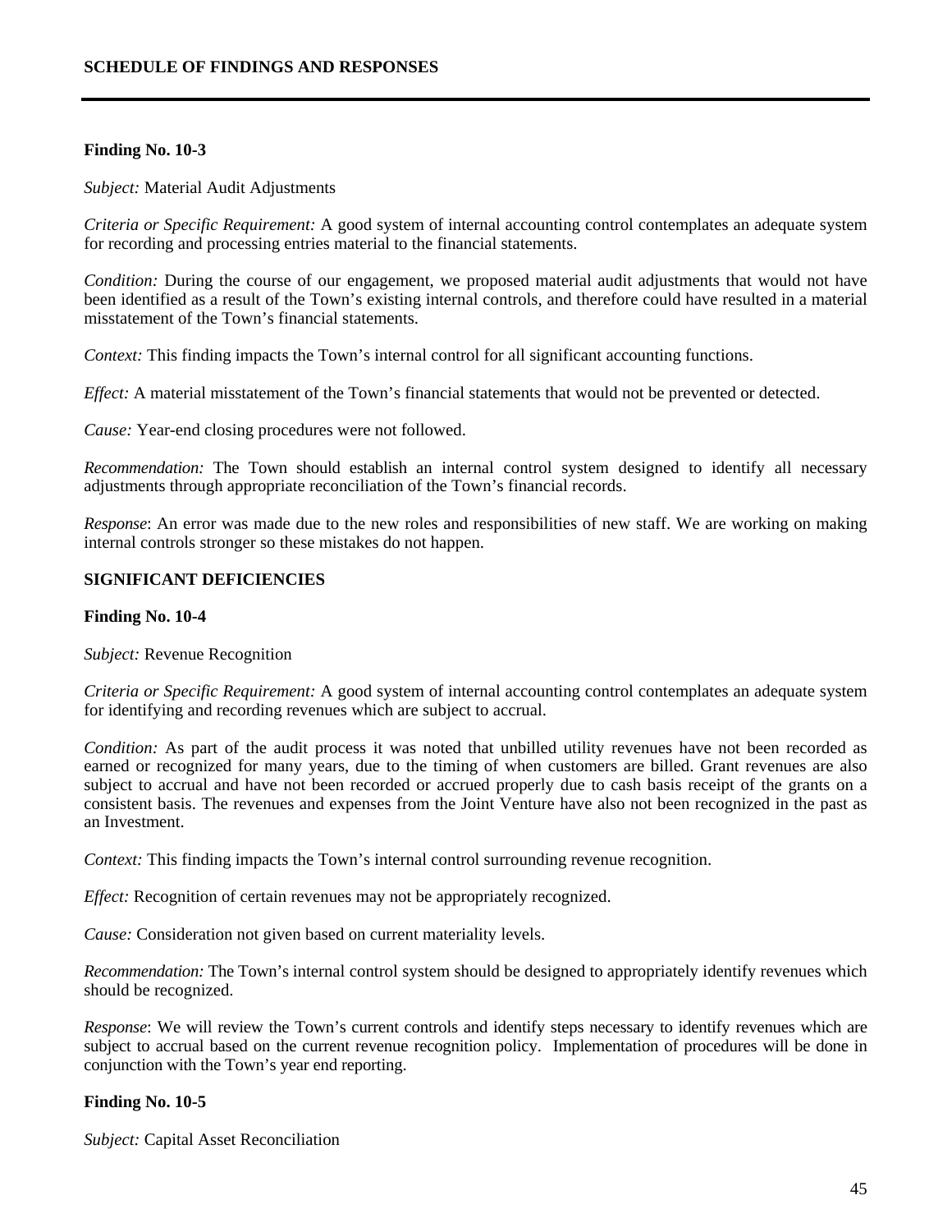## SCHEDULE OF FINDINGS AND RESPONSES

**Finding No. 10-3**

*Subject:* Material Audit Adjustments

*Criteria or Specific Requirement:* A good system of internal accounting control contemplates an adequate system for recording and processing entries material to the financial statements.

*Condition:* During the course of our engagement, we proposed material audit adjustments that would not have been identified as a result of the Town's existing internal controls, and therefore could have resulted in a material misstatement of the Town's financial statements.

*Context:* This finding impacts the Town's internal control for all significant accounting functions.

*Effect:* A material misstatement of the Town's financial statements that would not be prevented or detected.

*Cause:* Year-end closing procedures were not followed.

*Recommendation:* The Town should establish an internal control system designed to identify all necessary adjustments through appropriate reconciliation of the Town's financial records.

*Response*: An error was made due to the new roles and responsibilities of new staff. We are working on making internal controls stronger so these mistakes do not happen.

### SIGNIFICANT DEFICIENCIES

**Finding No. 10-4**

*Subject:* Revenue Recognition

*Criteria or Specific Requirement:* A good system of internal accounting control contemplates an adequate system for identifying and recording revenues which are subject to accrual.

*Condition:* As part of the audit process it was noted that unbilled utility revenues have not been recorded as earned or recognized for many years, due to the timing of when customers are billed. Grant revenues are also subject to accrual and have not been recorded or accrued properly due to cash basis receipt of the grants on a consistent basis. The revenues and expenses from the Joint Venture have also not been recognized in the past as an Investment.

*Context:* This finding impacts the Town's internal control surrounding revenue recognition.

*Effect:* Recognition of certain revenues may not be appropriately recognized.

*Cause:* Consideration not given based on current materiality levels.

*Recommendation:* The Town's internal control system should be designed to appropriately identify revenues which should be recognized.

*Response*: We will review the Town's current controls and identify steps necessary to identify revenues which are subject to accrual based on the current revenue recognition policy. Implementation of procedures will be done in conjunction with the Town's year end reporting.

**Finding No. 10-5**

*Subject:* Capital Asset Reconciliation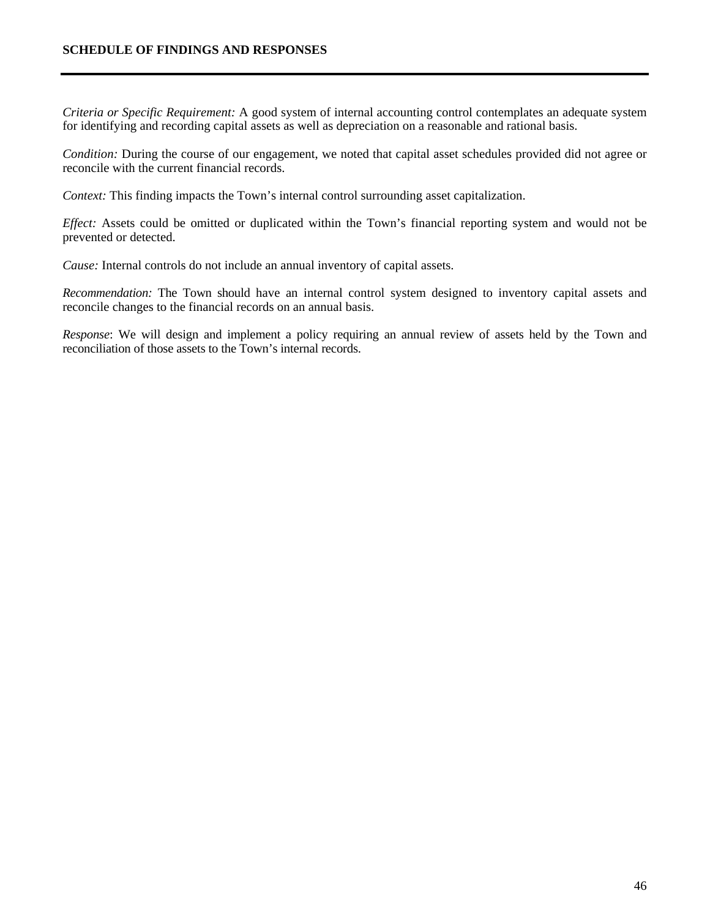## SCHEDULE OF FINDINGS AND RESPONSES

*Criteria or Specific Requirement:* A good system of internal accounting control contemplates an adequate system for identifying and recording capital assets as well as depreciation on a reasonable and rational basis.

*Condition:* During the course of our engagement, we noted that capital asset schedules provided did not agree or reconcile with the current financial records.

*Context:* This finding impacts the Town's internal control surrounding asset capitalization.

*Effect:* Assets could be omitted or duplicated within the Town's financial reporting system and would not be prevented or detected.

*Cause:* Internal controls do not include an annual inventory of capital assets.

*Recommendation:* The Town should have an internal control system designed to inventory capital assets and reconcile changes to the financial records on an annual basis.

*Response*: We will design and implement a policy requiring an annual review of assets held by the Town and reconciliation of those assets to the Town's internal records.